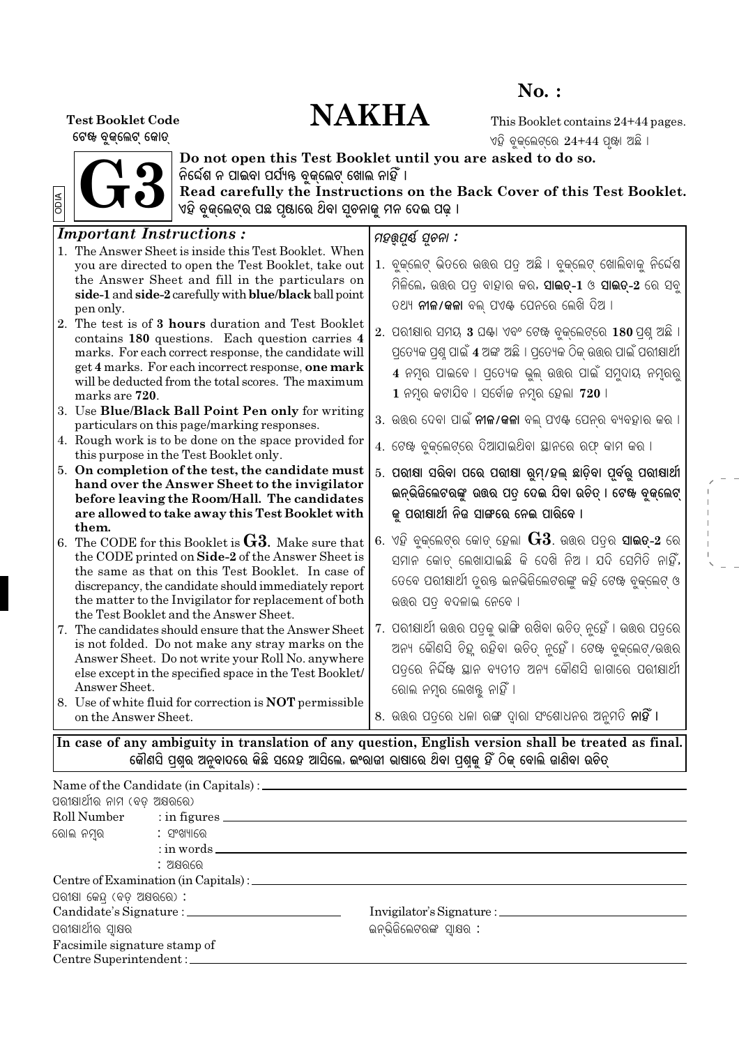**No. :**

# NAKHA

**Test Booklet Code**
ଟେଷ୍ଟ ବୁକ୍‌ଲେଟ୍ କୋଡ୍

This Booklet contains 24+44 pages.
ଏହି ବୁକ୍‌ଲେଟ୍‌ରେ 24+44 ପୃଷ୍ଠା ଅଛି ।

**G3**

ODIA

**Do not open this Test Booklet until you are asked to do so.**
ନିର୍ଦ୍ଦେଶ ନ ପାଇବା ପର୍ଯ୍ୟନ୍ତ ବୁକ୍‌ଲେଟ୍ ଖୋଲ ନାହିଁ ।
**Read carefully the Instructions on the Back Cover of this Test Booklet.**
ଏହି ବୁକ୍‌ଲେଟ୍‌ର ପଛ ପୃଷ୍ଠାରେ ଥିବା ସୂଚନାକୁ ମନ ଦେଇ ପଢ଼ ।

***Important Instructions :***

1. The Answer Sheet is inside this Test Booklet. When you are directed to open the Test Booklet, take out the Answer Sheet and fill in the particulars on **side-1** and **side-2** carefully with **blue/black** ball point pen only.
2. The test is of **3 hours** duration and Test Booklet contains **180** questions. Each question carries **4** marks. For each correct response, the candidate will get **4** marks. For each incorrect response, **one mark** will be deducted from the total scores. The maximum marks are **720**.
3. Use **Blue/Black Ball Point Pen only** for writing particulars on this page/marking responses.
4. Rough work is to be done on the space provided for this purpose in the Test Booklet only.
5. **On completion of the test, the candidate must hand over the Answer Sheet to the invigilator before leaving the Room/Hall. The candidates are allowed to take away this Test Booklet with them.**
6. The CODE for this Booklet is **G3**. Make sure that the CODE printed on **Side-2** of the Answer Sheet is the same as that on this Test Booklet. In case of discrepancy, the candidate should immediately report the matter to the Invigilator for replacement of both the Test Booklet and the Answer Sheet.
7. The candidates should ensure that the Answer Sheet is not folded. Do not make any stray marks on the Answer Sheet. Do not write your Roll No. anywhere else except in the specified space in the Test Booklet/ Answer Sheet.
8. Use of white fluid for correction is **NOT** permissible on the Answer Sheet.

***ମହତ୍ତ୍ୱପୂର୍ଣ୍ଣ ସୂଚନା :***

1. ବୁକ୍‌ଲେଟ୍ ଭିତରେ ଉତ୍ତର ପତ୍ର ଅଛି । ବୁକ୍‌ଲେଟ୍ ଖୋଲିବାକୁ ନିର୍ଦ୍ଦେଶ ମିଳିଲେ, ଉତ୍ତର ପତ୍ର ବାହାର କର, **ସାଇଡ୍-1** ଓ **ସାଇଡ୍-2** ରେ ସବୁ ତଥ୍ୟ **ନୀଳ/କଳା** ବଲ୍ ପଏଣ୍ଟ ପେନରେ ଲେଖି ଦିଅ ।
2. ପରୀକ୍ଷାର ସମୟ **3** ଘଣ୍ଟା ଏବଂ ଟେଷ୍ଟ ବୁକ୍‌ଲେଟ୍‌ରେ **180** ପ୍ରଶ୍ନ ଅଛି । ପ୍ରତ୍ୟେକ ପ୍ରଶ୍ନ ପାଇଁ **4** ଅଙ୍କ ଅଛି । ପ୍ରତ୍ୟେକ ଠିକ୍ ଉତ୍ତର ପାଇଁ ପରୀକ୍ଷାର୍ଥୀ **4** ନମ୍ବର ପାଇବେ । ପ୍ରତ୍ୟେକ ଭୁଲ୍ ଉତ୍ତର ପାଇଁ ସମୁଦାୟ ନମ୍ବରରୁ **1** ନମ୍ବର କଟାଯିବ । ସର୍ବୋଚ୍ଚ ନମ୍ବର ହେଲା **720** ।
3. ଉତ୍ତର ଦେବା ପାଇଁ **ନୀଳ/କଳା** ବଲ୍ ପଏଣ୍ଟ ପେନ୍‌ର ବ୍ୟବହାର କର ।
4. ଟେଷ୍ଟ ବୁକ୍‌ଲେଟ୍‌ରେ ଦିଆଯାଇଥିବା ସ୍ଥାନରେ ରଫ୍ କାମ କର ।
5. **ପରୀକ୍ଷା ସରିବା ପରେ ପରୀକ୍ଷା ରୁମ୍/ହଲ୍ ଛାଡ଼ିବା ପୂର୍ବରୁ ପରୀକ୍ଷାର୍ଥୀ ଇନ୍‌ଭିଜିଲେଟରଙ୍କୁ ଉତ୍ତର ପତ୍ର ଦେଇ ଯିବା ଉଚିତ୍ । ଟେଷ୍ଟ ବୁକ୍‌ଲେଟ୍‌କୁ ପରୀକ୍ଷାର୍ଥୀ ନିଜ ସାଙ୍ଗରେ ନେଇ ପାରିବେ ।**
6. ଏହି ବୁକ୍‌ଲେଟ୍‌ର କୋଡ୍ ହେଲା **G3**. ଉତ୍ତର ପତ୍ରର **ସାଇଡ୍-2** ରେ ସମାନ କୋଡ୍ ଲେଖାଯାଇଛି କି ଦେଖି ନିଅ । ଯଦି ସେମିତି ନାହିଁ, ତେବେ ପରୀକ୍ଷାର୍ଥୀ ତୁରନ୍ତ ଇନ୍‌ଭିଜିଲେଟରଙ୍କୁ କହି ଟେଷ୍ଟ ବୁକ୍‌ଲେଟ୍ ଓ ଉତ୍ତର ପତ୍ର ବଦଳାଇ ନେବେ ।
7. ପରୀକ୍ଷାର୍ଥୀ ଉତ୍ତର ପତ୍ରକୁ ଭାଙ୍ଗି ରଖିବା ଉଚିତ୍ ନୁହେଁ । ଉତ୍ତର ପତ୍ରରେ ଅନ୍ୟ କୌଣସି ଚିହ୍ନ ରହିବା ଉଚିତ୍ ନୁହେଁ । ଟେଷ୍ଟ ବୁକ୍‌ଲେଟ୍/ଉତ୍ତର ପତ୍ରରେ ନିର୍ଦ୍ଦିଷ୍ଟ ସ୍ଥାନ ବ୍ୟତୀତ ଅନ୍ୟ କୌଣସି ଜାଗାରେ ପରୀକ୍ଷାର୍ଥୀ ରୋଲ ନମ୍ବର ଲେଖନ୍ତୁ ନାହିଁ ।
8. ଉତ୍ତର ପତ୍ରରେ ଧଳା ରଙ୍ଗ ଦ୍ୱାରା ସଂଶୋଧନର ଅନୁମତି **ନାହିଁ** ।

**In case of any ambiguity in translation of any question, English version shall be treated as final.**
 କୌଣସି ପ୍ରଶ୍ନର ଅନୁବାଦରେ କିଛି ସନ୍ଦେହ ଆସିଲେ, ଇଂରାଜୀ ଭାଷାରେ ଥିବା ପ୍ରଶ୍ନକୁ ହିଁ ଠିକ୍ ବୋଲି ଜାଣିବା ଉଚିତ୍

Name of the Candidate (in Capitals) : ____________________
ପରୀକ୍ଷାର୍ଥୀର ନାମ (ବଡ଼ ଅକ୍ଷରରେ)

Roll Number : in figures ____________________
ରୋଲ ନମ୍ବର : ସଂଖ୍ୟାରେ

: in words ____________________
: ଅକ୍ଷରରେ

Centre of Examination (in Capitals) : ____________________
ପରୀକ୍ଷା କେନ୍ଦ୍ର (ବଡ଼ ଅକ୍ଷରରେ) :

Candidate's Signature : ____________________ Invigilator's Signature : ____________________
ପରୀକ୍ଷାର୍ଥୀର ସ୍ୱାକ୍ଷର ଇନ୍‌ଭିଜିଲେଟରଙ୍କ ସ୍ୱାକ୍ଷର :

Facsimile signature stamp of
Centre Superintendent : ____________________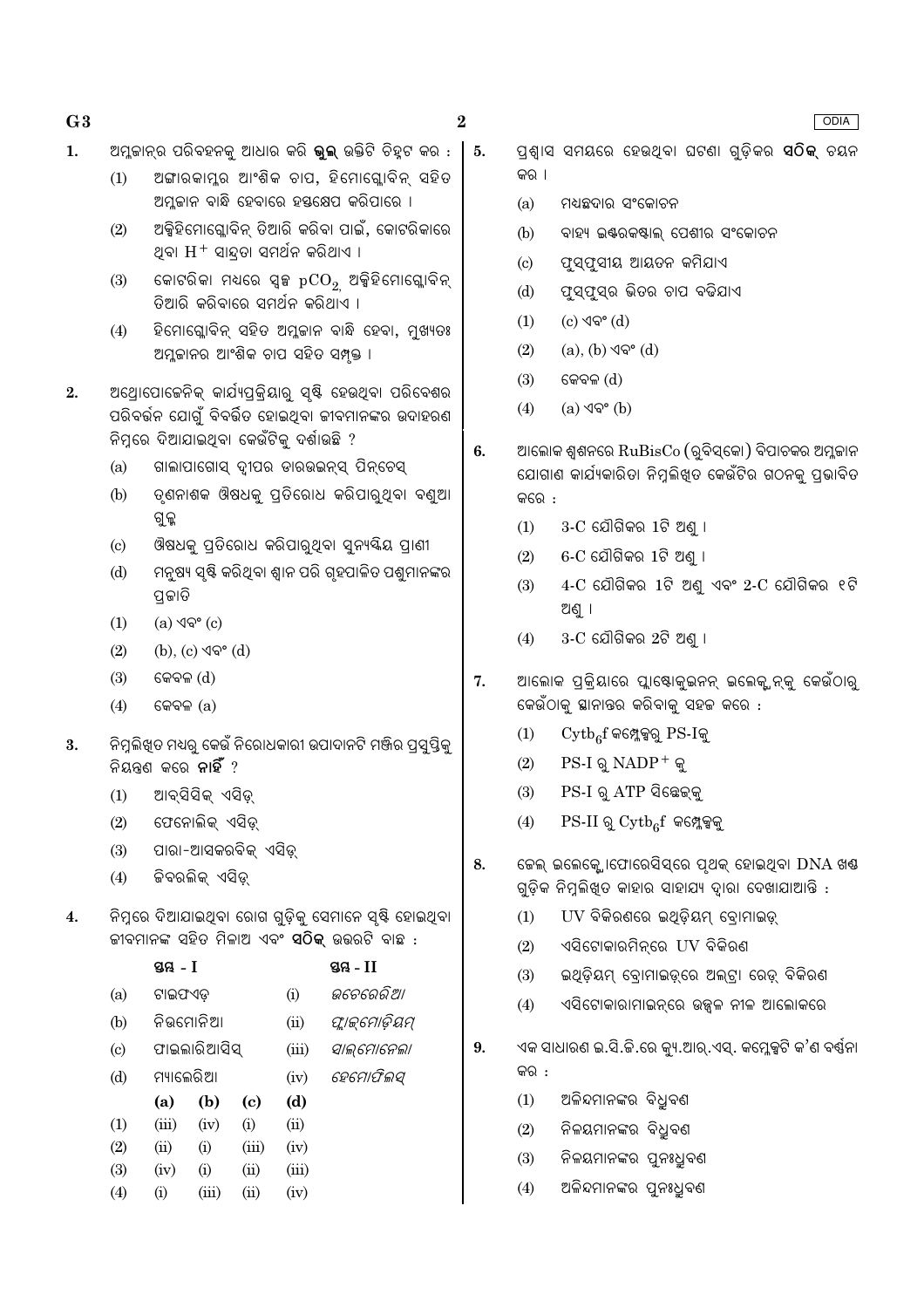1. ଅମ୍ଳଜାନ୍‌ର ପରିବହନକୁ ଆଧାର କରି **ଭୁଲ୍** ଉକ୍ତିଟି ଚିହ୍ନଟ କର :

   (1) ଅଙ୍ଗାରକାମ୍ଳର ଆଂଶିକ ଚାପ, ହିମୋଗ୍ଲୋବିନ୍ ସହିତ ଅମ୍ଳଜାନ ବାନ୍ଧି ହେବାରେ ହସ୍ତକ୍ଷେପ କରିପାରେ ।

   (2) ଅକ୍ସିହିମୋଗ୍ଲୋବିନ୍ ତିଆରି କରିବା ପାଇଁ, କୋଟରିକାରେ ଥିବା $H^+$ ସାନ୍ଦ୍ରତା ସମର୍ଥନ କରିଥାଏ ।

   (3) କୋଟରିକା ମଧ୍ୟରେ ସ୍ୱଳ୍ପ $pCO_2$ ଅକ୍ସିହିମୋଗ୍ଲୋବିନ୍ ତିଆରି କରିବାରେ ସମର୍ଥନ କରିଥାଏ ।

   (4) ହିମୋଗ୍ଲୋବିନ୍ ସହିତ ଅମ୍ଳଜାନ ବାନ୍ଧି ହେବା, ମୁଖ୍ୟତଃ ଅମ୍ଳଜାନର ଆଂଶିକ ଚାପ ସହିତ ସମ୍ପୃକ୍ତ ।

2. ଆନ୍ଥ୍ରୋପୋଜେନିକ୍ କାର୍ଯ୍ୟପ୍ରକ୍ରିୟାରୁ ସୃଷ୍ଟି ହେଉଥିବା ପରିବେଶର ପରିବର୍ତ୍ତନ ଯୋଗୁଁ ବିବର୍ତ୍ତିତ ହୋଇଥିବା ଜୀବମାନଙ୍କର ଉଦାହରଣ ନିମ୍ନରେ ଦିଆଯାଇଥିବା କେଉଁଟିକୁ ଦର୍ଶାଉଛି ?

   (a) ଗାଲାପାଗୋସ୍ ଦ୍ୱୀପର ଡାରଉଇନ୍‌ସ୍ ଫିନ୍‌ଚେସ୍

   (b) ତୃଣନାଶକ ଔଷଧକୁ ପ୍ରତିରୋଧ କରିପାରୁଥିବା ବଣୁଆ ଗୁଳ୍ମ

   (c) ଔଷଧକୁ ପ୍ରତିରୋଧ କରିପାରୁଥିବା ସୁନ୍ୟକ୍ଷିୟ ପ୍ରାଣୀ

   (d) ମନୁଷ୍ୟ ସୃଷ୍ଟି କରିଥିବା ଶ୍ୱାନ ପରି ଗୃହପାଳିତ ପଶୁମାନଙ୍କର ପ୍ରଜାତି

   (1) (a) ଏବଂ (c)

   (2) (b), (c) ଏବଂ (d)

   (3) କେବଳ (d)

   (4) କେବଳ (a)

3. ନିମ୍ନଲିଖିତ ମଧ୍ୟରୁ କେଉଁ ନିରୋଧକାରୀ ଉପାଦାନଟି ମଞ୍ଜିର ପ୍ରସୁପ୍ତିକୁ ନିୟନ୍ତ୍ରଣ କରେ **ନାହିଁ** ?

   (1) ଆବ୍‌ସିସିକ୍ ଏସିଡ୍

   (2) ଫେନୋଲିକ୍ ଏସିଡ୍

   (3) ପାରା-ଆସକରବିକ୍ ଏସିଡ୍

   (4) ଜିବରଲିକ୍ ଏସିଡ୍

4. ନିମ୍ନରେ ଦିଆଯାଇଥିବା ରୋଗ ଗୁଡ଼ିକୁ ସେମାନେ ସୃଷ୍ଟି ହୋଇଥିବା ଜୀବମାନଙ୍କ ସହିତ ମିଳାଅ ଏବଂ **ସଠିକ୍** ଉତ୍ତରଟି ବାଛ :

   | | ସ୍ତମ୍ଭ - I | | ସ୍ତମ୍ଭ - II |
   |---|---|---|---|
   | (a) | ଟାଇଫଏଡ୍ | (i) | *ଉଚେରେରିଆ* |
   | (b) | ନିଉମୋନିଆ | (ii) | *ପ୍ଲାଜ୍‌ମୋଡ଼ିୟମ୍* |
   | (c) | ଫାଇଲାରିଆସିସ୍ | (iii) | *ସାଲ୍‌ମୋନେଲା* |
   | (d) | ମ୍ୟାଲେରିଆ | (iv) | *ହେମୋଫିଲସ୍* |

   | | (a) | (b) | (c) | (d) |
   |---|---|---|---|---|
   | (1) | (iii) | (iv) | (i) | (ii) |
   | (2) | (ii) | (i) | (iii) | (iv) |
   | (3) | (iv) | (i) | (ii) | (iii) |
   | (4) | (i) | (iii) | (ii) | (iv) |

5. ପ୍ରଶ୍ୱାସ ସମୟରେ ହେଉଥିବା ଘଟଣା ଗୁଡ଼ିକର **ସଠିକ୍** ଚୟନ କର ।

   (a) ମଧ୍ୟଛଦାର ସଂକୋଚନ

   (b) ବାହ୍ୟ ଇଣ୍ଟରକଷ୍ଟାଲ୍ ପେଶୀର ସଂକୋଚନ

   (c) ଫୁସ୍‌ଫୁସୀୟ ଆୟତନ କମିଯାଏ

   (d) ଫୁସ୍‌ଫୁସ୍‌ର ଭିତର ଚାପ ବଢ଼ିଯାଏ

   (1) (c) ଏବଂ (d)

   (2) (a), (b) ଏବଂ (d)

   (3) କେବଳ (d)

   (4) (a) ଏବଂ (b)

6. ଆଲୋକ ଶ୍ୱଶନରେ RuBisCo (ରୁବିସ୍‌କୋ) ବିପାଚକର ଅମ୍ଳଜାନ ଯୋଗାଣ କାର୍ଯ୍ୟକାରିତା ନିମ୍ନଲିଖିତ କେଉଁଟିର ଗଠନକୁ ପ୍ରଭାବିତ କରେ :

   (1) 3-C ଯୌଗିକର 1ଟି ଅଣୁ ।

   (2) 6-C ଯୌଗିକର 1ଟି ଅଣୁ ।

   (3) 4-C ଯୌଗିକର 1ଟି ଅଣୁ ଏବଂ 2-C ଯୌଗିକର ୧ଟି ଅଣୁ ।

   (4) 3-C ଯୌଗିକର 2ଟି ଅଣୁ ।

7. ଆଲୋକ ପ୍ରକ୍ରିୟାରେ ପ୍ଲାଷ୍ଟୋକୁଇନନ୍ ଇଲେକ୍ଟ୍ରନ୍‌କୁ କେଉଁଠାରୁ କେଉଁଠାକୁ ସ୍ଥାନାନ୍ତର କରିବାକୁ ସହଜ କରେ :

   (1) $Cytb_6f$ କମ୍ପ୍ଲେକ୍ସରୁ PS-Iକୁ

   (2) PS-I ରୁ $NADP^+$ କୁ

   (3) PS-I ରୁ ATP ସିନ୍ଥେଜ୍‌କୁ

   (4) PS-II ରୁ $Cytb_6f$ କମ୍ପ୍ଲେକ୍ସକୁ

8. ଜେଲ୍ ଇଲେକ୍ଟ୍ରୋଫୋରେସିସ୍‌ରେ ପୃଥକ୍ ହୋଇଥିବା DNA ଖଣ୍ଡ ଗୁଡ଼ିକ ନିମ୍ନଲିଖିତ କାହାର ସାହାଯ୍ୟ ଦ୍ୱାରା ଦେଖାଯାଆନ୍ତି :

   (1) UV ବିକିରଣରେ ଇଥିଡ଼ିୟମ୍ ବ୍ରୋମାଇଡ୍

   (2) ଏସିଟୋକାରମିନ୍‌ରେ UV ବିକିରଣ

   (3) ଇଥିଡ଼ିୟମ୍ ବ୍ରୋମାଇଡ୍‌ରେ ଅଲ୍‌ଟ୍ରା ରେଡ୍ ବିକିରଣ

   (4) ଏସିଟୋକାରାମାଇନ୍‌ରେ ଉଜ୍ଜ୍ୱଳ ନୀଳ ଆଲୋକରେ

9. ଏକ ସାଧାରଣ ଇ.ସି.ଜି.ରେ କ୍ୟୁ.ଆର୍.ଏସ୍. କମ୍ପ୍ଲେକ୍ସଟି କ'ଣ ବର୍ଣ୍ଣନା କର :

   (1) ଅଳିନ୍ଦମାନଙ୍କର ବିଧ୍ରୁବଣ

   (2) ନିଳୟମାନଙ୍କର ବିଧ୍ରୁବଣ

   (3) ନିଳୟମାନଙ୍କର ପୁନଃଧ୍ରୁବଣ

   (4) ଅଳିନ୍ଦମାନଙ୍କର ପୁନଃଧ୍ରୁବଣ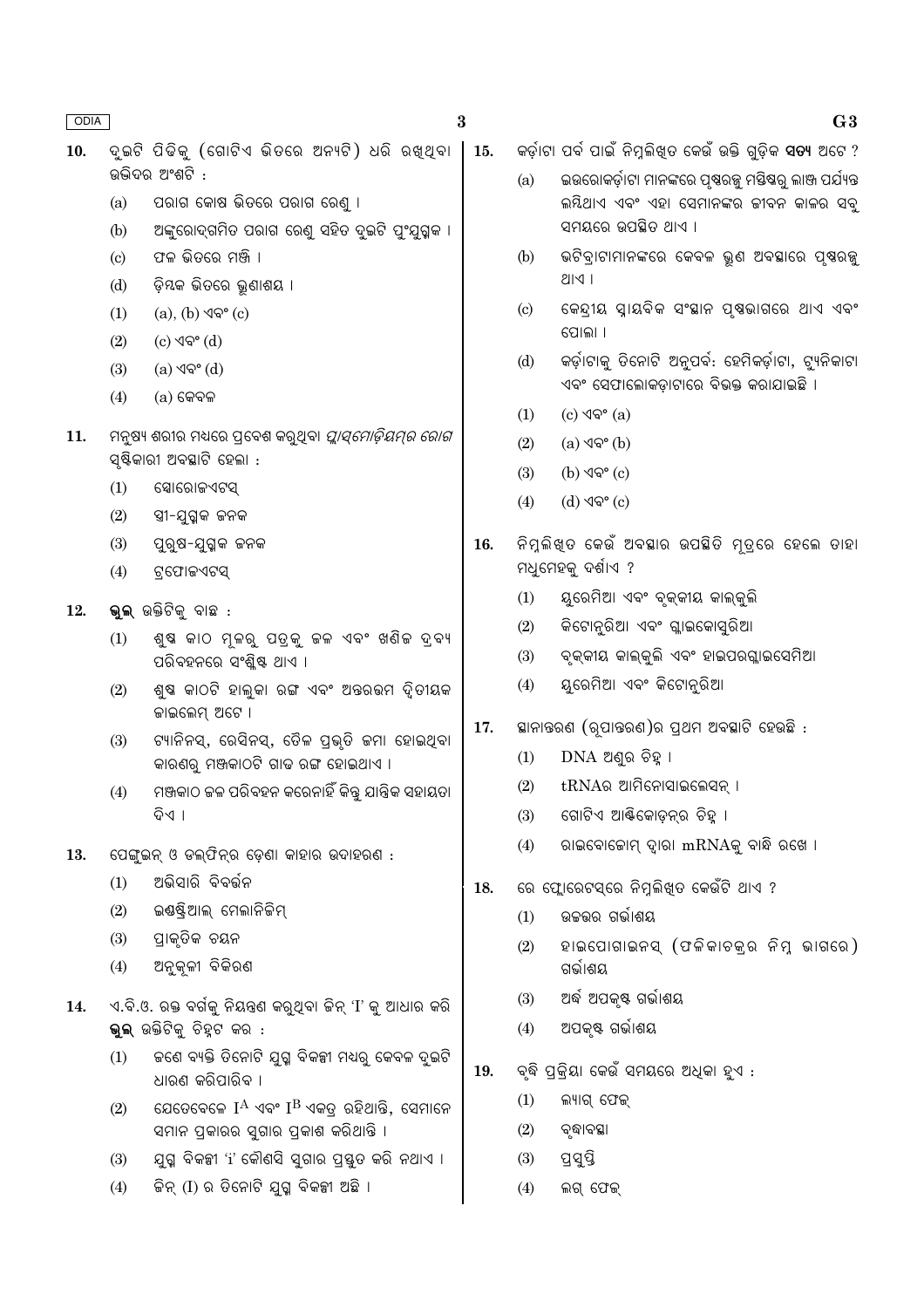10. ଦୁଇଟି ପିଢିକୁ (ଗୋଟିଏ ଭିତରେ ଅନ୍ୟଟି) ଧରି ରଖିଥିବା ଉଦ୍ଭିଦର ଅଂଶଟି :

   (a) ପରାଗ କୋଷ ଭିତରେ ପରାଗ ରେଣୁ ।
   (b) ଅଙ୍କୁରୋଦ୍‌ଗମିତ ପରାଗ ରେଣୁ ସହିତ ଦୁଇଟି ପୁଂଯୁଗ୍ମକ ।
   (c) ଫଳ ଭିତରେ ମଞ୍ଜି ।
   (d) ଡ଼ିମ୍ବକ ଭିତରେ ଭ୍ରୂଣାଶୟ ।

   (1) (a), (b) ଏବଂ (c)
   (2) (c) ଏବଂ (d)
   (3) (a) ଏବଂ (d)
   (4) (a) କେବଳ

11. ମନୁଷ୍ୟ ଶରୀର ମଧ୍ୟରେ ପ୍ରବେଶ କରୁଥିବା *ପ୍ଲାସ୍‌ମୋଡ଼ିୟମ୍‌ର ରୋଗ* ସୃଷ୍ଟିକାରୀ ଅବସ୍ଥାଟି ହେଲା :

   (1) ସ୍ପୋରୋଜଏଟସ୍
   (2) ସ୍ତ୍ରୀ-ଯୁଗ୍ମକ ଜନକ
   (3) ପୁରୁଷ-ଯୁଗ୍ମକ ଜନକ
   (4) ଟ୍ରଫୋଜଏଟସ୍

12. **ଭୁଲ୍** ଉକ୍ତିଟିକୁ ବାଛ :

   (1) ଶୁଷ୍କ କାଠ ମୂଳରୁ ପତ୍ରକୁ ଜଳ ଏବଂ ଖଣିଜ ଦ୍ରବ୍ୟ ପରିବହନରେ ସଂଶ୍ଳିଷ୍ଟ ଥାଏ ।
   (2) ଶୁଷ୍କ କାଠଟି ହାଲୁକା ରଙ୍ଗ ଏବଂ ଅନ୍ତରତମ ଦ୍ୱିତୀୟକ ଜାଇଲେମ୍ ଅଟେ ।
   (3) ଟ୍ୟାନିନସ୍, ରେସିନସ୍, ତୈଳ ପ୍ରଭୃତି ଜମା ହୋଇଥିବା କାରଣରୁ ମଞ୍ଜକାଠଟି ଗାଢ ରଙ୍ଗ ହୋଇଥାଏ ।
   (4) ମଞ୍ଜକାଠ ଜଳ ପରିବହନ କରେନାହିଁ କିନ୍ତୁ ଯାନ୍ତ୍ରିକ ସହାୟତା ଦିଏ ।

13. ପେଙ୍ଗୁଇନ୍ ଓ ଡଲ୍‌ଫିନ୍‌ର ଡ଼େଣା କାହାର ଉଦାହରଣ :

   (1) ଅଭିସାରି ବିବର୍ତ୍ତନ
   (2) ଇଣ୍ଡଷ୍ଟ୍ରିଆଲ୍ ମେଲାନିଜିମ୍
   (3) ପ୍ରାକୃତିକ ଚୟନ
   (4) ଅନୁକୂଳୀ ବିକିରଣ

14. ଏ.ବି.ଓ. ରକ୍ତ ବର୍ଗକୁ ନିୟନ୍ତ୍ରଣ କରୁଥିବା ଜିନ୍ 'I' କୁ ଆଧାର କରି **ଭୁଲ୍** ଉକ୍ତିଟିକୁ ଚିହ୍ନଟ କର :

   (1) ଜଣେ ବ୍ୟକ୍ତି ତିନୋଟି ଯୁଗ୍ମ ବିକଳ୍ପୀ ମଧ୍ୟରୁ କେବଳ ଦୁଇଟି ଧାରଣ କରିପାରିବ ।
   (2) ଯେତେବେଳେ $I^A$ ଏବଂ $I^B$ ଏକତ୍ର ରହିଥାନ୍ତି, ସେମାନେ ସମାନ ପ୍ରକାରର ସୁଗାର ପ୍ରକାଶ କରିଥାନ୍ତି ।
   (3) ଯୁଗ୍ମ ବିକଳ୍ପୀ 'i' କୌଣସି ସୁଗାର ପ୍ରସ୍ତୁତ କରି ନଥାଏ ।
   (4) ଜିନ୍ (I) ର ତିନୋଟି ଯୁଗ୍ମ ବିକଳ୍ପୀ ଅଛି ।

15. କର୍ଡ଼ାଟା ପର୍ବ ପାଇଁ ନିମ୍ନଲିଖିତ କେଉଁ ଉକ୍ତି ଗୁଡ଼ିକ **ସତ୍ୟ** ଅଟେ ?

   (a) ଇଉରୋକର୍ଡ଼ାଟା ମାନଙ୍କରେ ପୃଷ୍ଠରଜ୍ଜୁ ମସ୍ତିଷ୍କରୁ ଲାଞ୍ଜ ପର୍ଯ୍ୟନ୍ତ ଲମ୍ବିଥାଏ ଏବଂ ଏହା ସେମାନଙ୍କର ଜୀବନ କାଳର ସବୁ ସମୟରେ ଉପସ୍ଥିତ ଥାଏ ।
   (b) ଭର୍ଟିବ୍ରାଟାମାନଙ୍କରେ କେବଳ ଭ୍ରୂଣ ଅବସ୍ଥାରେ ପୃଷ୍ଠରଜ୍ଜୁ ଥାଏ ।
   (c) କେନ୍ଦ୍ରୀୟ ସ୍ନାୟବିକ ସଂସ୍ଥାନ ପୃଷ୍ଠଭାଗରେ ଥାଏ ଏବଂ ପୋଲା ।
   (d) କର୍ଡ଼ାଟାକୁ ତିନୋଟି ଅନୁପର୍ବ: ହେମିକର୍ଡ଼ାଟା, ଟ୍ୟୁନିକାଟା ଏବଂ ସେଫାଲୋକଡ଼ାଟାରେ ବିଭକ୍ତ କରାଯାଇଛି ।

   (1) (c) ଏବଂ (a)
   (2) (a) ଏବଂ (b)
   (3) (b) ଏବଂ (c)
   (4) (d) ଏବଂ (c)

16. ନିମ୍ନଲିଖିତ କେଉଁ ଅବସ୍ଥାର ଉପସ୍ଥିତି ମୂତ୍ରରେ ହେଲେ ତାହା ମଧୁମେହକୁ ଦର୍ଶାଏ ?

   (1) ୟୁରେମିଆ ଏବଂ ବୃକ୍କୀୟ କାଲ୍‌କୁଲି
   (2) କିଟୋନୁରିଆ ଏବଂ ଗ୍ଲାଇକୋସୁରିଆ
   (3) ବୃକ୍କୀୟ କାଲ୍‌କୁଲି ଏବଂ ହାଇପରଗ୍ଲାଇସେମିଆ
   (4) ୟୁରେମିଆ ଏବଂ କିଟୋନୁରିଆ

17. ସ୍ଥାନାନ୍ତରଣ (ରୂପାନ୍ତରଣ)ର ପ୍ରଥମ ଅବସ୍ଥାଟି ହେଉଛି :

   (1) DNA ଅଣୁର ଚିହ୍ନ ।
   (2) tRNAର ଆମିନୋସାଇଲେସନ୍ ।
   (3) ଗୋଟିଏ ଆଣ୍ଟିକୋଡ଼ନ୍‌ର ଚିହ୍ନ ।
   (4) ରାଇବୋଜୋମ୍ ଦ୍ୱାରା mRNAକୁ ବାନ୍ଧି ରଖେ ।

18. ରେ ଫ୍ଲୋରେଟସ୍‌ରେ ନିମ୍ନଲିଖିତ କେଉଁଟି ଥାଏ ?

   (1) ଉଚ୍ଚତର ଗର୍ଭାଶୟ
   (2) ହାଇପୋଗାଇନସ୍ (ଫଳିକାଚକ୍ରର ନିମ୍ନ ଭାଗରେ) ଗର୍ଭାଶୟ
   (3) ଅର୍ଦ୍ଧ ଅପକୃଷ୍ଟ ଗର୍ଭାଶୟ
   (4) ଅପକୃଷ୍ଟ ଗର୍ଭାଶୟ

19. ବୃଦ୍ଧି ପ୍ରକ୍ରିୟା କେଉଁ ସମୟରେ ଅଧିକା ହୁଏ :

   (1) ଲ୍ୟାଗ୍ ଫେଜ୍
   (2) ବୃଦ୍ଧାବସ୍ଥା
   (3) ପ୍ରସୁପ୍ତି
   (4) ଲଗ୍ ଫେଜ୍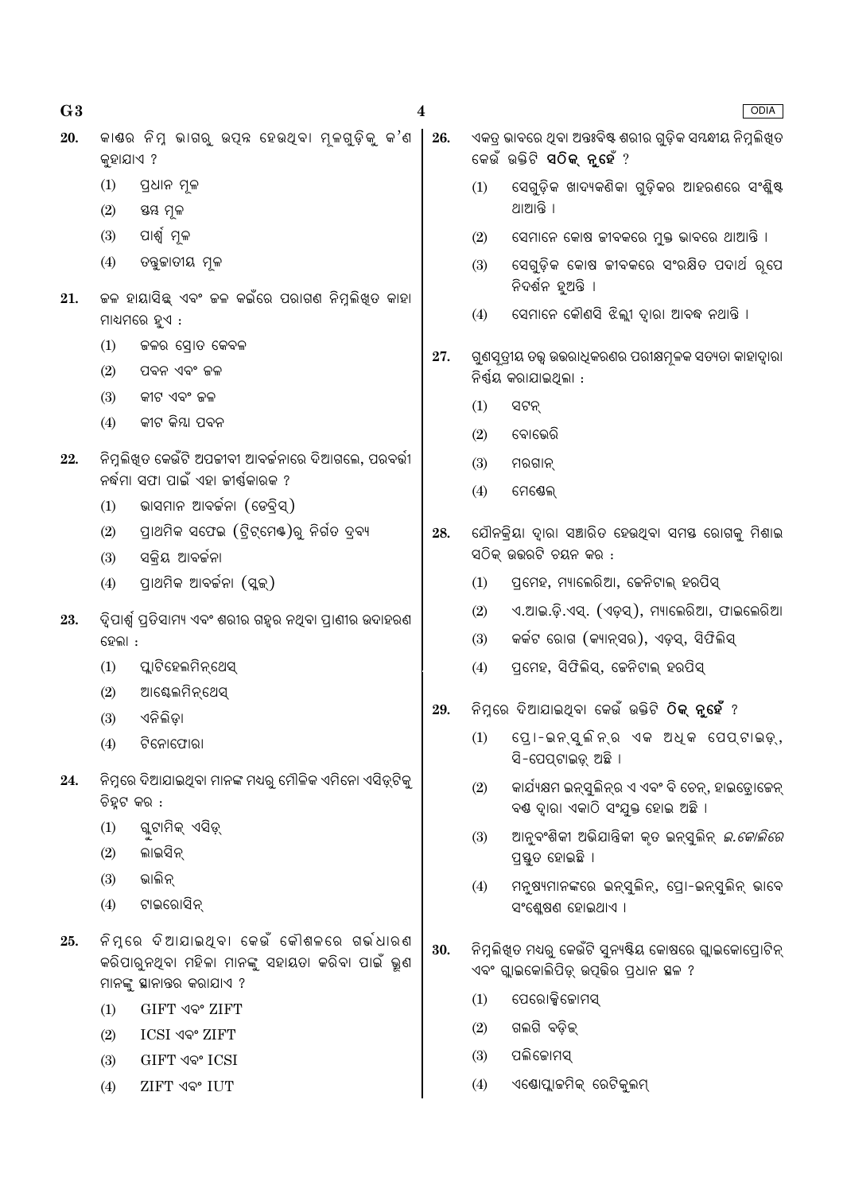20. କାଣ୍ଡର ନିମ୍ନ ଭାଗରୁ ଉତ୍ପନ୍ନ ହେଉଥିବା ମୂଳଗୁଡ଼ିକୁ କ'ଣ କୁହାଯାଏ ?

    (1) ପ୍ରଧାନ ମୂଳ
    (2) ସ୍ତମ୍ଭ ମୂଳ
    (3) ପାର୍ଶ୍ୱ ମୂଳ
    (4) ତନ୍ତୁଜାତୀୟ ମୂଳ

21. ଜଳ ହାୟାସିନ୍ଥ ଏବଂ ଜଳ କଇଁରେ ପରାଗଣ ନିମ୍ନଲିଖିତ କାହା ମାଧ୍ୟମରେ ହୁଏ :

    (1) ଜଳର ସ୍ରୋତ କେବଳ
    (2) ପବନ ଏବଂ ଜଳ
    (3) କୀଟ ଏବଂ ଜଳ
    (4) କୀଟ କିମ୍ବା ପବନ

22. ନିମ୍ନଲିଖିତ କେଉଁଟି ଅପଜୀବୀ ଆବର୍ଜନାରେ ଦିଆଗଲେ, ପରବର୍ତ୍ତୀ ନର୍ଦ୍ଦମା ସଫା ପାଇଁ ଏହା ଜୀର୍ଣ୍ଣକାରକ ?

    (1) ଭାସମାନ ଆବର୍ଜନା (ଡେବ୍ରିସ୍)
    (2) ପ୍ରାଥମିକ ସଫେଇ (ଟ୍ରିଟ୍‌ମେଣ୍ଟ)ରୁ ନିର୍ଗତ ଦ୍ରବ୍ୟ
    (3) ସକ୍ରିୟ ଆବର୍ଜନା
    (4) ପ୍ରାଥମିକ ଆବର୍ଜନା (ସ୍ଲଜ୍)

23. ଦ୍ୱିପାର୍ଶ୍ୱ ପ୍ରତିସାମ୍ୟ ଏବଂ ଶରୀର ଗହ୍ୱର ନଥିବା ପ୍ରାଣୀର ଉଦାହରଣ ହେଲା :

    (1) ପ୍ଲାଟିହେଲମିନ୍‌ଥେସ୍
    (2) ଆସ୍କେଲମିନ୍‌ଥେସ୍
    (3) ଏନିଲିଡ଼ା
    (4) ଟିନୋଫୋରା

24. ନିମ୍ନରେ ଦିଆଯାଇଥିବା ମାନଙ୍କ ମଧ୍ୟରୁ ମୌଳିକ ଏମିନୋ ଏସିଡ୍‌ଟିକୁ ଚିହ୍ନଟ କର :

    (1) ଗ୍ଲୁଟାମିକ୍ ଏସିଡ୍
    (2) ଲାଇସିନ୍
    (3) ଭାଲିନ୍
    (4) ଟାଇରୋସିନ୍

25. ନିମ୍ନରେ ଦିଆଯାଇଥିବା କେଉଁ କୌଶଳରେ ଗର୍ଭଧାରଣ କରିପାରୁନଥିବା ମହିଳା ମାନଙ୍କୁ ସହାୟତା କରିବା ପାଇଁ ଭ୍ରୂଣ ମାନଙ୍କୁ ସ୍ଥାନାନ୍ତର କରାଯାଏ ?

    (1) GIFT ଏବଂ ZIFT
    (2) ICSI ଏବଂ ZIFT
    (3) GIFT ଏବଂ ICSI
    (4) ZIFT ଏବଂ IUT

26. ଏକତ୍ର ଭାବରେ ଥିବା ଅନ୍ତଃବିଷ୍ଟ ଶରୀର ଗୁଡ଼ିକ ସମ୍ବନ୍ଧୀୟ ନିମ୍ନଲିଖିତ କେଉଁ ଉକ୍ତିଟି **ସଠିକ୍ ନୁହେଁ** ?

    (1) ସେଗୁଡ଼ିକ ଖାଦ୍ୟକଣିକା ଗୁଡ଼ିକର ଆହରଣରେ ସଂଶ୍ଳିଷ୍ଟ ଥାଆନ୍ତି ।
    (2) ସେମାନେ କୋଷ ଜୀବକରେ ମୁକ୍ତ ଭାବରେ ଥାଆନ୍ତି ।
    (3) ସେଗୁଡ଼ିକ କୋଷ ଜୀବକରେ ସଂରକ୍ଷିତ ପଦାର୍ଥ ରୂପେ ନିଦର୍ଶନ ହୁଅନ୍ତି ।
    (4) ସେମାନେ କୌଣସି ଝିଲ୍ଲୀ ଦ୍ୱାରା ଆବଦ୍ଧ ନଥାନ୍ତି ।

27. ଗୁଣସୂତ୍ରୀୟ ତତ୍ତ୍ୱ ଉତ୍ତରାଧିକରଣର ପରୀକ୍ଷାମୂଳକ ସତ୍ୟତା କାହାଦ୍ୱାରା ନିର୍ଣ୍ଣୟ କରାଯାଇଥିଲା :

    (1) ସଟନ୍
    (2) ବୋଭେରି
    (3) ମରଗାନ୍
    (4) ମେଣ୍ଡେଲ୍

28. ଯୌନକ୍ରିୟା ଦ୍ୱାରା ସଞ୍ଚାରିତ ହେଉଥିବା ସମସ୍ତ ରୋଗକୁ ମିଶାଇ ସଠିକ୍ ଉତ୍ତରଟି ଚୟନ କର :

    (1) ପ୍ରମେହ, ମ୍ୟାଲେରିଆ, ଜେନିଟାଲ୍ ହରପିସ୍
    (2) ଏ.ଆଇ.ଡ଼ି.ଏସ୍. (ଏଡ଼ସ୍), ମ୍ୟାଲେରିଆ, ଫାଇଲେରିଆ
    (3) କର୍କଟ ରୋଗ (କ୍ୟାନ୍‌ସର), ଏଡ଼ସ୍, ସିଫିଲିସ୍
    (4) ପ୍ରମେହ, ସିଫିଲିସ୍, ଜେନିଟାଲ୍ ହରପିସ୍

29. ନିମ୍ନରେ ଦିଆଯାଇଥିବା କେଉଁ ଉକ୍ତିଟି **ଠିକ୍ ନୁହେଁ** ?

    (1) ପ୍ରୋ-ଇନ୍‌ସୁଲିନ୍‌ର ଏକ ଅଧିକ ପେପ୍‌ଟାଇଡ଼୍, ସି-ପେପ୍‌ଟାଇଡ଼୍ ଅଛି ।
    (2) କାର୍ଯ୍ୟକ୍ଷମ ଇନ୍‌ସୁଲିନ୍‌ର ଏ ଏବଂ ବି ଚେନ୍, ହାଇଡ୍ରୋଜେନ୍ ବଣ୍ଡ ଦ୍ୱାରା ଏକାଠି ସଂଯୁକ୍ତ ହୋଇ ଅଛି ।
    (3) ଆନୁବଂଶିକୀ ଅଭିଯାନ୍ତ୍ରିକୀ କୃତ ଇନ୍‌ସୁଲିନ୍ *ଇ.କୋଲିରେ* ପ୍ରସ୍ତୁତ ହୋଇଛି ।
    (4) ମନୁଷ୍ୟମାନଙ୍କରେ ଇନ୍‌ସୁଲିନ୍, ପ୍ରୋ-ଇନ୍‌ସୁଲିନ୍ ଭାବେ ସଂଶ୍ଳେଷଣ ହୋଇଥାଏ ।

30. ନିମ୍ନଲିଖିତ ମଧ୍ୟରୁ କେଉଁଟି ସୁନ୍ୟଷ୍ଟିୟ କୋଷରେ ଗ୍ଲାଇକୋପ୍ରୋଟିନ୍ ଏବଂ ଗ୍ଲାଇକୋଲିପିଡ୍ ଉତ୍ପତ୍ତିର ପ୍ରଧାନ ସ୍ଥଳ ?

    (1) ପେରୋକ୍ସିଜୋମସ୍
    (2) ଗଲଗି ବଡ଼ିଜ୍
    (3) ପଲିଜୋମସ୍
    (4) ଏଣ୍ଡୋପ୍ଲାଜମିକ୍ ରେଟିକୁଲମ୍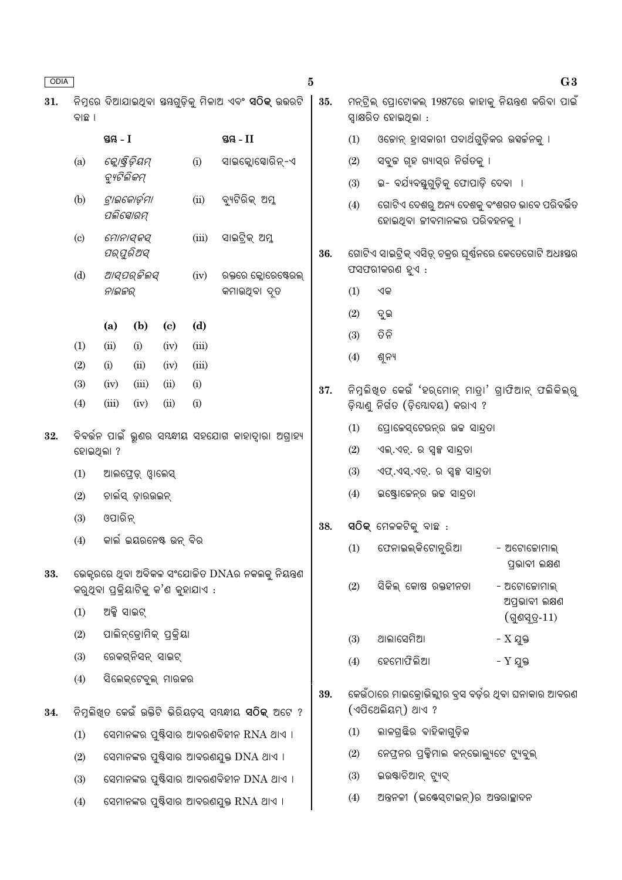**31.** ନିମ୍ନରେ ଦିଆଯାଇଥିବା ସ୍ତମ୍ଭଗୁଡ଼ିକୁ ମିଳାଅ ଏବଂ **ସଠିକ୍** ଉତ୍ତରଟି ବାଛ ।

| | ସ୍ତମ୍ଭ - I | | ସ୍ତମ୍ଭ - II |
|---|---|---|---|
| (a) | *କ୍ଲୋଷ୍ଟ୍ରିଡ଼ିୟମ୍ ବ୍ୟୁଟିଲିକମ୍* | (i) | ସାଇକ୍ଲୋସ୍ପୋରିନ୍-ଏ |
| (b) | *ଟ୍ରାଇକୋଡର୍ମା ପଲିସ୍ପୋରମ୍* | (ii) | ବ୍ୟୁଟିରିକ୍ ଅମ୍ଳ |
| (c) | *ମୋନାସ୍କସ୍ ପର୍‌ପୁରିଅସ୍* | (iii) | ସାଇଟ୍ରିକ୍ ଅମ୍ଳ |
| (d) | *ଆସ୍‌ପର୍‌ଜିଲସ୍ ନାଇଜର୍* | (iv) | ରକ୍ତରେ କ୍ଲୋରେଷ୍ଟେରଲ୍ କମାଉଥିବା ଦୂତ |

| | (a) | (b) | (c) | (d) |
|---|---|---|---|---|
| (1) | (ii) | (i) | (iv) | (iii) |
| (2) | (i) | (ii) | (iv) | (iii) |
| (3) | (iv) | (iii) | (ii) | (i) |
| (4) | (iii) | (iv) | (ii) | (i) |

**32.** ବିବର୍ତ୍ତନ ପାଇଁ ଭ୍ରୂଣର ସମ୍ବନ୍ଧୀୟ ସହଯୋଗ କାହାଦ୍ୱାରା ଅଗ୍ରାହ୍ୟ ହୋଇଥିଲା ?

(1) ଆଲଫ୍ରେଡ୍ ୱାଲେସ୍

(2) ଚାର୍ଲସ୍ ଡ଼ାରଉଇନ୍

(3) ଓପାରିନ୍

(4) କାର୍ଲ ଇୟରନେଷ୍ଟ ଭନ୍ ବିର

**33.** ଭେକ୍ଟରରେ ଥିବା ଅବିକଳ ସଂଯୋଜିତ DNAର ନକଲକୁ ନିୟନ୍ତ୍ରଣ କରୁଥିବା ପ୍ରକ୍ରିୟାଟିକୁ କ'ଣ କୁହାଯାଏ :

(1) ଅକ୍ସି ସାଇଟ୍

(2) ପାଲିନ୍‌ଡ୍ରୋମିକ୍ ପ୍ରକ୍ରିୟା

(3) ରେକଗ୍‌ନିସନ୍ ସାଇଟ୍

(4) ସିଲେକ୍‌ଟେବୁଲ୍ ମାରକର

**34.** ନିମ୍ନଲିଖିତ କେଉଁ ଉକ୍ତିଟି ଭିରିୟଡ଼ସ୍ ସମ୍ବନ୍ଧୀୟ **ସଠିକ୍** ଅଟେ ?

(1) ସେମାନଙ୍କର ପୁଷ୍ଟିସାର ଆବରଣବିହୀନ RNA ଥାଏ ।

(2) ସେମାନଙ୍କର ପୁଷ୍ଟିସାର ଆବରଣଯୁକ୍ତ DNA ଥାଏ ।

(3) ସେମାନଙ୍କର ପୁଷ୍ଟିସାର ଆବରଣବିହୀନ DNA ଥାଏ ।

(4) ସେମାନଙ୍କର ପୁଷ୍ଟିସାର ଆବରଣଯୁକ୍ତ RNA ଥାଏ ।

**35.** ମନ୍‌ଟ୍ରିଲ୍ ପ୍ରୋଟୋକଲ୍ 1987ରେ କାହାକୁ ନିୟନ୍ତ୍ରଣ କରିବା ପାଇଁ ସ୍ୱାକ୍ଷରିତ ହୋଇଥିଲା :

(1) ଓଜୋନ୍ ହ୍ରାସକାରୀ ପଦାର୍ଥଗୁଡ଼ିକର ଉତ୍ସର୍ଜନକୁ ।

(2) ସବୁଜ ଗୃହ ଗ୍ୟାସ୍‌ର ନିର୍ଗତକୁ ।

(3) ଇ- ବର୍ଜ୍ୟବସ୍ତୁଗୁଡ଼ିକୁ ଫୋପାଡ଼ି ଦେବା ।

(4) ଗୋଟିଏ ଦେଶରୁ ଅନ୍ୟ ଦେଶକୁ ବଂଶଗତ ଭାବେ ପରିବର୍ତ୍ତିତ ହୋଇଥିବା ଜୀବମାନଙ୍କର ପରିବହନକୁ ।

**36.** ଗୋଟିଏ ସାଇଟ୍ରିକ୍ ଏସିଡ୍ ଚକ୍ରର ଘୂର୍ଣ୍ଣନରେ କେତେଗୋଟି ଅଧଃସ୍ତର ଫସଫରୀକରଣ ହୁଏ :

(1) ଏକ

(2) ଦୁଇ

(3) ତିନି

(4) ଶୂନ୍ୟ

**37.** ନିମ୍ନଲିଖିତ କେଉଁ 'ହର୍‌ମୋନ୍ ମାତ୍ରା' ଗ୍ରାଫିଆନ୍ ଫଲିକିଲ୍‌ରୁ ଡ଼ିମ୍ବାଣୁ ନିର୍ଗତ (ଡ଼ିମ୍ବୋଦୟ) କରାଏ ?

(1) ପ୍ରୋଜେସ୍‌ଟେରନ୍‌ର ଉଚ୍ଚ ସାନ୍ଦ୍ରତା

(2) ଏଲ୍.ଏଚ୍. ର ସ୍ୱଳ୍ପ ସାନ୍ଦ୍ରତା

(3) ଏଫ୍.ଏସ୍.ଏଚ୍. ର ସ୍ୱଳ୍ପ ସାନ୍ଦ୍ରତା

(4) ଇଷ୍ଟ୍ରୋଜେନ୍‌ର ଉଚ୍ଚ ସାନ୍ଦ୍ରତା

**38.** **ସଠିକ୍** ମେଳକଟିକୁ ବାଛ :

(1) ଫେନାଇଲ୍‌କିଟୋନୁରିଆ - ଅଟୋଜୋମାଲ୍ ପ୍ରଭାବୀ ଲକ୍ଷଣ

(2) ସିକିଲ୍ କୋଷ ରକ୍ତହୀନତା - ଅଟୋଜୋମାଲ୍ ଅପ୍ରଭାବୀ ଲକ୍ଷଣ (ଗୁଣସୂତ୍ର-11)

(3) ଥାଲାସେମିଆ - X ଯୁକ୍ତ

(4) ହେମୋଫିଲିଆ - Y ଯୁକ୍ତ

**39.** କେଉଁଠାରେ ମାଇକ୍ରୋଭିଲ୍ଲୀର ବ୍ରସ ବର୍ଡ଼ର ଥିବା ଘନାକାର ଆବରଣ (ଏପିଥେଲିୟମ୍) ଥାଏ ?

(1) ଲାଳଗ୍ରନ୍ଥିର ବାହିକାଗୁଡ଼ିକ

(2) ନେଫ୍ରନର ପ୍ରକ୍ସିମାଲ କନ୍‌ଭୋଲ୍ୟୁଟେ ଟ୍ୟୁବୁଲ୍

(3) ଇଉଷ୍ଟାଚିଆନ୍ ଟ୍ୟୁବ୍

(4) ଅନ୍ତନଳୀ (ଇଣ୍ଟେସ୍‌ଟାଇନ୍)ର ଅନ୍ତରାଚ୍ଛାଦନ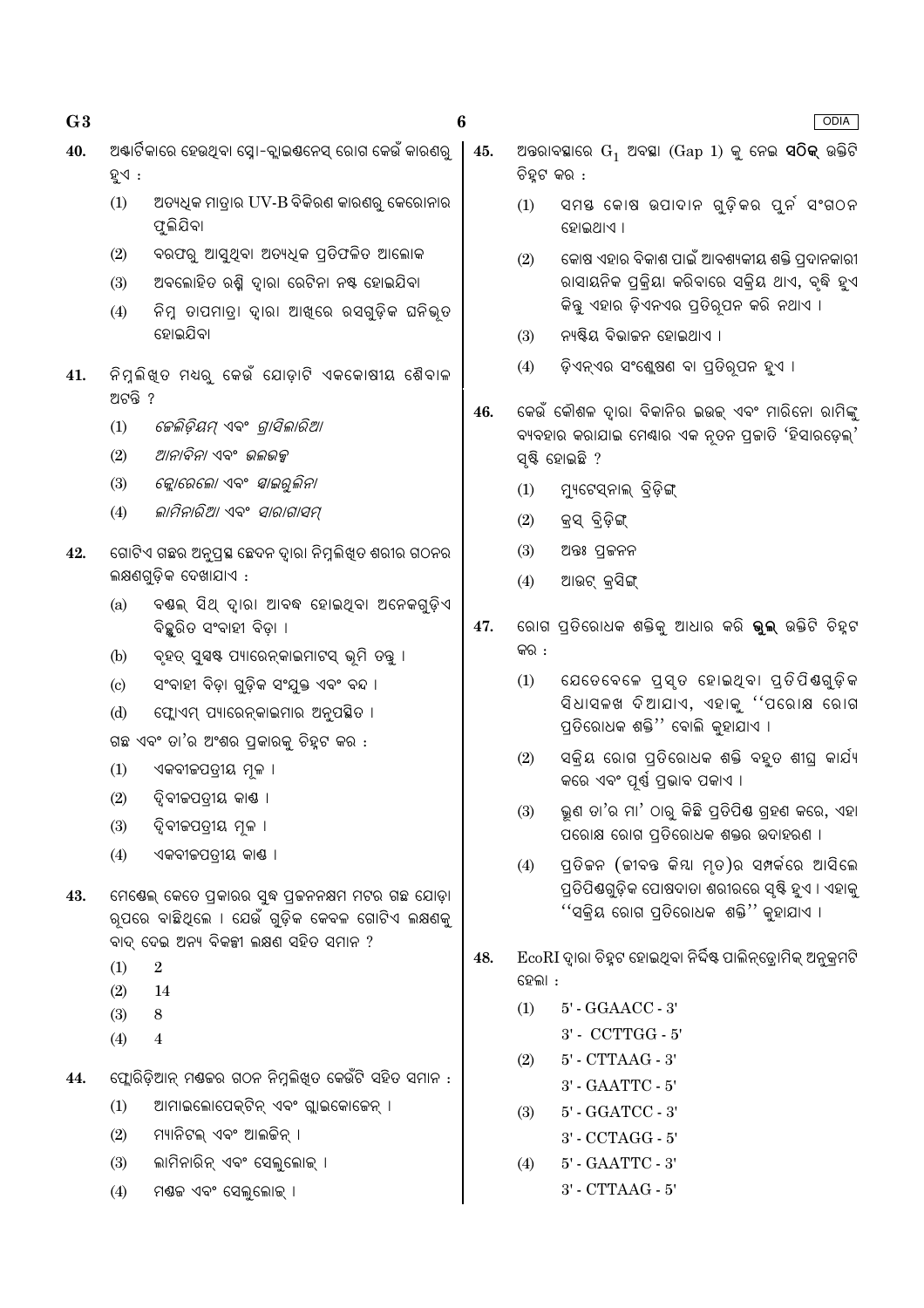40. ଅଣ୍ଟାର୍କିକାରେ ହେଉଥିବା ସ୍ନୋ-ବ୍ଲାଇଣ୍ଡନେସ୍ ରୋଗ କେଉଁ କାରଣରୁ ହୁଏ :

(1) ଅତ୍ୟଧିକ ମାତ୍ରାର UV-B ବିକିରଣ କାରଣରୁ କେରୋନାର ଫୁଲିଯିବା

(2) ବରଫରୁ ଆସୁଥିବା ଅତ୍ୟଧିକ ପ୍ରତିଫଳିତ ଆଲୋକ

(3) ଅବଲୋହିତ ରଶ୍ମି ଦ୍ୱାରା ରେଟିନା ନଷ୍ଟ ହୋଇଯିବା

(4) ନିମ୍ନ ତାପମାତ୍ରା ଦ୍ୱାରା ଆଖିରେ ରସଗୁଡ଼ିକ ଘନିଭୂତ ହୋଇଯିବା

41. ନିମ୍ନଲିଖିତ ମଧ୍ୟରୁ କେଉଁ ଯୋଡ଼ାଟି ଏକକୋଷୀୟ ଶୈବାଳ ଅଟନ୍ତି ?

(1) *ଜେଲିଡ଼ିୟମ୍* ଏବଂ *ଗ୍ରାସିଲାରିଆ*

(2) *ଆନାବିନା* ଏବଂ *ଭଲଭକ୍ସ*

(3) *କ୍ଲୋରେଲୋ* ଏବଂ *ସ୍ପାଇରୁଲିନା*

(4) *ଲାମିନାରିଆ* ଏବଂ *ସାରାଗାସମ୍*

42. ଗୋଟିଏ ଗଛର ଅନୁପ୍ରସ୍ଥ ଛେଦନ ଦ୍ୱାରା ନିମ୍ନଲିଖିତ ଶରୀର ଗଠନର ଲକ୍ଷଣଗୁଡ଼ିକ ଦେଖାଯାଏ :

(a) ବଣ୍ଡଲ୍ ସିଥ୍ ଦ୍ୱାରା ଆବଦ୍ଧ ହୋଇଥିବା ଅନେକଗୁଡ଼ିଏ ବିଛୁରିତ ସଂବାହୀ ବିଡ଼ା ।

(b) ବୃହତ୍ ସୁସ୍ପଷ୍ଟ ପ୍ୟାରେନ୍‌କାଇମାଟସ୍ ଭୂମି ତନ୍ତୁ ।

(c) ସଂବାହୀ ବିଡ଼ା ଗୁଡ଼ିକ ସଂଯୁକ୍ତ ଏବଂ ବନ୍ଦ ।

(d) ଫ୍ଲୋଏମ୍ ପ୍ୟାରେନ୍‌କାଇମାର ଅନୁପସ୍ଥିତ ।

ଗଛ ଏବଂ ତା'ର ଅଂଶର ପ୍ରକାରକୁ ଚିହ୍ନଟ କର :

(1) ଏକବୀଜପତ୍ରୀୟ ମୂଳ ।

(2) ଦ୍ୱିବୀଜପତ୍ରୀୟ କାଣ୍ଡ ।

(3) ଦ୍ୱିବୀଜପତ୍ରୀୟ ମୂଳ ।

(4) ଏକବୀଜପତ୍ରୀୟ କାଣ୍ଡ ।

43. ମେଣ୍ଡେଲ୍ କେତେ ପ୍ରକାରର ଶୁଦ୍ଧ ପ୍ରଜନନକ୍ଷମ ମଟର ଗଛ ଯୋଡ଼ା ରୂପରେ ବାଛିଥିଲେ । ଯେଉଁ ଗୁଡ଼ିକ କେବଳ ଗୋଟିଏ ଲକ୍ଷଣକୁ ବାଦ୍ ଦେଇ ଅନ୍ୟ ବିକଳ୍ପୀ ଲକ୍ଷଣ ସହିତ ସମାନ ?

(1) 2

(2) 14

(3) 8

(4) 4

44. ଫ୍ଲୋରିଡ଼ିଆନ୍ ମଣ୍ଡଳର ଗଠନ ନିମ୍ନଲିଖିତ କେଉଁଟି ସହିତ ସମାନ :

(1) ଆମାଇଲୋପେକ୍ଟିନ୍ ଏବଂ ଗ୍ଲାଇକୋଜେନ୍ ।

(2) ମ୍ୟାନିଟଲ୍ ଏବଂ ଆଲଜିନ୍ ।

(3) ଲାମିନାରିନ୍ ଏବଂ ସେଲୁଲୋଜ୍ ।

(4) ମଣ୍ଡଳ ଏବଂ ସେଲୁଲୋଜ୍ ।

45. ଅନ୍ତରାବସ୍ଥାରେ $G_1$ ଅବସ୍ଥା (Gap 1) କୁ ନେଇ **ସଠିକ୍** ଉକ୍ତିଟି ଚିହ୍ନଟ କର :

(1) ସମସ୍ତ କୋଷ ଉପାଦାନ ଗୁଡ଼ିକର ପୁର୍ନ ସଂଗଠନ ହୋଇଥାଏ ।

(2) କୋଷ ଏହାର ବିକାଶ ପାଇଁ ଆବଶ୍ୟକୀୟ ଶକ୍ତି ପ୍ରଦାନକାରୀ ରାସାୟନିକ ପ୍ରକ୍ରିୟା କରିବାରେ ସକ୍ରିୟ ଥାଏ, ବୃଦ୍ଧି ହୁଏ କିନ୍ତୁ ଏହାର ଡ଼ିଏନଏର ପ୍ରତିରୂପନ କରି ନଥାଏ ।

(3) ନ୍ୟଷ୍ଟିୟ ବିଭାଜନ ହୋଇଥାଏ ।

(4) ଡ଼ିଏନ୍‌ଏର ସଂଶ୍ଳେଷଣ ବା ପ୍ରତିରୂପନ ହୁଏ ।

46. କେଉଁ କୌଶଳ ଦ୍ୱାରା ବିକାନିର ଇଉଇ ଏବଂ ମାରିନୋ ରାମିଙ୍କୁ ବ୍ୟବହାର କରାଯାଇ ମେଣ୍ଢାର ଏକ ନୂତନ ପ୍ରଜାତି 'ହିସାରଡ଼େଲ୍' ସୃଷ୍ଟି ହୋଇଛି ?

(1) ମ୍ୟୁଟେସ୍‌ନାଲ୍ ବ୍ରିଡ଼ିଙ୍ଗ୍

(2) କ୍ରସ୍ ବ୍ରିଡ଼ିଙ୍ଗ୍

(3) ଅନ୍ତଃ ପ୍ରଜନନ

(4) ଆଉଟ୍ କ୍ରସିଙ୍ଗ୍

47. ରୋଗ ପ୍ରତିରୋଧକ ଶକ୍ତିକୁ ଆଧାର କରି **ଭୁଲ** ଉକ୍ତିଟି ଚିହ୍ନଟ କର :

(1) ଯେତେବେଳେ ପ୍ରସ୍ତୁତ ହୋଇଥିବା ପ୍ରତିପିଣ୍ଡଗୁଡ଼ିକ ସିଧାସଳଖ ଦିଆଯାଏ, ଏହାକୁ "ପରୋକ୍ଷ ରୋଗ ପ୍ରତିରୋଧକ ଶକ୍ତି" ବୋଲି କୁହାଯାଏ ।

(2) ସକ୍ରିୟ ରୋଗ ପ୍ରତିରୋଧକ ଶକ୍ତି ବହୁତ ଶୀଘ୍ର କାର୍ଯ୍ୟ କରେ ଏବଂ ପୂର୍ଣ୍ଣ ପ୍ରଭାବ ପକାଏ ।

(3) ଭ୍ରୂଣ ତା'ର ମା' ଠାରୁ କିଛି ପ୍ରତିପିଣ୍ଡ ଗ୍ରହଣ କରେ, ଏହା ପରୋକ୍ଷ ରୋଗ ପ୍ରତିରୋଧକ ଶକ୍ତର ଉଦାହରଣ ।

(4) ପ୍ରତିଜନ (ଜୀବନ୍ତ କିମ୍ବା ମୃତ)ର ସମ୍ପର୍କରେ ଆସିଲେ ପ୍ରତିପିଣ୍ଡଗୁଡ଼ିକ ପୋଷଦାତା ଶରୀରରେ ସୃଷ୍ଟି ହୁଏ । ଏହାକୁ "ସକ୍ରିୟ ରୋଗ ପ୍ରତିରୋଧକ ଶକ୍ତି" କୁହାଯାଏ ।

48. EcoRI ଦ୍ୱାରା ଚିହ୍ନଟ ହୋଇଥିବା ନିର୍ଦ୍ଦିଷ୍ଟ ପାଲିନ୍‌ଡ୍ରୋମିକ୍ ଅନୁକ୍ରମଟି ହେଲା :

(1) 5' - GGAACC - 3'
3' - CCTTGG - 5'

(2) 5' - CTTAAG - 3'
3' - GAATTC - 5'

(3) 5' - GGATCC - 3'
3' - CCTAGG - 5'

(4) 5' - GAATTC - 3'
3' - CTTAAG - 5'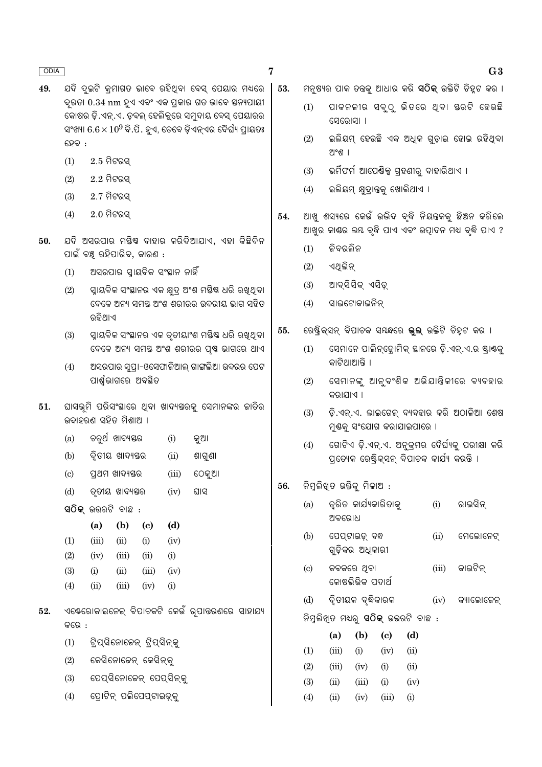49. ଯଦି ଦୁଇଟି କ୍ରମାଗତ ଭାବେ ରହିଥିବା ବେସ୍ ପେୟାର ମଧ୍ୟରେ ଦୂରତା 0.34 nm ହୁଏ ଏବଂ ଏକ ପ୍ରକାର ଗତ ଭାବେ ସ୍ତନ୍ୟପାୟୀ କୋଷର ଡ଼ି.ଏନ୍.ଏ. ଡ଼ବଲ୍ ହେଲିକ୍ସରେ ସମୁଦାୟ ବେସ୍ ପେୟାରର ସଂଖ୍ୟା $6.6 \times 10^9$ ବି.ପି. ହୁଏ, ତେବେ ଡ଼ିଏନ୍ଏର ଦୈର୍ଘ୍ୟ ପ୍ରାୟତଃ ହେବ :

(1) 2.5 ମିଟରସ୍

(2) 2.2 ମିଟରସ୍

(3) 2.7 ମିଟରସ୍

(4) 2.0 ମିଟରସ୍

50. ଯଦି ଅସରପାର ମସ୍ତିଷ୍କ ବାହାର କରିଦିଆଯାଏ, ଏହା କିଛିଦିନ ପାଇଁ ବଞ୍ଚ ରହିପାରିବ, କାରଣ :

(1) ଅସରପାର ସ୍ନାୟବିକ ସଂସ୍ଥାନ ନାହିଁ

(2) ସ୍ନାୟବିକ ସଂସ୍ଥାନର ଏକ କ୍ଷୁଦ୍ର ଅଂଶ ମସ୍ତିଷ୍କ ଧରି ରଖିଥିବା ବେଳେ ଅନ୍ୟ ସମସ୍ତ ଅଂଶ ଶରୀରର ଉଦରୀୟ ଭାଗ ସହିତ ରହିଥାଏ

(3) ସ୍ନାୟବିକ ସଂସ୍ଥାନର ଏକ ତୃତୀୟାଂଶ ମସ୍ତିଷ୍କ ଧରି ରଖିଥିବା ବେଳେ ଅନ୍ୟ ସମସ୍ତ ଅଂଶ ଶରୀରର ପୃଷ୍ଠ ଭାଗରେ ଥାଏ

(4) ଅସରପାର ସୁପ୍ରା-ଓସେଫାଜିଆଲ୍ ଗାଙ୍ଗଲିଆ ଉଦରର ପେଟ ପାର୍ଶ୍ୱଭାଗରେ ଅବସ୍ଥିତ

51. ଘାସଭୂମି ପରିସଂସ୍ଥାରେ ଥିବା ଖାଦ୍ୟସ୍ତରକୁ ସେମାନଙ୍କର ଜାତିର ଉଦାହରଣ ସହିତ ମିଶାଅ ।

| | | | |
|---|---|---|---|
| (a) | ଚତୁର୍ଥ ଖାଦ୍ୟସ୍ତର | (i) | କୁଆ |
| (b) | ଦ୍ୱିତୀୟ ଖାଦ୍ୟସ୍ତର | (ii) | ଶାଗୁଣା |
| (c) | ପ୍ରଥମ ଖାଦ୍ୟସ୍ତର | (iii) | ଠେକୁଆ |
| (d) | ତୃତୀୟ ଖାଦ୍ୟସ୍ତର | (iv) | ଘାସ |

**ସଠିକ୍** ଉତ୍ତରଟି ବାଛ :

| | (a) | (b) | (c) | (d) |
|---|---|---|---|---|
| (1) | (iii) | (ii) | (i) | (iv) |
| (2) | (iv) | (iii) | (ii) | (i) |
| (3) | (i) | (ii) | (iii) | (iv) |
| (4) | (ii) | (iii) | (iv) | (i) |

52. ଏଣ୍ଟେରୋକାଇନେଜ୍ ବିପାଚକଟି କେଉଁ ରୂପାନ୍ତରଣରେ ସାହାଯ୍ୟ କରେ :

(1) ଟ୍ରିପ୍ସିନୋଜେନ୍ ଟ୍ରିପ୍ସିନ୍‌କୁ

(2) କେସିନୋଜେନ୍ କେସିନ୍‌କୁ

(3) ପେପ୍ସିନୋଜେନ୍ ପେପ୍ସିନ୍‌କୁ

(4) ପ୍ରୋଟିନ୍ ପଲିପେପ୍ଟାଇଡ୍‌କୁ

53. ମନୁଷ୍ୟର ପାକ ତନ୍ତ୍ରକୁ ଆଧାର କରି **ସଠିକ୍** ଉକ୍ତିଟି ଚିହ୍ନଟ କର ।

(1) ପାକନଳୀର ସବୁଠୁ ଭିତରେ ଥିବା ସ୍ତରଟି ହେଉଛି ସେରୋସା ।

(2) ଇଲିୟମ୍ ହେଉଛି ଏକ ଅଧିକ ଗୁଡ଼ାଇ ହୋଇ ରହିଥିବା ଅଂଶ ।

(3) ଭର୍ମିଫର୍ମ ଆପେଣ୍ଡିକ୍ସ ଗ୍ରହଣୀରୁ ବାହାରିଥାଏ ।

(4) ଇଲିୟମ୍ କ୍ଷୁଦ୍ରାନ୍ତ୍ରକୁ ଖୋଲିଥାଏ ।

54. ଆଖୁ ଶସ୍ୟରେ କେଉଁ ଉଦ୍ଭିଦ ବୃଦ୍ଧି ନିୟନ୍ତ୍ରକକୁ ଛିଞ୍ଚନ କରିଲେ ଆଖୁର କାଣ୍ଡର ଲମ୍ବ ବୃଦ୍ଧି ପାଏ ଏବଂ ଉତ୍ପାଦନ ମଧ୍ୟ ବୃଦ୍ଧି ପାଏ ?

(1) ଜିବରଲିନ

(2) ଏଥିଲିନ୍

(3) ଆବ୍‌ସିସିକ୍ ଏସିଡ୍

(4) ସାଇଟୋକାଇନିନ୍

55. ରେଷ୍ଟ୍ରିକ୍ସନ୍ ବିପାଚକ ସମ୍ବନ୍ଧରେ **ଭୁଲ୍** ଉକ୍ତିଟି ଚିହ୍ନଟ କର ।

(1) ସେମାନେ ପାଲିନ୍‌ଡ୍ରୋମିକ୍ ସ୍ଥାନରେ ଡ଼ି.ଏନ୍.ଏ.ର ଷ୍ଟ୍ରାଣ୍ଡକୁ କାଟିଥାଆନ୍ତି ।

(2) ସେମାନଙ୍କୁ ଆନୁବଂଶିକ ଅଭିଯାନ୍ତିକୀରେ ବ୍ୟବହାର କରାଯାଏ ।

(3) ଡ଼ି.ଏନ୍.ଏ. ଲାଇଗେଜ୍ ବ୍ୟବହାର କରି ଅଠାଳିଆ ଶେଷ ମୁଣ୍ଡକୁ ସଂଯୋଗ କରାଯାଇପାରେ ।

(4) ଗୋଟିଏ ଡ଼ି.ଏନ୍.ଏ. ଅନୁକ୍ରମର ଦୈର୍ଘ୍ୟକୁ ପରୀକ୍ଷା କରି ପ୍ରତ୍ୟେକ ରେଷ୍ଟ୍ରିକ୍ସନ୍ ବିପାଚକ କାର୍ଯ୍ୟ କରନ୍ତି ।

56. ନିମ୍ନଲିଖିତ ଉକ୍ତିକୁ ମିଳାଅ :

| | | | |
|---|---|---|---|
| (a) | ଦ୍ୱରିତ କାର୍ଯ୍ୟକାରିତାକୁ ଅବରୋଧ | (i) | ରାଇସିନ୍ |
| (b) | ପେପ୍ଟାଇଡ୍ ବନ୍ଧ ଗୁଡ଼ିକର ଅଧିକାରୀ | (ii) | ମେଲୋନେଟ୍ |
| (c) | କବକରେ ଥିବା କୋଷଭିତ୍ତିକ ପଦାର୍ଥ | (iii) | କାଇଟିନ୍ |
| (d) | ଦ୍ୱିତୀୟକ ବୃଦ୍ଧିକାରକ | (iv) | କ୍ୟାଲୋଜେନ୍ |

ନିମ୍ନଲିଖିତ ମଧ୍ୟରୁ **ସଠିକ୍** ଉତ୍ତରଟି ବାଛ :

| | (a) | (b) | (c) | (d) |
|---|---|---|---|---|
| (1) | (iii) | (i) | (iv) | (ii) |
| (2) | (iii) | (iv) | (i) | (ii) |
| (3) | (ii) | (iii) | (i) | (iv) |
| (4) | (ii) | (iv) | (iii) | (i) |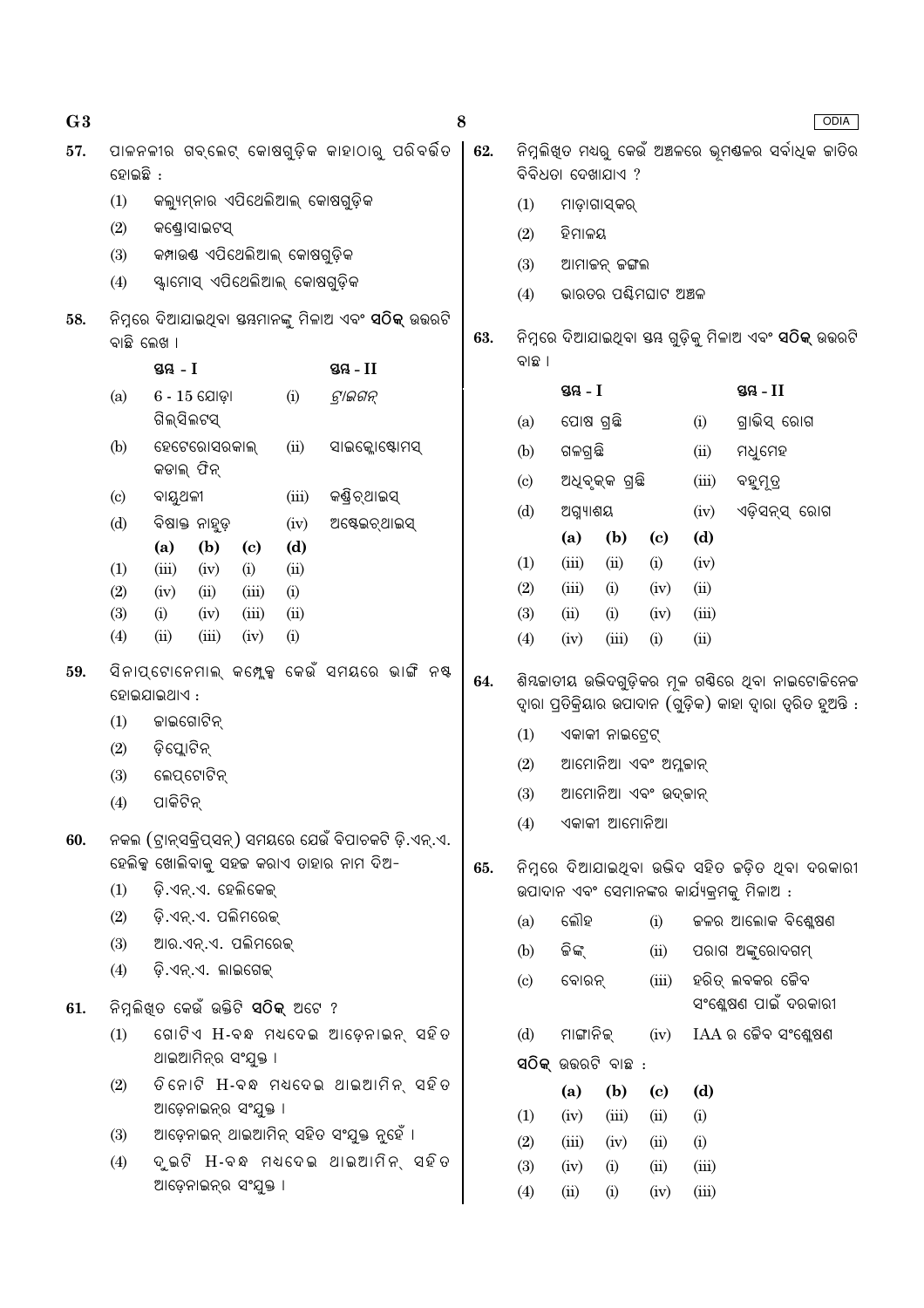57. ପାକନଳୀର ଗବ୍ଲେଟ୍ କୋଷଗୁଡ଼ିକ କାହାଠାରୁ ପରିବର୍ତ୍ତିତ ହୋଇଛି :

(1) କଲ୍ୟୁମ୍ନାର ଏପିଥେଲିଆଲ୍ କୋଷଗୁଡ଼ିକ

(2) କଣ୍ଡ୍ରୋସାଇଟସ୍

(3) କମ୍ପାଉଣ୍ଡ ଏପିଥେଲିଆଲ୍ କୋଷଗୁଡ଼ିକ

(4) ସ୍କ୍ୱାମୋସ୍ ଏପିଥେଲିଆଲ୍ କୋଷଗୁଡ଼ିକ

58. ନିମ୍ନରେ ଦିଆଯାଇଥିବା ସ୍ତମ୍ଭମାନଙ୍କୁ ମିଳାଅ ଏବଂ **ସଠିକ୍** ଉତ୍ତରଟି ବାଛି ଲେଖ ।

| | ସ୍ତମ୍ଭ - I | | ସ୍ତମ୍ଭ - II |
|---|---|---|---|
| (a) | 6 - 15 ଯୋଡ଼ା ଗିଲ୍‌ସିଲଟସ୍ | (i) | *ଟ୍ରାଇଗନ୍* |
| (b) | ହେଟେରୋସରକାଲ୍ କଡାଲ୍ ଫିନ୍ | (ii) | ସାଇକ୍ଲୋଷ୍ଟୋମସ୍ |
| (c) | ବାୟୁଥଳୀ | (iii) | କଣ୍ଡ୍ରିଚ୍‌ଥାଇସ୍ |
| (d) | ବିଷାକ୍ତ ନାହୁଡ଼ | (iv) | ଅଷ୍ଟେଇଚ୍‌ଥାଇସ୍ |

| | (a) | (b) | (c) | (d) |
|---|---|---|---|---|
| (1) | (iii) | (iv) | (i) | (ii) |
| (2) | (iv) | (ii) | (iii) | (i) |
| (3) | (i) | (iv) | (iii) | (ii) |
| (4) | (ii) | (iii) | (iv) | (i) |

59. ସିନାପ୍‌ଟୋନେମାଲ୍ କମ୍ପ୍ଲେକ୍ସ କେଉଁ ସମୟରେ ଭାଙ୍ଗି ନଷ୍ଟ ହୋଇଯାଇଥାଏ :

(1) ଜାଇଗୋଟିନ୍

(2) ଡ଼ିପ୍ଲୋଟିନ୍

(3) ଲେପ୍‌ଟୋଟିନ୍

(4) ପାକିଟିନ୍

60. ନକଲ (ଟ୍ରାନ୍‌ସକ୍ରିପ୍‌ସନ୍) ସମୟରେ ଯେଉଁ ବିପାଚକଟି ଡ଼ି.ଏନ୍.ଏ. ହେଲିକ୍ସ ଖୋଲିବାକୁ ସହଜ କରାଏ ତାହାର ନାମ ଦିଅ-

(1) ଡ଼ି.ଏନ୍.ଏ. ହେଲିକେଜ୍

(2) ଡ଼ି.ଏନ୍.ଏ. ପଲିମରେଜ୍

(3) ଆର.ଏନ୍.ଏ. ପଲିମରେଜ୍

(4) ଡ଼ି.ଏନ୍.ଏ. ଲାଇଗେଜ୍

61. ନିମ୍ନଲିଖିତ କେଉଁ ଉକ୍ତିଟି **ସଠିକ୍** ଅଟେ ?

(1) ଗୋଟିଏ H-ବନ୍ଧ ମଧ୍ୟଦେଇ ଆଡ଼େନାଇନ୍ ସହିତ ଥାଇଆମିନ୍‌ର ସଂଯୁକ୍ତ ।

(2) ତିନୋଟି H-ବନ୍ଧ ମଧ୍ୟଦେଇ ଥାଇଆମିନ୍ ସହିତ ଆଡ଼େନାଇନ୍‌ର ସଂଯୁକ୍ତ ।

(3) ଆଡ଼େନାଇନ୍ ଥାଇଆମିନ୍ ସହିତ ସଂଯୁକ୍ତ ନୁହେଁ ।

(4) ଦୁଇଟି H-ବନ୍ଧ ମଧ୍ୟଦେଇ ଥାଇଆମିନ୍ ସହିତ ଆଡ଼େନାଇନ୍‌ର ସଂଯୁକ୍ତ ।

62. ନିମ୍ନଲିଖିତ ମଧ୍ୟରୁ କେଉଁ ଅଞ୍ଚଳରେ ଭୂମଣ୍ଡଳର ସର୍ବାଧିକ ଜାତିର ବିବିଧତା ଦେଖାଯାଏ ?

(1) ମାଡ଼ାଗାସ୍କର୍

(2) ହିମାଳୟ

(3) ଆମାଜନ୍ ଜଙ୍ଗଲ

(4) ଭାରତର ପଶ୍ଚିମଘାଟ ଅଞ୍ଚଳ

63. ନିମ୍ନରେ ଦିଆଯାଇଥିବା ସ୍ତମ୍ଭ ଗୁଡ଼ିକୁ ମିଳାଅ ଏବଂ **ସଠିକ୍** ଉତ୍ତରଟି ବାଛ ।

| | ସ୍ତମ୍ଭ - I | | ସ୍ତମ୍ଭ - II |
|---|---|---|---|
| (a) | ପୋଷ ଗ୍ରନ୍ଥି | (i) | ଗ୍ରାଭିସ୍ ରୋଗ |
| (b) | ଗଳଗ୍ରନ୍ଥି | (ii) | ମଧୁମେହ |
| (c) | ଅଧିବୃକ୍କ ଗ୍ରନ୍ଥି | (iii) | ବହୁମୂତ୍ର |
| (d) | ଅଗ୍ନ୍ୟାଶୟ | (iv) | ଏଡ଼ିସନ୍‌ସ୍ ରୋଗ |

| | (a) | (b) | (c) | (d) |
|---|---|---|---|---|
| (1) | (iii) | (ii) | (i) | (iv) |
| (2) | (iii) | (i) | (iv) | (ii) |
| (3) | (ii) | (i) | (iv) | (iii) |
| (4) | (iv) | (iii) | (i) | (ii) |

64. ଶିମ୍ବଜାତୀୟ ଉଦ୍ଭିଦଗୁଡ଼ିକର ମୂଳ ଗଣ୍ଠିରେ ଥିବା ନାଇଟୋଜିନେଜ ଦ୍ୱାରା ପ୍ରତିକ୍ରିୟାର ଉପାଦାନ (ଗୁଡ଼ିକ) କାହା ଦ୍ୱାରା ତ୍ୱରିତ ହୁଅନ୍ତି :

(1) ଏକାକୀ ନାଇଟ୍ରେଟ୍

(2) ଆମୋନିଆ ଏବଂ ଅମ୍ଳଜାନ୍

(3) ଆମୋନିଆ ଏବଂ ଉଦ୍‌ଜାନ୍

(4) ଏକାକୀ ଆମୋନିଆ

65. ନିମ୍ନରେ ଦିଆଯାଇଥିବା ଉଦ୍ଭିଦ ସହିତ ଜଡ଼ିତ ଥିବା ଦରକାରୀ ଉପାଦାନ ଏବଂ ସେମାନଙ୍କର କାର୍ଯ୍ୟକ୍ରମକୁ ମିଳାଅ :

| | | | |
|---|---|---|---|
| (a) | ଲୌହ | (i) | ଜଳର ଆଲୋକ ବିଶ୍ଳେଷଣ |
| (b) | ଜିଙ୍କ୍ | (ii) | ପରାଗ ଅଙ୍କୁରୋଦଗମ୍ |
| (c) | ବୋରନ୍ | (iii) | ହରିତ୍ ଲବକର ଜୈବ ସଂଶ୍ଳେଷଣ ପାଇଁ ଦରକାରୀ |
| (d) | ମାଙ୍ଗାନିଜ୍ | (iv) | IAA ର ଜୈବ ସଂଶ୍ଳେଷଣ |

**ସଠିକ୍** ଉତ୍ତରଟି ବାଛ :

| | (a) | (b) | (c) | (d) |
|---|---|---|---|---|
| (1) | (iv) | (iii) | (ii) | (i) |
| (2) | (iii) | (iv) | (ii) | (i) |
| (3) | (iv) | (i) | (ii) | (iii) |
| (4) | (ii) | (i) | (iv) | (iii) |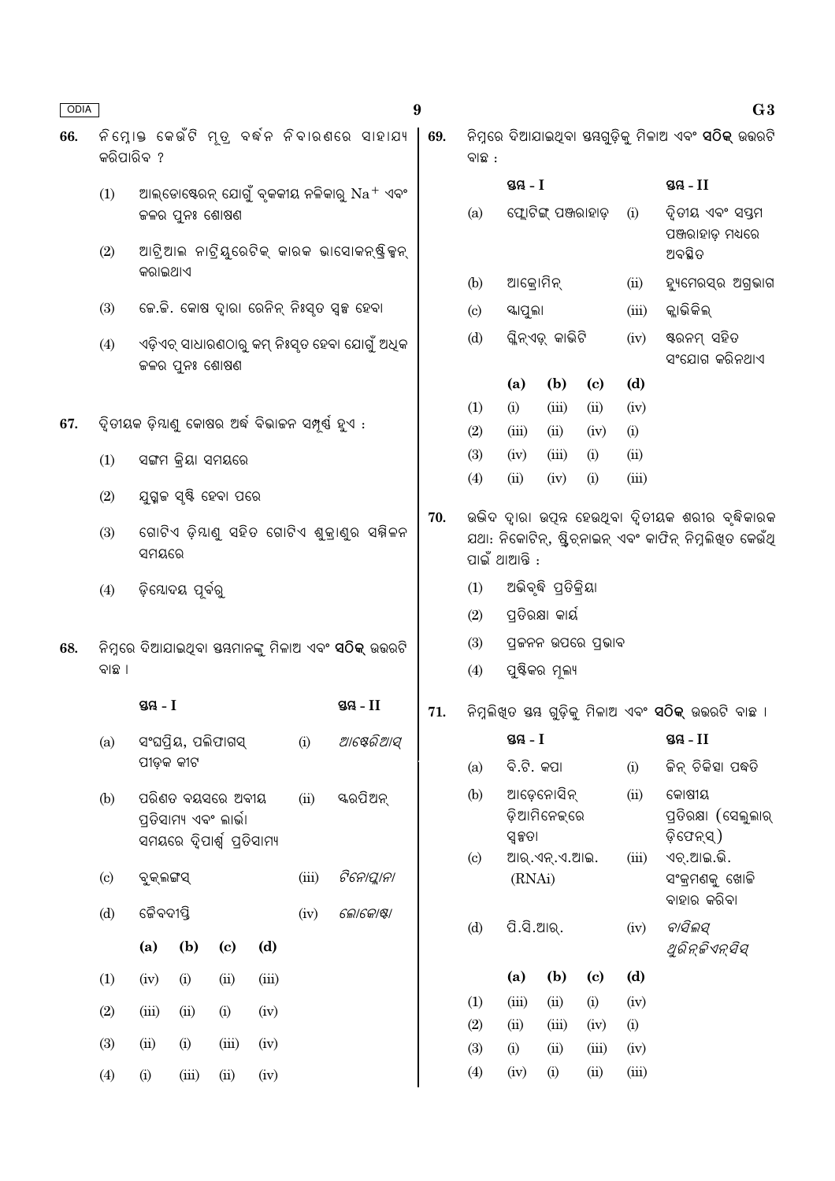66. ନିମ୍ନୋକ୍ତ କେଉଁଟି ମୂତ୍ର ବର୍ଦ୍ଧନ ନିବାରଣରେ ସାହାଯ୍ୟ କରିପାରିବ ?

(1) ଆଲ୍‌ଡୋଷ୍ଟେରନ୍ ଯୋଗୁଁ ବୃକକୀୟ ନଳିକାରୁ $Na^+$ ଏବଂ ଜଳର ପୁନଃ ଶୋଷଣ

(2) ଆଟ୍ରିଆଲ ନାଟ୍ରିୟୁରେଟିକ୍ କାରକ ଭାସୋକନ୍‌ଷ୍ଟ୍ରିକ୍ସନ୍ କରାଇଥାଏ

(3) ଜେ.ଜି. କୋଷ ଦ୍ୱାରା ରେନିନ୍ ନିଃସୃତ ସ୍ୱଳ୍ପ ହେବା

(4) ଏଡ଼ିଏଚ୍ ସାଧାରଣଠାରୁ କମ୍ ନିଃସୃତ ହେବା ଯୋଗୁଁ ଅଧିକ ଜଳର ପୁନଃ ଶୋଷଣ

67. ଦ୍ୱିତୀୟକ ଡ଼ିମ୍ବାଣୁ କୋଷର ଅର୍ଦ୍ଧ ବିଭାଜନ ସମ୍ପୂର୍ଣ୍ଣ ହୁଏ :

(1) ସଙ୍ଗମ କ୍ରିୟା ସମୟରେ

(2) ଯୁଗ୍ମଜ ସୃଷ୍ଟି ହେବା ପରେ

(3) ଗୋଟିଏ ଡ଼ିମ୍ବାଣୁ ସହିତ ଗୋଟିଏ ଶୁକ୍ରାଣୁର ସମ୍ମିଳନ ସମୟରେ

(4) ଡ଼ିମ୍ବୋଦୟ ପୂର୍ବରୁ

68. ନିମ୍ନରେ ଦିଆଯାଇଥିବା ସ୍ତମ୍ଭମାନଙ୍କୁ ମିଳାଅ ଏବଂ **ସଠିକ୍** ଉତ୍ତରଟି ବାଛ ।

| | ସ୍ତମ୍ଭ - I | | ସ୍ତମ୍ଭ - II |
|---|---|---|---|
| (a) | ସଂଘପ୍ରିୟ, ପଲିଫାଗସ୍ ପୀଡ଼କ କୀଟ | (i) | *ଆଷ୍ଟେରିଆସ୍* |
| (b) | ପରିଣତ ବୟସରେ ଅରୀୟ ପ୍ରତିସାମ୍ୟ ଏବଂ ଲାର୍ଭା ସମୟରେ ଦ୍ୱିପାର୍ଶ୍ୱ ପ୍ରତିସାମ୍ୟ | (ii) | ସ୍କରପିଅନ୍ |
| (c) | ବୁକ୍‌ଲଙ୍ଗସ୍ | (iii) | *ଟିନୋପ୍ଲାନା* |
| (d) | ଜୈବଦୀପ୍ତି | (iv) | *ଲୋକୋଷ୍ଟା* |

| | (a) | (b) | (c) | (d) |
|---|---|---|---|---|
| (1) | (iv) | (i) | (ii) | (iii) |
| (2) | (iii) | (ii) | (i) | (iv) |
| (3) | (ii) | (i) | (iii) | (iv) |
| (4) | (i) | (iii) | (ii) | (iv) |

69. ନିମ୍ନରେ ଦିଆଯାଇଥିବା ସ୍ତମ୍ଭଗୁଡ଼ିକୁ ମିଳାଅ ଏବଂ **ସଠିକ୍** ଉତ୍ତରଟି ବାଛ :

| | ସ୍ତମ୍ଭ - I | | ସ୍ତମ୍ଭ - II |
|---|---|---|---|
| (a) | ଫ୍ଲୋଟିଙ୍ଗ୍ ପଞ୍ଜରାହାଡ଼ | (i) | ଦ୍ୱିତୀୟ ଏବଂ ସପ୍ତମ ପଞ୍ଜରାହାଡ଼ ମଧ୍ୟରେ ଅବସ୍ଥିତ |
| (b) | ଆକ୍ରୋମିନ୍ | (ii) | ହ୍ୟୁମେରସ୍‌ର ଅଗ୍ରଭାଗ |
| (c) | ସ୍କାପୁଲା | (iii) | କ୍ଲାଭିକିଲ୍ |
| (d) | ଗ୍ଲିନ୍‌ଏଡ୍ କାଭିଟି | (iv) | ଷ୍ଟରନମ୍ ସହିତ ସଂଯୋଗ କରିନଥାଏ |

| | (a) | (b) | (c) | (d) |
|---|---|---|---|---|
| (1) | (i) | (iii) | (ii) | (iv) |
| (2) | (iii) | (ii) | (iv) | (i) |
| (3) | (iv) | (iii) | (i) | (ii) |
| (4) | (ii) | (iv) | (i) | (iii) |

70. ଉଦ୍ଭିଦ ଦ୍ୱାରା ଉତ୍ପନ୍ନ ହେଉଥିବା ଦ୍ୱିତୀୟକ ଶରୀର ବୃଦ୍ଧିକାରକ ଯଥା: ନିକୋଟିନ୍, ଷ୍ଟ୍ରିଚ୍‌ନାଇନ୍ ଏବଂ କାଫିନ୍ ନିମ୍ନଲିଖିତ କେଉଁଥି ପାଇଁ ଥାଆନ୍ତି :

(1) ଅଭିବୃଦ୍ଧି ପ୍ରତିକ୍ରିୟା

(2) ପ୍ରତିରକ୍ଷା କାର୍ଯ୍ୟ

(3) ପ୍ରଜନନ ଉପରେ ପ୍ରଭାବ

(4) ପୁଷ୍ଟିକର ମୂଲ୍ୟ

71. ନିମ୍ନଲିଖିତ ସ୍ତମ୍ଭ ଗୁଡ଼ିକୁ ମିଳାଅ ଏବଂ **ସଠିକ୍** ଉତ୍ତରଟି ବାଛ ।

| | ସ୍ତମ୍ଭ - I | | ସ୍ତମ୍ଭ - II |
|---|---|---|---|
| (a) | ବି.ଟି. କପା | (i) | ଜିନ୍ ଚିକିତ୍ସା ପଦ୍ଧତି |
| (b) | ଆଡ଼େନୋସିନ୍ ଡ଼ିଆମିନେଜ୍‌ରେ ସ୍ୱଳ୍ପତା | (ii) | କୋଷୀୟ ପ୍ରତିରକ୍ଷା (ସେଲୁଲାର୍ ଡ଼ିଫେନ୍‌ସ୍) |
| (c) | ଆର୍.ଏନ୍.ଏ.ଆଇ. (RNAi) | (iii) | ଏଚ୍.ଆଇ.ଭି. ସଂକ୍ରମଣକୁ ଖୋଜି ବାହାର କରିବା |
| (d) | ପି.ସି.ଆର୍. | (iv) | *ବାସିଲସ୍ ଥୁରିନ୍‌ଜିଏନ୍‌ସିସ୍* |

| | (a) | (b) | (c) | (d) |
|---|---|---|---|---|
| (1) | (iii) | (ii) | (i) | (iv) |
| (2) | (ii) | (iii) | (iv) | (i) |
| (3) | (i) | (ii) | (iii) | (iv) |
| (4) | (iv) | (i) | (ii) | (iii) |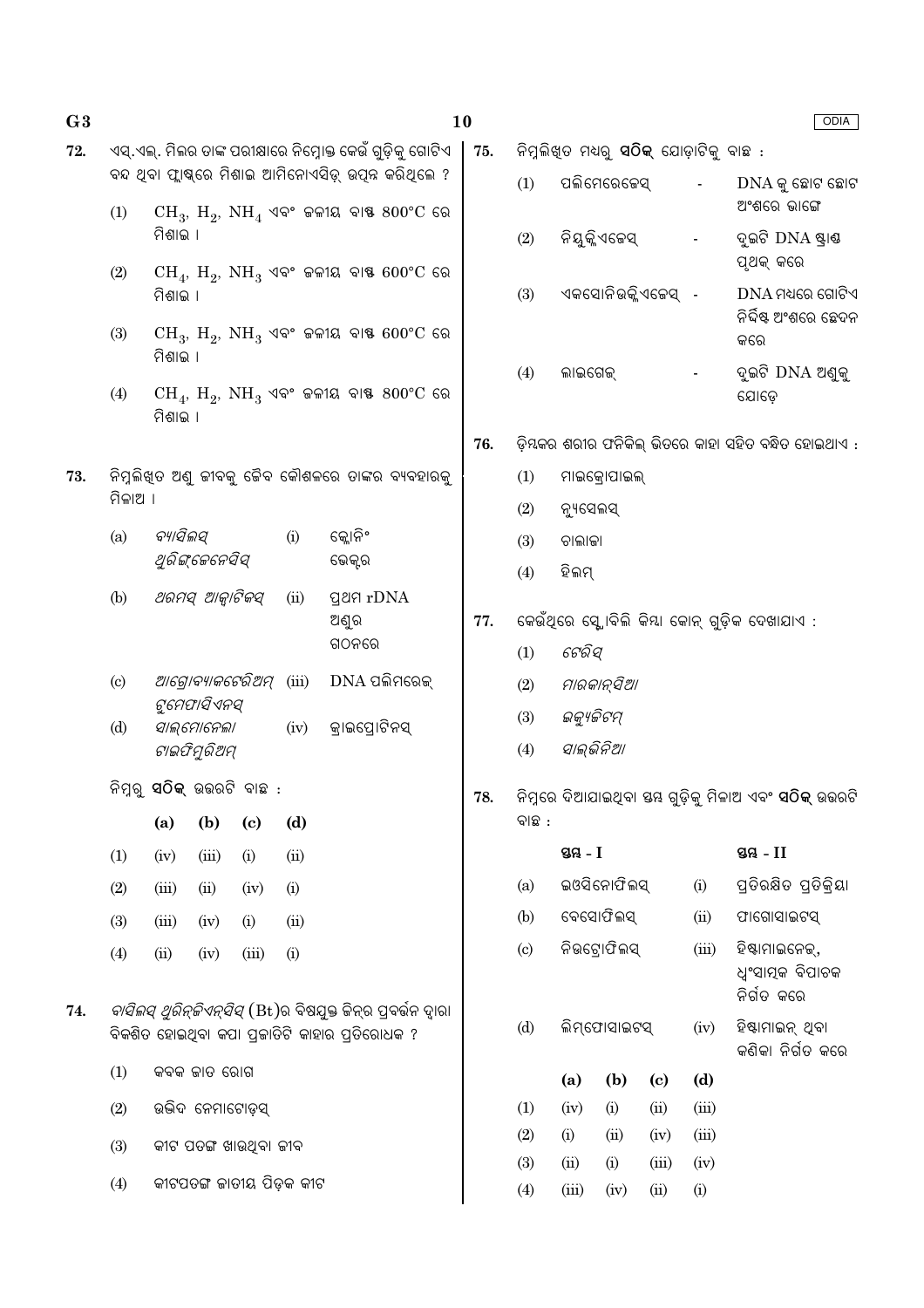72. ଏସ୍.ଏଲ୍. ମିଲର ତାଙ୍କ ପରୀକ୍ଷାରେ ନିମ୍ନୋକ୍ତ କେଉଁ ଗୁଡ଼ିକୁ ଗୋଟିଏ ବନ୍ଦ ଥିବା ଫ୍ଲାଷ୍କରେ ମିଶାଇ ଆମିନୋଏସିଡ୍ ଉତ୍ପନ୍ନ କରିଥିଲେ ?

(1) $CH_3$, $H_2$, $NH_4$ ଏବଂ ଜଳୀୟ ବାଷ୍ପ 800°C ରେ ମିଶାଇ ।

(2) $CH_4$, $H_2$, $NH_3$ ଏବଂ ଜଳୀୟ ବାଷ୍ପ 600°C ରେ ମିଶାଇ ।

(3) $CH_3$, $H_2$, $NH_3$ ଏବଂ ଜଳୀୟ ବାଷ୍ପ 600°C ରେ ମିଶାଇ ।

(4) $CH_4$, $H_2$, $NH_3$ ଏବଂ ଜଳୀୟ ବାଷ୍ପ 800°C ରେ ମିଶାଇ ।

73. ନିମ୍ନଲିଖିତ ଅଣୁ ଜୀବକୁ ଜୈବ କୌଶଳରେ ତାଙ୍କର ବ୍ୟବହାରକୁ ମିଳାଅ ।

| | | | |
|---|---|---|---|
| (a) | *ବ୍ୟାସିଲସ୍ ଥୁରିଙ୍ଗ୍‌ଜେନେସିସ୍* | (i) | କ୍ଲୋନିଂ ଭେକ୍ଟର |
| (b) | *ଥରମସ୍ ଆକ୍ୱାଟିକସ୍* | (ii) | ପ୍ରଥମ rDNA ଅଣୁର ଗଠନରେ |
| (c) | *ଆଗ୍ରୋବ୍ୟାକଟେରିଅମ୍ ଟୁମେଫାସିଏନସ୍* | (iii) | DNA ପଲିମରେଜ୍ |
| (d) | *ସାଲ୍‌ମୋନେଲା ଟାଇଫିମୁରିଅମ୍* | (iv) | କ୍ରାଇପ୍ରୋଟିନସ୍ |

ନିମ୍ନରୁ **ସଠିକ୍** ଉତ୍ତରଟି ବାଛ :

| | (a) | (b) | (c) | (d) |
|---|---|---|---|---|
| (1) | (iv) | (iii) | (i) | (ii) |
| (2) | (iii) | (ii) | (iv) | (i) |
| (3) | (iii) | (iv) | (i) | (ii) |
| (4) | (ii) | (iv) | (iii) | (i) |

74. *ବାସିଲସ୍ ଥୁରିନ୍‌ଜିଏନ୍‌ସିସ୍* (Bt)ର ବିଷଯୁକ୍ତ ଜିନ୍‌ର ପ୍ରବର୍ତ୍ତନ ଦ୍ୱାରା ବିକଶିତ ହୋଇଥିବା କପା ପ୍ରଜାତିଟି କାହାର ପ୍ରତିରୋଧକ ?

(1) କବକ ଜାତ ରୋଗ

(2) ଉଦ୍ଭିଦ ନେମାଟୋଡ୍‌ସ୍

(3) କୀଟ ପତଙ୍ଗ ଖାଉଥିବା ଜୀବ

(4) କୀଟପତଙ୍ଗ ଜାତୀୟ ପିଡ଼କ କୀଟ

75. ନିମ୍ନଲିଖିତ ମଧ୍ୟରୁ **ସଠିକ୍** ଯୋଡ଼ାଟିକୁ ବାଛ :

(1) ପଲିମେରେଜେସ୍ - DNA କୁ ଛୋଟ ଛୋଟ ଅଂଶରେ ଭାଙ୍ଗେ

(2) ନିୟୁକ୍ଲିଏଜେସ୍ - ଦୁଇଟି DNA ଷ୍ଟ୍ରାଣ୍ଡ ପୃଥକ୍ କରେ

(3) ଏକସୋନିଉକ୍ଲିଏଜେସ୍ - DNA ମଧ୍ୟରେ ଗୋଟିଏ ନିର୍ଦ୍ଦିଷ୍ଟ ଅଂଶରେ ଛେଦନ କରେ

(4) ଲାଇଗେଜ୍ - ଦୁଇଟି DNA ଅଣୁକୁ ଯୋଡ଼େ

76. ଡ଼ିମ୍ବକର ଶରୀର ଫନିକିଲ୍ ଭିତରେ କାହା ସହିତ ବନ୍ଧିତ ହୋଇଥାଏ :

(1) ମାଇକ୍ରୋପାଇଲ୍

(2) ନ୍ୟୁସେଲସ୍

(3) ଚାଲାଜା

(4) ହିଲମ୍

77. କେଉଁଥିରେ ସ୍ଟ୍ରୋବିଲି କିମ୍ବା କୋନ୍ ଗୁଡ଼ିକ ଦେଖାଯାଏ :

(1) *ଟେରିସ୍*

(2) *ମାରକାନ୍‌ସିଆ*

(3) *ଇକ୍ୟୁଜିଟମ୍*

(4) *ସାଲ୍‌ଭିନିଆ*

78. ନିମ୍ନରେ ଦିଆଯାଇଥିବା ସ୍ତମ୍ଭ ଗୁଡ଼ିକୁ ମିଳାଅ ଏବଂ **ସଠିକ୍** ଉତ୍ତରଟି ବାଛ :

| | ସ୍ତମ୍ଭ - I | | ସ୍ତମ୍ଭ - II |
|---|---|---|---|
| (a) | ଇଓସିନୋଫିଲସ୍ | (i) | ପ୍ରତିରକ୍ଷିତ ପ୍ରତିକ୍ରିୟା |
| (b) | ବେସୋଫିଲସ୍ | (ii) | ଫାଗୋସାଇଟସ୍ |
| (c) | ନିଉଟ୍ରୋଫିଲସ୍ | (iii) | ହିଷ୍ଟାମାଇନେଜ୍, ଧ୍ୱଂସାତ୍ମକ ବିପାଚକ ନିର୍ଗତ କରେ |
| (d) | ଲିମ୍ଫୋସାଇଟସ୍ | (iv) | ହିଷ୍ଟାମାଇନ୍ ଥିବା କଣିକା ନିର୍ଗତ କରେ |

| | (a) | (b) | (c) | (d) |
|---|---|---|---|---|
| (1) | (iv) | (i) | (ii) | (iii) |
| (2) | (i) | (ii) | (iv) | (iii) |
| (3) | (ii) | (i) | (iii) | (iv) |
| (4) | (iii) | (iv) | (ii) | (i) |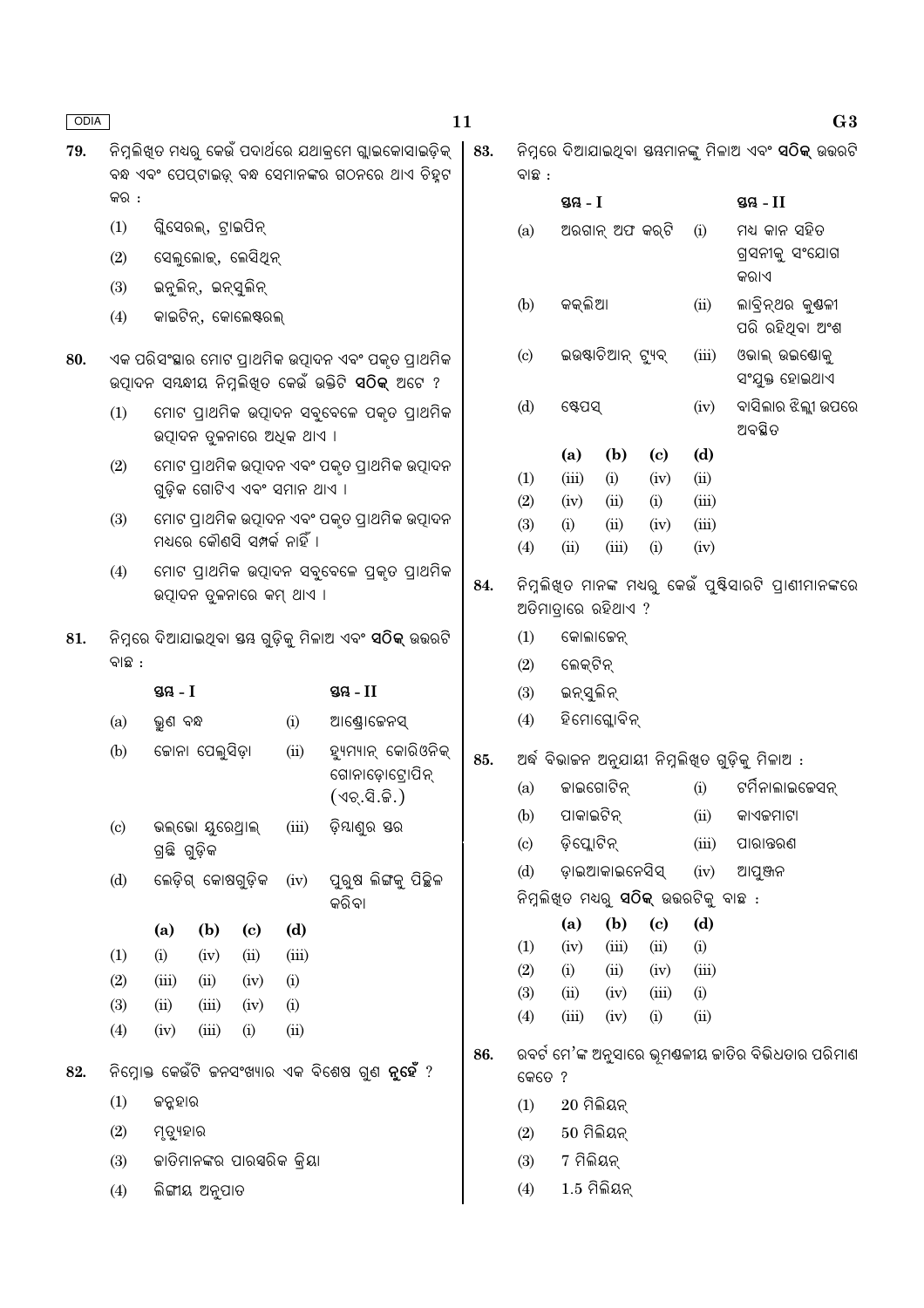79. ନିମ୍ନଲିଖିତ ମଧ୍ୟରୁ କେଉଁ ପଦାର୍ଥରେ ଯଥାକ୍ରମେ ଗ୍ଲାଇକୋସାଇଡ଼ିକ୍ ବନ୍ଧ ଏବଂ ପେପ୍ଟାଇଡ୍ ବନ୍ଧ ସେମାନଙ୍କର ଗଠନରେ ଥାଏ ଚିହ୍ନଟ କର :

(1) ଗ୍ଲିସେରଲ୍, ଟ୍ରାଇପିନ୍

(2) ସେଲୁଲୋଜ୍, ଲେସିଥିନ୍

(3) ଇନୁଲିନ୍, ଇନ୍ସୁଲିନ୍

(4) କାଇଟିନ୍, କୋଲେଷ୍ଟରଲ୍

80. ଏକ ପରିସଂସ୍ଥାର ମୋଟ ପ୍ରାଥମିକ ଉତ୍ପାଦନ ଏବଂ ପକୃତ ପ୍ରାଥମିକ ଉତ୍ପାଦନ ସମ୍ବନ୍ଧୀୟ ନିମ୍ନଲିଖିତ କେଉଁ ଉକ୍ତିଟି **ସଠିକ୍** ଅଟେ ?

(1) ମୋଟ ପ୍ରାଥମିକ ଉତ୍ପାଦନ ସବୁବେଳେ ପକୃତ ପ୍ରାଥମିକ ଉତ୍ପାଦନ ତୁଳନାରେ ଅଧିକ ଥାଏ ।

(2) ମୋଟ ପ୍ରାଥମିକ ଉତ୍ପାଦନ ଏବଂ ପକୃତ ପ୍ରାଥମିକ ଉତ୍ପାଦନ ଗୁଡ଼ିକ ଗୋଟିଏ ଏବଂ ସମାନ ଥାଏ ।

(3) ମୋଟ ପ୍ରାଥମିକ ଉତ୍ପାଦନ ଏବଂ ପକୃତ ପ୍ରାଥମିକ ଉତ୍ପାଦନ ମଧ୍ୟରେ କୌଣସି ସମ୍ପର୍କ ନାହିଁ ।

(4) ମୋଟ ପ୍ରାଥମିକ ଉତ୍ପାଦନ ସବୁବେଳେ ପ୍ରକୃତ ପ୍ରାଥମିକ ଉତ୍ପାଦନ ତୁଳନାରେ କମ୍ ଥାଏ ।

81. ନିମ୍ନରେ ଦିଆଯାଇଥିବା ସ୍ତମ୍ଭ ଗୁଡ଼ିକୁ ମିଳାଅ ଏବଂ **ସଠିକ୍** ଉତ୍ତରଟି ବାଛ :

| | ସ୍ତମ୍ଭ - I | | ସ୍ତମ୍ଭ - II |
|---|---|---|---|
| (a) | ଭ୍ରୁଣ ବନ୍ଧ | (i) | ଆଣ୍ଡ୍ରୋଜେନସ୍ |
| (b) | ଜୋନା ପେଲୁସିଡ଼ା | (ii) | ହ୍ୟୁମ୍ୟାନ୍ କୋରିଓନିକ୍ ଗୋନାଡ଼ୋଟ୍ରୋପିନ୍ (ଏଚ୍.ସି.ଜି.) |
| (c) | ଭଲଭୋ ୟୁରେଥ୍ରାଲ୍ ଗ୍ରନ୍ଥି ଗୁଡ଼ିକ | (iii) | ଡ଼ିମ୍ବାଣୁର ସ୍ତର |
| (d) | ଲେଡ଼ିଗ୍ କୋଷଗୁଡ଼ିକ | (iv) | ପୁରୁଷ ଲିଙ୍ଗକୁ ପିଚ୍ଛିଳ କରିବା |

| | (a) | (b) | (c) | (d) |
|---|---|---|---|---|
| (1) | (i) | (iv) | (ii) | (iii) |
| (2) | (iii) | (ii) | (iv) | (i) |
| (3) | (ii) | (iii) | (iv) | (i) |
| (4) | (iv) | (iii) | (i) | (ii) |

82. ନିମ୍ନୋକ୍ତ କେଉଁଟି ଜନସଂଖ୍ୟାର ଏକ ବିଶେଷ ଗୁଣ **ନୁହେଁ** ?

(1) ଜନ୍ମହାର

(2) ମୃତ୍ୟୁହାର

(3) ଜାତିମାନଙ୍କର ପାରସ୍ପରିକ କ୍ରିୟା

(4) ଲିଙ୍ଗୀୟ ଅନୁପାତ

83. ନିମ୍ନରେ ଦିଆଯାଇଥିବା ସ୍ତମ୍ଭମାନଙ୍କୁ ମିଳାଅ ଏବଂ **ସଠିକ୍** ଉତ୍ତରଟି ବାଛ :

| | ସ୍ତମ୍ଭ - I | | ସ୍ତମ୍ଭ - II |
|---|---|---|---|
| (a) | ଅରଗାନ୍ ଅଫ କର୍ଟି | (i) | ମଧ୍ୟ କାନ ସହିତ ଗ୍ରସନୀକୁ ସଂଯୋଗ କରାଏ |
| (b) | କକ୍ଲିଆ | (ii) | ଲାବ୍ରିନ୍ଥର କୁଣ୍ଡଳୀ ପରି ରହିଥିବା ଅଂଶ |
| (c) | ଇଉଷ୍ଟାଚିଆନ୍ ଟ୍ୟୁବ୍ | (iii) | ଓଭାଲ୍ ଉଇଣ୍ଡୋକୁ ସଂଯୁକ୍ତ ହୋଇଥାଏ |
| (d) | ଷ୍ଟେପସ୍ | (iv) | ବାସିଲାର ଝିଲ୍ଲୀ ଉପରେ ଅବସ୍ଥିତ |

| | (a) | (b) | (c) | (d) |
|---|---|---|---|---|
| (1) | (iii) | (i) | (iv) | (ii) |
| (2) | (iv) | (ii) | (i) | (iii) |
| (3) | (i) | (ii) | (iv) | (iii) |
| (4) | (ii) | (iii) | (i) | (iv) |

84. ନିମ୍ନଲିଖିତ ମାନଙ୍କ ମଧ୍ୟରୁ କେଉଁ ପୁଷ୍ଟିସାରଟି ପ୍ରାଣୀମାନଙ୍କରେ ଅତିମାତ୍ରାରେ ରହିଥାଏ ?

(1) କୋଲାଜେନ୍

(2) ଲେକ୍ଟିନ୍

(3) ଇନ୍ସୁଲିନ୍

(4) ହିମୋଗ୍ଲୋବିନ୍

85. ଅର୍ଦ୍ଧ ବିଭାଜନ ଅନୁଯାୟୀ ନିମ୍ନଲିଖିତ ଗୁଡ଼ିକୁ ମିଳାଅ :

| | | | |
|---|---|---|---|
| (a) | ଜାଇଗୋଟିନ୍ | (i) | ଟର୍ମିନାଲାଇଜେସନ୍ |
| (b) | ପାକାଇଟିନ୍ | (ii) | କାଏଜମାଟା |
| (c) | ଡ଼ିପ୍ଲୋଟିନ୍ | (iii) | ପାରାନ୍ତରଣ |
| (d) | ଡ଼ାଇଆକାଇନେସିସ୍ | (iv) | ଆପୁଞ୍ଜନ |

ନିମ୍ନଲିଖିତ ମଧ୍ୟରୁ **ସଠିକ୍** ଉତ୍ତରଟିକୁ ବାଛ :

| | (a) | (b) | (c) | (d) |
|---|---|---|---|---|
| (1) | (iv) | (iii) | (ii) | (i) |
| (2) | (i) | (ii) | (iv) | (iii) |
| (3) | (ii) | (iv) | (iii) | (i) |
| (4) | (iii) | (iv) | (i) | (ii) |

86. ରବର୍ଟ ମେ'ଙ୍କ ଅନୁସାରେ ଭୂମଣ୍ଡଳୀୟ ଜାତିର ବିଭିଧତାର ପରିମାଣ କେତେ ?

(1) 20 ମିଲିୟନ୍

(2) 50 ମିଲିୟନ୍

(3) 7 ମିଲିୟନ୍

(4) 1.5 ମିଲିୟନ୍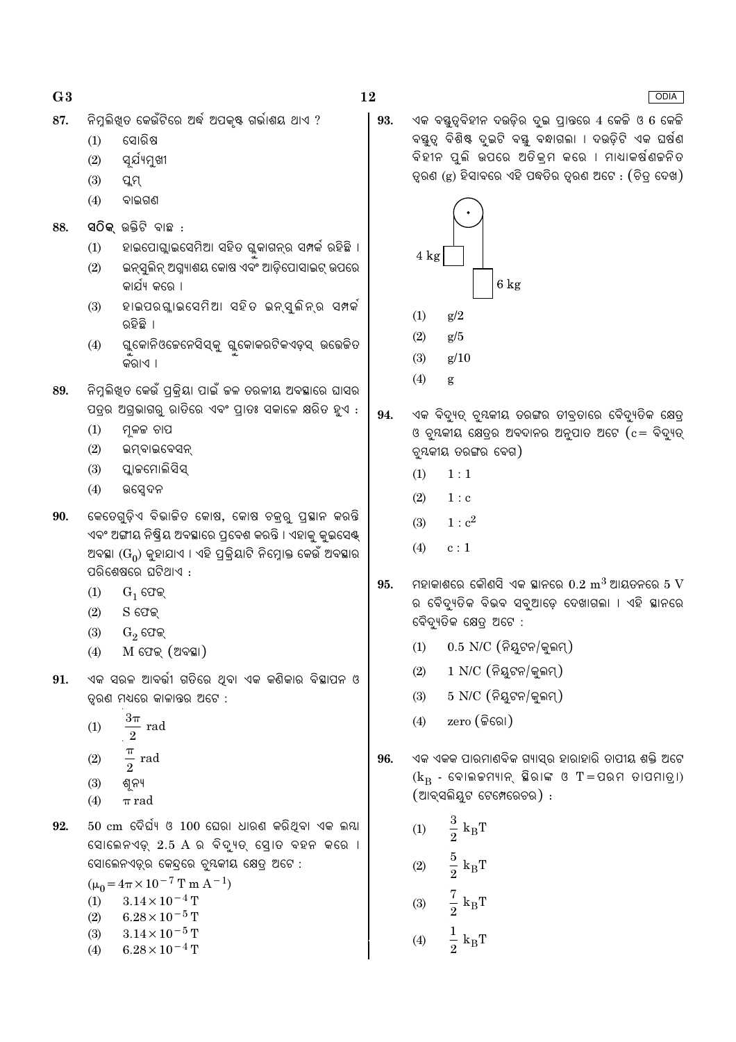87. ନିମ୍ନଲିଖିତ କେଉଁଟିରେ ଅର୍ଦ୍ଧ ଅପକୃଷ୍ଟ ଗର୍ଭାଶୟ ଥାଏ ?
   (1) ସୋରିଷ
   (2) ସୂର୍ଯ୍ୟମୁଖୀ
   (3) ପ୍ଲମ୍
   (4) ବାଇଗଣ

88. **ସଠିକ୍** ଉକ୍ତିଟି ବାଛ :
   (1) ହାଇପୋଗ୍ଲାଇସେମିଆ ସହିତ ଗ୍ଲୁକାଗନ୍‌ର ସମ୍ପର୍କ ରହିଛି ।
   (2) ଇନ୍‌ସୁଲିନ୍ ଅଗ୍ନ୍ୟାଶୟ କୋଷ ଏବଂ ଆଡ଼ିପୋସାଇଟ୍ ଉପରେ କାର୍ଯ୍ୟ କରେ ।
   (3) ହାଇପରଗ୍ଲାଇସେମିଆ ସହିତ ଇନ୍‌ସୁଲିନ୍‌ର ସମ୍ପର୍କ ରହିଛି ।
   (4) ଗ୍ଲୁକୋନିଓଜେନେସିସ୍‌କୁ ଗ୍ଲୁକୋକରଟିକଏଡ୍‌ସ୍ ଉତ୍ତେଜିତ କରାଏ ।

89. ନିମ୍ନଲିଖିତ କେଉଁ ପ୍ରକ୍ରିୟା ପାଇଁ ଜଳ ତରଳୀୟ ଅବସ୍ଥାରେ ଘାସର ପତ୍ରର ଅଗ୍ରଭାଗରୁ ରାତିରେ ଏବଂ ପ୍ରାତଃ ସକାଳେ କ୍ଷରିତ ହୁଏ :
   (1) ମୂଳଜ ଚାପ
   (2) ଇମ୍‌ବାଇବେସନ୍
   (3) ପ୍ଲାଜମୋଲିସିସ୍
   (4) ଉତ୍ସ୍ୱେଦନ

90. କେତେଗୁଡ଼ିଏ ବିଭାଜିତ କୋଷ, କୋଷ ଚକ୍ରରୁ ପ୍ରସ୍ଥାନ କରନ୍ତି ଏବଂ ଅଙ୍ଗୀୟ ନିଷ୍କ୍ରିୟ ଅବସ୍ଥାରେ ପ୍ରବେଶ କରନ୍ତି । ଏହାକୁ କୁଇସେଣ୍ଟ୍ ଅବସ୍ଥା ($G_0$) କୁହାଯାଏ । ଏହି ପ୍ରକ୍ରିୟାଟି ନିମ୍ନୋକ୍ତ କେଉଁ ଅବସ୍ଥାର ପରିଶେଷରେ ଘଟିଥାଏ :
   (1) $G_1$ ଫେଜ୍
   (2) S ଫେଜ୍
   (3) $G_2$ ଫେଜ୍
   (4) M ଫେଜ୍ (ଅବସ୍ଥା)

91. ଏକ ସରଳ ଆବର୍ତ୍ତୀ ଗତିରେ ଥିବା ଏକ କଣିକାର ବିସ୍ଥାପନ ଓ ତ୍ୱରଣ ମଧ୍ୟରେ କାଳାନ୍ତର ଅଟେ :
   (1) $\frac{3\pi}{2}$ rad
   (2) $\frac{\pi}{2}$ rad
   (3) ଶୂନ୍ୟ
   (4) $\pi$ rad

92. 50 cm ଦୈର୍ଘ୍ୟ ଓ 100 ଘେରା ଧାରଣ କରିଥିବା ଏକ ଲମ୍ବା ସୋଲେନଏଡ୍ 2.5 A ର ବିଦ୍ୟୁତ୍ ସ୍ରୋତ ବହନ କରେ । ସୋଲେନଏଡ୍‌ର କେନ୍ଦ୍ରରେ ଚୁମ୍ବକୀୟ କ୍ଷେତ୍ର ଅଟେ :
   ($\mu_0 = 4\pi \times 10^{-7}$ T m A$^{-1}$)
   (1) $3.14 \times 10^{-4}$ T
   (2) $6.28 \times 10^{-5}$ T
   (3) $3.14 \times 10^{-5}$ T
   (4) $6.28 \times 10^{-4}$ T

93. ଏକ ବସ୍ତୁତ୍ୱବିହୀନ ଦଉଡ଼ିର ଦୁଇ ପ୍ରାନ୍ତରେ 4 କେଜି ଓ 6 କେଜି ବସ୍ତୁତ୍ୱ ବିଶିଷ୍ଟ ଦୁଇଟି ବସ୍ତୁ ବନ୍ଧାଗଲା । ଦଉଡ଼ିଟି ଏକ ଘର୍ଷଣ ବିହୀନ ପୁଲି ଉପରେ ଅତିକ୍ରମ କରେ । ମାଧ୍ୟାକର୍ଷଣଜନିତ ତ୍ୱରଣ (g) ହିସାବରେ ଏହି ପଦ୍ଧତିର ତ୍ୱରଣ ଅଟେ : (ଚିତ୍ର ଦେଖ)

   4 kg &nbsp;&nbsp; 6 kg

   (1) g/2
   (2) g/5
   (3) g/10
   (4) g

94. ଏକ ବିଦ୍ୟୁତ୍ ଚୁମ୍ବକୀୟ ତରଙ୍ଗର ତୀବ୍ରତାରେ ବୈଦ୍ୟୁତିକ କ୍ଷେତ୍ର ଓ ଚୁମ୍ବକୀୟ କ୍ଷେତ୍ରର ଅବଦାନର ଅନୁପାତ ଅଟେ (c= ବିଦ୍ୟୁତ୍ ଚୁମ୍ବକୀୟ ତରଙ୍ଗର ବେଗ)
   (1) 1 : 1
   (2) 1 : c
   (3) 1 : $c^2$
   (4) c : 1

95. ମହାକାଶରେ କୌଣସି ଏକ ସ୍ଥାନରେ 0.2 $m^3$ ଆୟତନରେ 5 V ର ବୈଦ୍ୟୁତିକ ବିଭବ ସବୁଆଡ଼େ ଦେଖାଗଲା । ଏହି ସ୍ଥାନରେ ବୈଦ୍ୟୁତିକ କ୍ଷେତ୍ର ଅଟେ :
   (1) 0.5 N/C (ନିୟୁଟନ/କୁଲମ୍)
   (2) 1 N/C (ନିୟୁଟନ/କୁଲମ୍)
   (3) 5 N/C (ନିୟୁଟନ/କୁଲମ୍)
   (4) zero (ଜିରୋ)

96. ଏକ ଏକକ ପାରମାଣବିକ ଗ୍ୟାସ୍‌ର ହାରାହାରି ତାପୀୟ ଶକ୍ତି ଅଟେ ($k_B$ - ବୋଲଜମ୍ୟାନ୍ ସ୍ଥିରାଙ୍କ ଓ T=ପରମ ତାପମାତ୍ରା) (ଆବ୍‌ସଲିୟୁଟ ଟେମ୍ପେରେଚର) :
   (1) $\frac{3}{2} k_B T$
   (2) $\frac{5}{2} k_B T$
   (3) $\frac{7}{2} k_B T$
   (4) $\frac{1}{2} k_B T$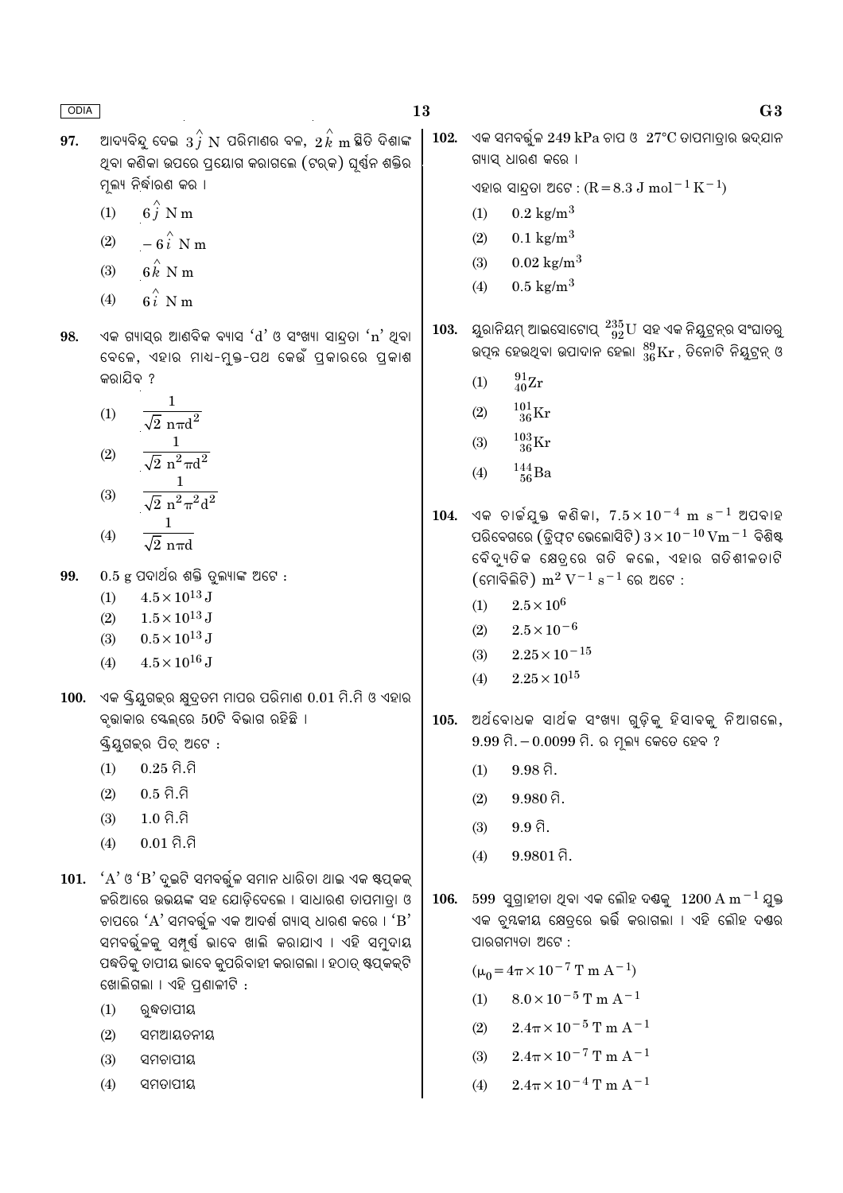**97.** ଆଦ୍ୟବିନ୍ଦୁ ଦେଇ $3\hat{j}$ N ପରିମାଣର ବଳ, $2\hat{k}$ m ସ୍ଥିତି ଦିଶାଙ୍କ ଥିବା କଣିକା ଉପରେ ପ୍ରୟୋଗ କରାଗଲେ (ଟର୍କ) ଘୂର୍ଣ୍ଣନ ଶକ୍ତିର ମୂଲ୍ୟ ନିର୍ଦ୍ଧାରଣ କର ।

(1) $6\hat{j}$ N m

(2) $-6\hat{i}$ N m

(3) $6\hat{k}$ N m

(4) $6\hat{i}$ N m

**98.** ଏକ ଗ୍ୟାସ୍‌ର ଆଣବିକ ବ୍ୟାସ 'd' ଓ ସଂଖ୍ୟା ସାନ୍ଦ୍ରତା 'n' ଥିବା ବେଳେ, ଏହାର ମାଧ୍ୟ-ମୁକ୍ତ-ପଥ କେଉଁ ପ୍ରକାରରେ ପ୍ରକାଶ କରାଯିବ ?

(1) $\dfrac{1}{\sqrt{2}\, n\pi d^2}$

(2) $\dfrac{1}{\sqrt{2}\, n^2\pi d^2}$

(3) $\dfrac{1}{\sqrt{2}\, n^2\pi^2 d^2}$

(4) $\dfrac{1}{\sqrt{2}\, n\pi d}$

**99.** 0.5 g ପଦାର୍ଥର ଶକ୍ତି ତୁଲ୍ୟାଙ୍କ ଅଟେ :

(1) $4.5 \times 10^{13}$ J

(2) $1.5 \times 10^{13}$ J

(3) $0.5 \times 10^{13}$ J

(4) $4.5 \times 10^{16}$ J

**100.** ଏକ ସ୍କ୍ରିୟୁଗଜ୍‌ର କ୍ଷୁଦ୍ରତମ ମାପର ପରିମାଣ 0.01 ମି.ମି ଓ ଏହାର ବୃତ୍ତାକାର ସ୍କେଲ୍‌ରେ 50ଟି ବିଭାଗ ରହିଛି ।

ସ୍କ୍ରିୟୁଗଜ୍‌ର ପିଚ୍ ଅଟେ :

(1) 0.25 ମି.ମି

(2) 0.5 ମି.ମି

(3) 1.0 ମି.ମି

(4) 0.01 ମି.ମି

**101.** 'A' ଓ 'B' ଦୁଇଟି ସମବର୍ତ୍ତୁଳ ସମାନ ଧାରିତା ଥାଇ ଏକ ଷ୍ଟପ୍‌କକ୍ ଜରିଆରେ ଉଭୟଙ୍କ ସହ ଯୋଡ଼ିଦେଲେ । ସାଧାରଣ ତାପମାତ୍ରା ଓ ଚାପରେ 'A' ସମବର୍ତ୍ତୁଳ ଏକ ଆଦର୍ଶ ଗ୍ୟାସ୍ ଧାରଣ କରେ । 'B' ସମବର୍ତ୍ତୁଳକୁ ସମ୍ପୂର୍ଣ୍ଣ ଭାବେ ଖାଲି କରାଯାଏ । ଏହି ସମୁଦାୟ ପଦ୍ଧତିକୁ ତାପୀୟ ଭାବେ କୁପରିବାହୀ କରାଗଲା । ହଠାତ୍ ଷ୍ଟପ୍‌କକ୍‌ଟି ଖୋଲିଗଲା । ଏହି ପ୍ରଣାଳୀଟି :

(1) ରୁଦ୍ଧତାପୀୟ

(2) ସମଆୟତନୀୟ

(3) ସମଚାପୀୟ

(4) ସମତାପୀୟ

**102.** ଏକ ସମବର୍ତ୍ତୁଳ 249 kPa ଚାପ ଓ 27°C ତାପମାତ୍ରାର ଉଦ୍‌ଯାନ ଗ୍ୟାସ୍ ଧାରଣ କରେ ।

ଏହାର ସାନ୍ଦ୍ରତା ଅଟେ : ($R = 8.3$ J mol$^{-1}$ K$^{-1}$)

(1) 0.2 kg/m$^3$

(2) 0.1 kg/m$^3$

(3) 0.02 kg/m$^3$

(4) 0.5 kg/m$^3$

**103.** ୟୁରାନିୟମ୍ ଆଇସୋଟୋପ୍ $^{235}_{92}U$ ସହ ଏକ ନିୟୁଟ୍ରନ୍‌ର ସଂଘାତରୁ ଉତ୍ପନ୍ନ ହେଉଥିବା ଉପାଦାନ ହେଲା $^{89}_{36}Kr$ , ତିନୋଟି ନିୟୁଟ୍ରନ୍ ଓ

(1) $^{91}_{40}Zr$

(2) $^{101}_{36}Kr$

(3) $^{103}_{36}Kr$

(4) $^{144}_{56}Ba$

**104.** ଏକ ଚାର୍ଜଯୁକ୍ତ କଣିକା, $7.5 \times 10^{-4}$ m s$^{-1}$ ଅପବାହ ପରିବେଗରେ (ଡ୍ରିଫ୍‌ଟ ଭେଲୋସିଟି) $3 \times 10^{-10}$ Vm$^{-1}$ ବିଶିଷ୍ଟ ବୈଦ୍ୟୁତିକ କ୍ଷେତ୍ରରେ ଗତି କଲେ, ଏହାର ଗତିଶୀଳତାଟି (ମୋବିଲିଟି) m$^2$ V$^{-1}$ s$^{-1}$ ରେ ଅଟେ :

(1) $2.5 \times 10^{6}$

(2) $2.5 \times 10^{-6}$

(3) $2.25 \times 10^{-15}$

(4) $2.25 \times 10^{15}$

**105.** ଅର୍ଥବୋଧକ ସାର୍ଥକ ସଂଖ୍ୟା ଗୁଡ଼ିକୁ ହିସାବକୁ ନିଆଗଲେ, 9.99 ମି. − 0.0099 ମି. ର ମୂଲ୍ୟ କେତେ ହେବ ?

(1) 9.98 ମି.

(2) 9.980 ମି.

(3) 9.9 ମି.

(4) 9.9801 ମି.

**106.** 599 ସୁଗ୍ରାହୀତା ଥିବା ଏକ ଲୌହ ଦଣ୍ଡକୁ 1200 A m$^{-1}$ ଯୁକ୍ତ ଏକ ଚୁମ୍ବକୀୟ କ୍ଷେତ୍ରରେ ଭର୍ତ୍ତି କରାଗଲା । ଏହି ଲୌହ ଦଣ୍ଡର ପାରଗମ୍ୟତା ଅଟେ :

($\mu_0 = 4\pi \times 10^{-7}$ T m A$^{-1}$)

(1) $8.0 \times 10^{-5}$ T m A$^{-1}$

(2) $2.4\pi \times 10^{-5}$ T m A$^{-1}$

(3) $2.4\pi \times 10^{-7}$ T m A$^{-1}$

(4) $2.4\pi \times 10^{-4}$ T m A$^{-1}$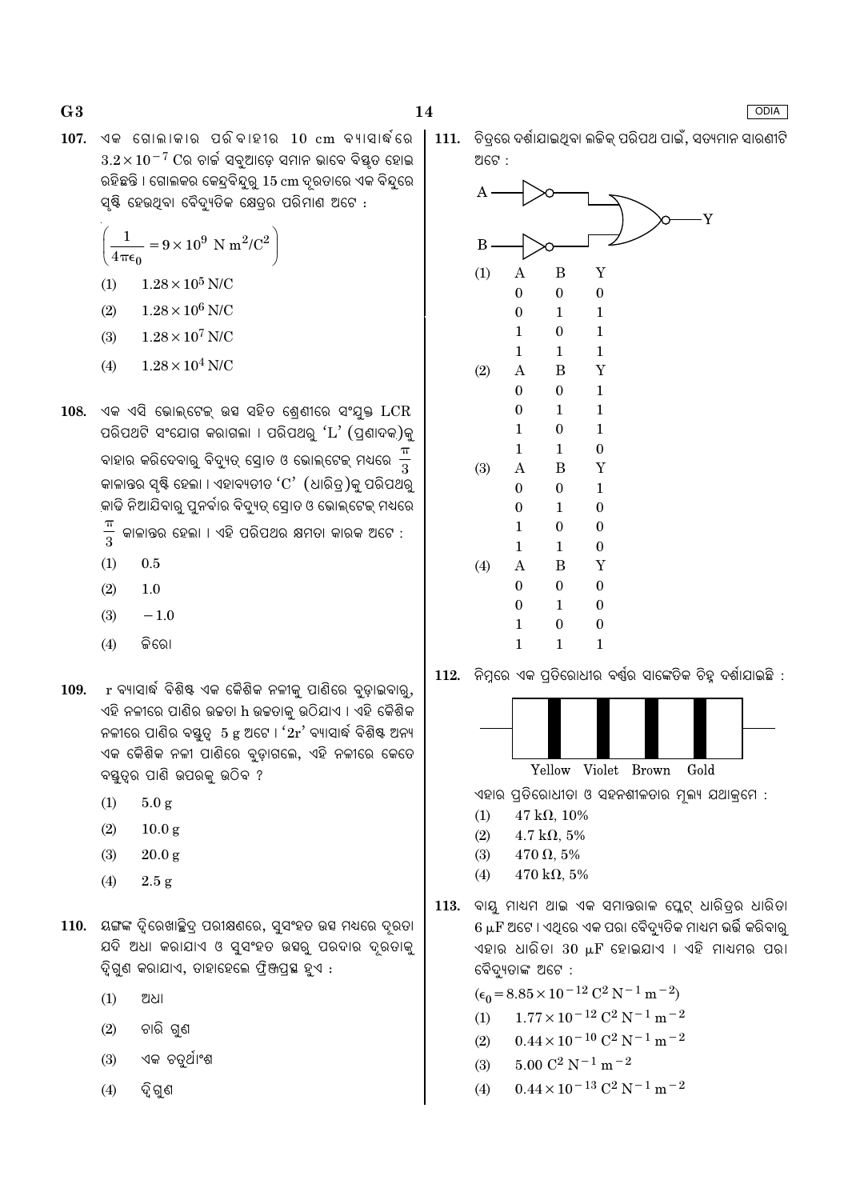107. ଏକ ଗୋଲାକାର ପରିବାହୀର 10 cm ବ୍ୟାସାର୍ଦ୍ଧରେ $3.2 \times 10^{-7}$ Cର ଚାର୍ଜ ସବୁଆଡ଼େ ସମାନ ଭାବେ ବିସ୍ତୃତ ହୋଇ ରହିଛନ୍ତି । ଗୋଲକର କେନ୍ଦ୍ରବିନ୍ଦୁରୁ 15 cm ଦୂରତାରେ ଏକ ବିନ୍ଦୁରେ ସୃଷ୍ଟି ହେଉଥିବା ବୈଦ୍ୟୁତିକ କ୍ଷେତ୍ରର ପରିମାଣ ଅଟେ :

$$\left(\frac{1}{4\pi\epsilon_0} = 9 \times 10^9 \text{ N m}^2/\text{C}^2\right)$$

(1) $1.28 \times 10^5$ N/C

(2) $1.28 \times 10^6$ N/C

(3) $1.28 \times 10^7$ N/C

(4) $1.28 \times 10^4$ N/C

108. ଏକ ଏସି ଭୋଲ୍‌ଟେଜ୍ ଉତ୍ସ ସହିତ ଶ୍ରେଣୀରେ ସଂଯୁକ୍ତ LCR ପରିପଥଟି ସଂଯୋଗ କରାଗଲା । ପରିପଥରୁ 'L' (ପ୍ରଣାଦକ)କୁ ବାହାର କରିଦେବାରୁ ବିଦ୍ୟୁତ୍ ସ୍ରୋତ ଓ ଭୋଲ୍‌ଟେଜ୍ ମଧ୍ୟରେ $\frac{\pi}{3}$ କାଳାନ୍ତର ସୃଷ୍ଟି ହେଲା । ଏହାବ୍ୟତୀତ 'C' (ଧାରିତ୍ର)କୁ ପରିପଥରୁ କାଢି ନିଆଯିବାରୁ ପୁନର୍ବାର ବିଦ୍ୟୁତ୍ ସ୍ରୋତ ଓ ଭୋଲ୍‌ଟେଜ୍ ମଧ୍ୟରେ $\frac{\pi}{3}$ କାଳାନ୍ତର ହେଲା । ଏହି ପରିପଥର କ୍ଷମତା କାରକ ଅଟେ :

(1) 0.5

(2) 1.0

(3) $-1.0$

(4) ଜିରୋ

109. r ବ୍ୟାସାର୍ଦ୍ଧ ବିଶିଷ୍ଟ ଏକ କୈଶିକ ନଳୀକୁ ପାଣିରେ ବୁଡ଼ାଇବାରୁ, ଏହି ନଳୀରେ ପାଣିର ଉଚ୍ଚତା h ଉଚ୍ଚତାକୁ ଉଠିଯାଏ । ଏହି କୈଶିକ ନଳୀରେ ପାଣିର ବସ୍ତୁତ୍ୱ 5 g ଅଟେ । '2r' ବ୍ୟାସାର୍ଦ୍ଧ ବିଶିଷ୍ଟ ଅନ୍ୟ ଏକ କୈଶିକ ନଳୀ ପାଣିରେ ବୁଡ଼ାଗଲେ, ଏହି ନଳୀରେ କେତେ ବସ୍ତୁତ୍ୱର ପାଣି ଉପରକୁ ଉଠିବ ?

(1) 5.0 g

(2) 10.0 g

(3) 20.0 g

(4) 2.5 g

110. ୟଙ୍ଗଙ୍କ ଦ୍ୱିରେଖାଚ୍ଛିଦ୍ର ପରୀକ୍ଷଣରେ, ସୁସଂହତ ଉତ୍ସ ମଧ୍ୟରେ ଦୂରତା ଯଦି ଅଧା କରାଯାଏ ଓ ସୁସଂହତ ଉତ୍ସରୁ ପରଦାର ଦୂରତାକୁ ଦ୍ୱିଗୁଣ କରାଯାଏ, ତାହାହେଲେ ଫ୍ରିଞ୍ଜପ୍ରସ୍ଥ ହୁଏ :

(1) ଅଧା

(2) ଚାରି ଗୁଣ

(3) ଏକ ଚତୁର୍ଥାଂଶ

(4) ଦ୍ୱିଗୁଣ

111. ଚିତ୍ରରେ ଦର୍ଶାଯାଇଥିବା ଲଜିକ୍ ପରିପଥ ପାଇଁ, ସତ୍ୟମାନ ସାରଣୀଟି ଅଟେ :

(1)

| A | B | Y |
|---|---|---|
| 0 | 0 | 0 |
| 0 | 1 | 1 |
| 1 | 0 | 1 |
| 1 | 1 | 1 |

(2)

| A | B | Y |
|---|---|---|
| 0 | 0 | 1 |
| 0 | 1 | 1 |
| 1 | 0 | 1 |
| 1 | 1 | 0 |

(3)

| A | B | Y |
|---|---|---|
| 0 | 0 | 1 |
| 0 | 1 | 0 |
| 1 | 0 | 0 |
| 1 | 1 | 0 |

(4)

| A | B | Y |
|---|---|---|
| 0 | 0 | 0 |
| 0 | 1 | 0 |
| 1 | 0 | 0 |
| 1 | 1 | 1 |

112. ନିମ୍ନରେ ଏକ ପ୍ରତିରୋଧୀର ବର୍ଣ୍ଣର ସାଙ୍କେତିକ ଚିହ୍ନ ଦର୍ଶାଯାଇଛି :

Yellow Violet Brown Gold

ଏହାର ପ୍ରତିରୋଧୀତା ଓ ସହନଶୀଳତାର ମୂଲ୍ୟ ଯଥାକ୍ରମେ :

(1) 47 kΩ, 10%

(2) 4.7 kΩ, 5%

(3) 470 Ω, 5%

(4) 470 kΩ, 5%

113. ବାୟୁ ମାଧ୍ୟମ ଥାଇ ଏକ ସମାନ୍ତରାଳ ପ୍ଲେଟ୍ ଧାରିତ୍ରର ଧାରିତା 6 μF ଅଟେ । ଏଥିରେ ଏକ ପରା ବୈଦ୍ୟୁତିକ ମାଧ୍ୟମ ଭର୍ତ୍ତି କରିବାରୁ ଏହାର ଧାରିତା 30 μF ହୋଇଯାଏ । ଏହି ମାଧ୍ୟମର ପରା ବୈଦ୍ୟୁତାଙ୍କ ଅଟେ :

$(\epsilon_0 = 8.85 \times 10^{-12}\ \text{C}^2\ \text{N}^{-1}\ \text{m}^{-2})$

(1) $1.77 \times 10^{-12}\ \text{C}^2\ \text{N}^{-1}\ \text{m}^{-2}$

(2) $0.44 \times 10^{-10}\ \text{C}^2\ \text{N}^{-1}\ \text{m}^{-2}$

(3) $5.00\ \text{C}^2\ \text{N}^{-1}\ \text{m}^{-2}$

(4) $0.44 \times 10^{-13}\ \text{C}^2\ \text{N}^{-1}\ \text{m}^{-2}$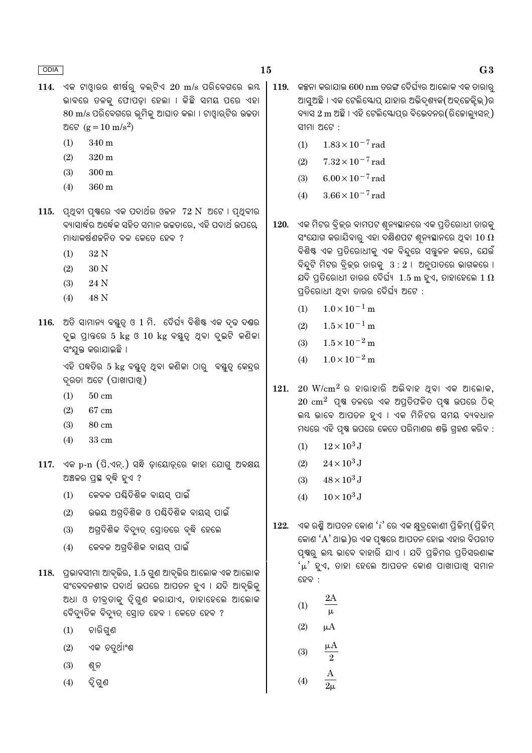114. ଏକ ଟାୱାରର ଶୀର୍ଷରୁ ବଲ୍‌ଟିଏ 20 m/s ପରିବେଗରେ ଲମ୍ବ ଭାବରେ ତଳକୁ ଫୋପଡ଼ା ହେଲା । କିଛି ସମୟ ପରେ ଏହା 80 m/s ପରିବେଗରେ ଭୂମିକୁ ଆଘାତ କଲା । ଟାୱାର୍‌ଟିର ଉଚ୍ଚତା ଅଟେ $(g = 10 \text{ m/s}^2)$

(1) 340 m

(2) 320 m

(3) 300 m

(4) 360 m

115. ପୃଥିବୀ ପୃଷ୍ଠରେ ଏକ ପଦାର୍ଥର ଓଜନ 72 N ଅଟେ । ପୃଥିବୀର ବ୍ୟାସାର୍ଦ୍ଧର ଅର୍ଦ୍ଧେକ ସହିତ ସମାନ ଉଚ୍ଚତାରେ, ଏହି ପଦାର୍ଥ ଉପରେ, ମାଧ୍ୟାକର୍ଷଣଜନିତ ବଳ କେତେ ହେବ ?

(1) 32 N

(2) 30 N

(3) 24 N

(4) 48 N

116. ଅତି ସାମାନ୍ୟ ବସ୍ତୁତ୍ୱ ଓ 1 ମି. ଦୈର୍ଘ୍ୟ ବିଶିଷ୍ଟ ଏକ ଦୃଢ ଦଣ୍ଡର ଦୁଇ ପ୍ରାନ୍ତରେ 5 kg ଓ 10 kg ବସ୍ତୁତ୍ୱ ଥିବା ଦୁଇଟି କଣିକା ସଂଯୁକ୍ତ କରାଯାଇଛି ।

ଏହି ପଦ୍ଧତିର 5 kg ବସ୍ତୁତ୍ୱ ଥିବା କଣିକା ଠାରୁ ବସ୍ତୁତ୍ୱ କେନ୍ଦ୍ରର ଦୂରତା ଅଟେ (ପାଖାପାଖି)

(1) 50 cm

(2) 67 cm

(3) 80 cm

(4) 33 cm

117. ଏକ p-n (ପି.ଏନ୍.) ସନ୍ଧି ଡ଼ାୟୋଡ଼୍‌ରେ କାହା ଯୋଗୁ ଅବକ୍ଷୟ ଅଞ୍ଚଳର ପ୍ରସ୍ଥ ବୃଦ୍ଧି ହୁଏ ?

(1) କେବଳ ପଶ୍ଚିଦିଶିକ ବାୟସ୍ ପାଇଁ

(2) ଉଭୟ ଅଗ୍ରଦିଶିକ ଓ ପଶ୍ଚିଦିଶିକ ବାୟସ୍ ପାଇଁ

(3) ଅଗ୍ରଦିଶିକ ବିଦ୍ୟୁତ୍ ସ୍ରୋତରେ ବୃଦ୍ଧି ହେଲେ

(4) କେବଳ ଅଗ୍ରଦିଶିକ ବାୟସ୍ ପାଇଁ

118. ପ୍ରଭାବସୀମା ଆବୃତ୍ତିର, 1.5 ଗୁଣ ଆବୃତ୍ତିର ଆଲୋକ ଏକ ଆଲୋକ ସଂବେଦନଶୀଳ ପଦାର୍ଥ ଉପରେ ଆପତନ ହୁଏ । ଯଦି ଆବୃତ୍ତିକୁ ଅଧା ଓ ତୀବ୍ରତାକୁ ଦ୍ୱିଗୁଣ କରାଯାଏ, ତାହାହେଲେ ଆଲୋକ ବୈଦ୍ୟୁତିକ ବିଦ୍ୟୁତ୍ ସ୍ରୋତ ହେବ । କେତେ ହେବ ?

(1) ଚାରିଗୁଣ

(2) ଏକ ଚତୁର୍ଥାଂଶ

(3) ଶୂନ

(4) ଦ୍ୱିଗୁଣ

119. କଳ୍ପନା କରାଯାଉ 600 nm ତରଙ୍ଗ ଦୈର୍ଘ୍ୟର ଆଲୋକ ଏକ ତାରାରୁ ଆସୁଅଛି । ଏକ ଟେଲିସ୍କୋପ୍ ଯାହାର ଅଭିଦୃଶ୍ୟକ(ଅବ୍‌ଜେକ୍ଟିଭ୍)ର ବ୍ୟାସ 2 m ଅଛି । ଏହି ଟେଲିସ୍କୋପ୍‌ର ବିଭେଦନର(ରିଜୋଲ୍ୟୁସନ୍) ସୀମା ଅଟେ :

(1) $1.83 \times 10^{-7}$ rad

(2) $7.32 \times 10^{-7}$ rad

(3) $6.00 \times 10^{-7}$ rad

(4) $3.66 \times 10^{-7}$ rad

120. ଏକ ମିଟର ବ୍ରିଜ୍‌ର ବାମପଟ ଶୂନ୍ୟସ୍ଥାନରେ ଏକ ପ୍ରତିରୋଧୀ ତାରକୁ ସଂଯୋଗ କରାଯିବାରୁ ଏହା ଦକ୍ଷିଣପଟ ଶୂନ୍ୟସ୍ଥାନରେ ଥିବା $10\ \Omega$ ବିଶିଷ୍ଟ ଏକ ପ୍ରତିରୋଧୀକୁ ଏକ ବିନ୍ଦୁରେ ସନ୍ତୁଳନ କରେ, ଯେଉଁ ବିନ୍ଦୁଟି ମିଟର ବ୍ରିଜ୍‌ର ତାରକୁ 3 : 2 । ଅନୁପାତରେ ଭାଗକରେ । ଯଦି ପ୍ରତିରୋଧୀ ତାରର ଦୈର୍ଘ୍ୟ 1.5 m ହୁଏ, ତାହାହେଲେ $1\ \Omega$ ପ୍ରତିରୋଧୀ ଥିବା ତାରର ଦୈର୍ଘ୍ୟ ଅଟେ :

(1) $1.0 \times 10^{-1}$ m

(2) $1.5 \times 10^{-1}$ m

(3) $1.5 \times 10^{-2}$ m

(4) $1.0 \times 10^{-2}$ m

121. 20 W/cm$^2$ ର ହାରାହାରି ଅଭିବାହ ଥିବା ଏକ ଆଲୋକ, 20 cm$^2$ ପୃଷ୍ଠ ତଳରେ ଏକ ଅପ୍ରତିଫଳିତ ପୃଷ୍ଠ ଉପରେ ଠିକ୍ ଲମ୍ବ ଭାବେ ଆପତନ ହୁଏ । ଏକ ମିନିଟର ସମୟ ବ୍ୟବଧାନ ମଧ୍ୟରେ ଏହି ପୃଷ୍ଠ ଉପରେ କେତେ ପରିମାଣର ଶକ୍ତି ଗ୍ରହଣ କରିବ :

(1) $12 \times 10^3$ J

(2) $24 \times 10^3$ J

(3) $48 \times 10^3$ J

(4) $10 \times 10^3$ J

122. ଏକ ରଶ୍ମି ଆପତନ କୋଣ '$i$' ରେ ଏକ କ୍ଷୁଦ୍ରକୋଣୀ ପ୍ରିଜିମ୍(ପ୍ରିଜିମ୍ କୋଣ 'A' ଥାଇ)ର ଏକ ପୃଷ୍ଠରେ ଆପତନ ହୋଇ ଏହାର ବିପରୀତ ପୃଷ୍ଠରୁ ଲମ୍ବ ଭାବେ ବାହାରି ଯାଏ । ଯଦି ପ୍ରିଜିମର ପ୍ରତିସରଣାଙ୍କ '$\mu$' ହୁଏ, ତାହା ହେଲେ ଆପତନ କୋଣ ପାଖାପାଖି ସମାନ ହେବ :

(1) $\dfrac{2A}{\mu}$

(2) $\mu A$

(3) $\dfrac{\mu A}{2}$

(4) $\dfrac{A}{2\mu}$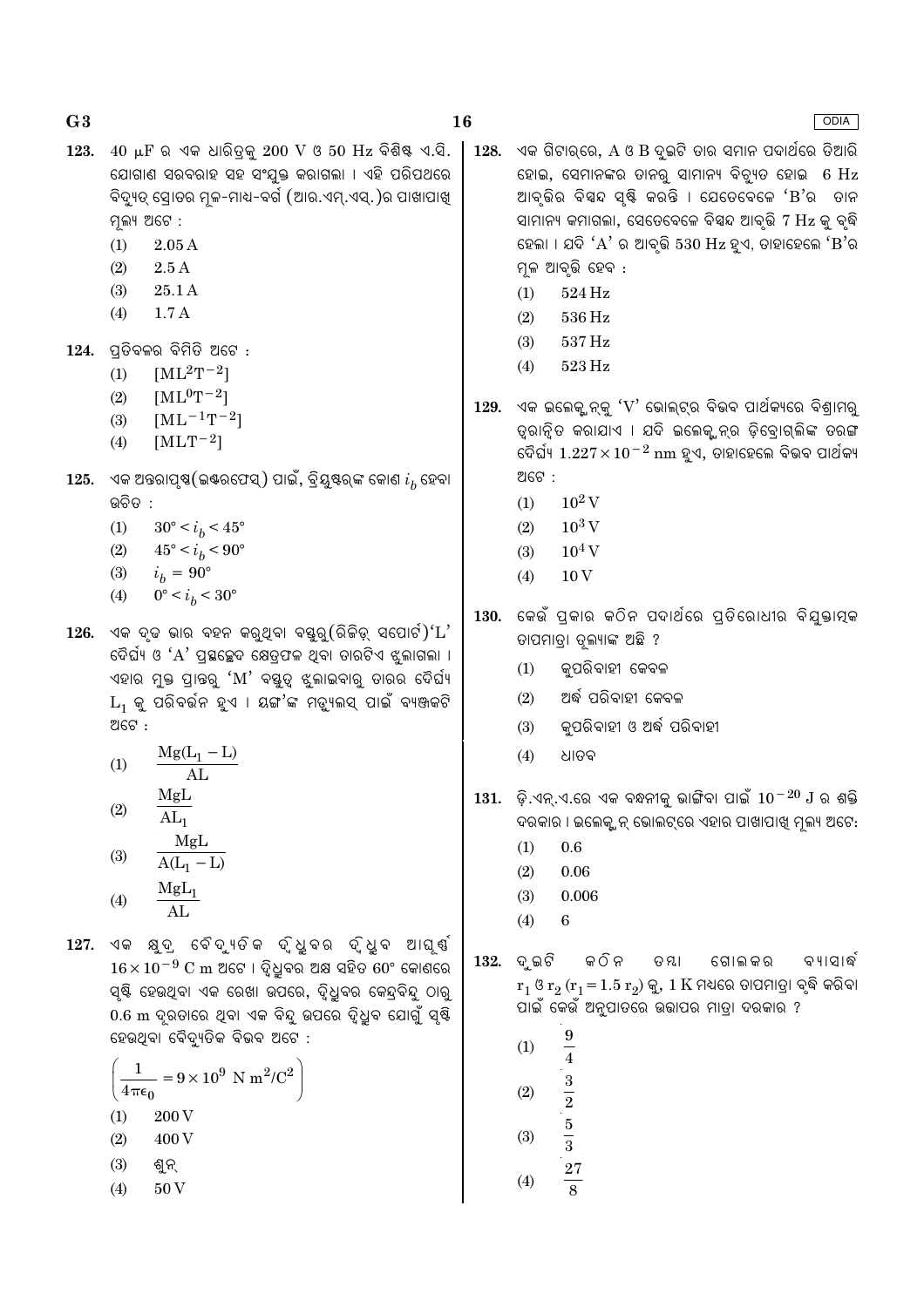123. 40 $\mu$F ର ଏକ ଧାରିତ୍ରକୁ 200 V ଓ 50 Hz ବିଶିଷ୍ଟ ଏ.ସି. ଯୋଗାଣ ସରବରାହ ସହ ସଂଯୁକ୍ତ କରାଗଲା । ଏହି ପରିପଥରେ ବିଦ୍ୟୁତ୍ ସ୍ରୋତର ମୂଳ-ମାଧ-ବର୍ଗ (ଆର.ଏମ୍.ଏସ୍.)ର ପାଖାପାଖି ମୂଲ୍ୟ ଅଟେ :

(1) 2.05 A

(2) 2.5 A

(3) 25.1 A

(4) 1.7 A

124. ପ୍ରତିବଳର ବିମିତି ଅଟେ :

(1) $[ML^2T^{-2}]$

(2) $[ML^0T^{-2}]$

(3) $[ML^{-1}T^{-2}]$

(4) $[MLT^{-2}]$

125. ଏକ ଅନ୍ତରାପୃଷ୍ଠ(ଇଣ୍ଟରଫେସ୍) ପାଇଁ, ବ୍ରିୟୁଷ୍ଟରଙ୍କ କୋଣ $i_b$ ହେବା ଉଚିତ :

(1) $30° < i_b < 45°$

(2) $45° < i_b < 90°$

(3) $i_b = 90°$

(4) $0° < i_b < 30°$

126. ଏକ ଦୃଢ଼ ଭାର ବହନ କରୁଥିବା ବସ୍ତୁରୁ(ରିଜିଡ୍ ସପୋର୍ଟ)'L' ଦୈର୍ଘ୍ୟ ଓ 'A' ପ୍ରସ୍ଥଚ୍ଛେଦ କ୍ଷେତ୍ରଫଳ ଥିବା ତାରଟିଏ ଝୁଲାଗଲା । ଏହାର ମୁକ୍ତ ପ୍ରାନ୍ତରୁ 'M' ବସ୍ତୁତ୍ୱ ଝୁଲାଇବାରୁ ତାରର ଦୈର୍ଘ୍ୟ $L_1$ କୁ ପରିବର୍ତ୍ତନ ହୁଏ । ୟଙ୍ଗ୍‌ଙ୍କ ମଡ୍ୟୁଲସ୍ ପାଇଁ ବ୍ୟଞ୍ଜକଟି ଅଟେ :

(1) $\dfrac{Mg(L_1 - L)}{AL}$

(2) $\dfrac{MgL}{AL_1}$

(3) $\dfrac{MgL}{A(L_1 - L)}$

(4) $\dfrac{MgL_1}{AL}$

127. ଏକ କ୍ଷୁଦ୍ର ବୈଦ୍ୟୁତିକ ଦ୍ୱିଧ୍ରୁବର ଦ୍ୱିଧ୍ରୁବ ଆଘୂର୍ଣ୍ଣ $16 \times 10^{-9}$ C m ଅଟେ । ଦ୍ୱିଧ୍ରୁବର ଅକ୍ଷ ସହିତ 60° କୋଣରେ ସୃଷ୍ଟି ହେଉଥିବା ଏକ ରେଖା ଉପରେ, ଦ୍ୱିଧ୍ରୁବର କେନ୍ଦ୍ରବିନ୍ଦୁ ଠାରୁ 0.6 m ଦୂରତାରେ ଥିବା ଏକ ବିନ୍ଦୁ ଉପରେ ଦ୍ୱିଧ୍ରୁବ ଯୋଗୁଁ ସୃଷ୍ଟି ହେଉଥିବା ବୈଦ୍ୟୁତିକ ବିଭବ ଅଟେ :

$$\left(\frac{1}{4\pi\epsilon_0} = 9 \times 10^9 \text{ N m}^2/\text{C}^2\right)$$

(1) 200 V

(2) 400 V

(3) ଶୁନ୍

(4) 50 V

128. ଏକ ଗିଟାର୍‌ରେ, A ଓ B ଦୁଇଟି ତାର ସମାନ ପଦାର୍ଥରେ ତିଆରି ହୋଇ, ସେମାନଙ୍କର ତାନକୁ ସାମାନ୍ୟ ବିଚ୍ୟୁତ ହୋଇ 6 Hz ଆବୃତ୍ତିର ବିସ୍ପନ୍ଦ ସୃଷ୍ଟି କରନ୍ତି । ଯେତେବେଳେ 'B'ର ତାନ ସାମାନ୍ୟ କମାଗଲା, ସେତେବେଳେ ବିସ୍ପନ୍ଦ ଆବୃତ୍ତି 7 Hz କୁ ବୃଦ୍ଧି ହେଲା । ଯଦି 'A' ର ଆବୃତ୍ତି 530 Hz ହୁଏ, ତାହାହେଲେ 'B'ର ମୂଳ ଆବୃତ୍ତି ହେବ :

(1) 524 Hz

(2) 536 Hz

(3) 537 Hz

(4) 523 Hz

129. ଏକ ଇଲେକ୍ଟ୍ରନ୍‌କୁ 'V' ଭୋଲ୍ଟ୍‌ର ବିଭବ ପାର୍ଥକ୍ୟରେ ବିଶ୍ରାମରୁ ତ୍ୱରାନ୍ୱିତ କରାଯାଏ । ଯଦି ଇଲେକ୍ଟ୍ରନ୍‌ର ଡ଼ିବ୍ରୋଗ୍ଲିଙ୍କ ତରଙ୍ଗ ଦୈର୍ଘ୍ୟ $1.227 \times 10^{-2}$ nm ହୁଏ, ତାହାହେଲେ ବିଭବ ପାର୍ଥକ୍ୟ ଅଟେ :

(1) $10^2$ V

(2) $10^3$ V

(3) $10^4$ V

(4) 10 V

130. କେଉଁ ପ୍ରକାର କଠିନ ପଦାର୍ଥରେ ପ୍ରତିରୋଧୀର ବିଯୁକ୍ତାତ୍ମକ ତାପମାତ୍ରା ଗୁଣାଙ୍କ ଅଛି ?

(1) କୁପରିବାହୀ କେବଳ

(2) ଅର୍ଦ୍ଧ ପରିବାହୀ କେବଳ

(3) କୁପରିବାହୀ ଓ ଅର୍ଦ୍ଧ ପରିବାହୀ

(4) ଧାତବ

131. ଡ଼ି.ଏନ୍.ଏ.ରେ ଏକ ବନ୍ଧନୀକୁ ଭାଙ୍ଗିବା ପାଇଁ $10^{-20}$ J ର ଶକ୍ତି ଦରକାର । ଇଲେକ୍ଟ୍ରନ୍ ଭୋଲ୍ଟ୍‌ରେ ଏହାର ପାଖାପାଖି ମୂଲ୍ୟ ଅଟେ:

(1) 0.6

(2) 0.06

(3) 0.006

(4) 6

132. ଦୁଇଟି କଠିନ ତମ୍ବା ଗୋଲକର ବ୍ୟାସାର୍ଦ୍ଧ $r_1$ ଓ $r_2$ ($r_1 = 1.5\, r_2$) କୁ, 1 K ମଧ୍ୟରେ ତାପମାତ୍ରା ବୃଦ୍ଧି କରିବା ପାଇଁ କେଉଁ ଅନୁପାତରେ ଉତ୍ତାପର ମାତ୍ରା ଦରକାର ?

(1) $\dfrac{9}{4}$

(2) $\dfrac{3}{2}$

(3) $\dfrac{5}{3}$

(4) $\dfrac{27}{8}$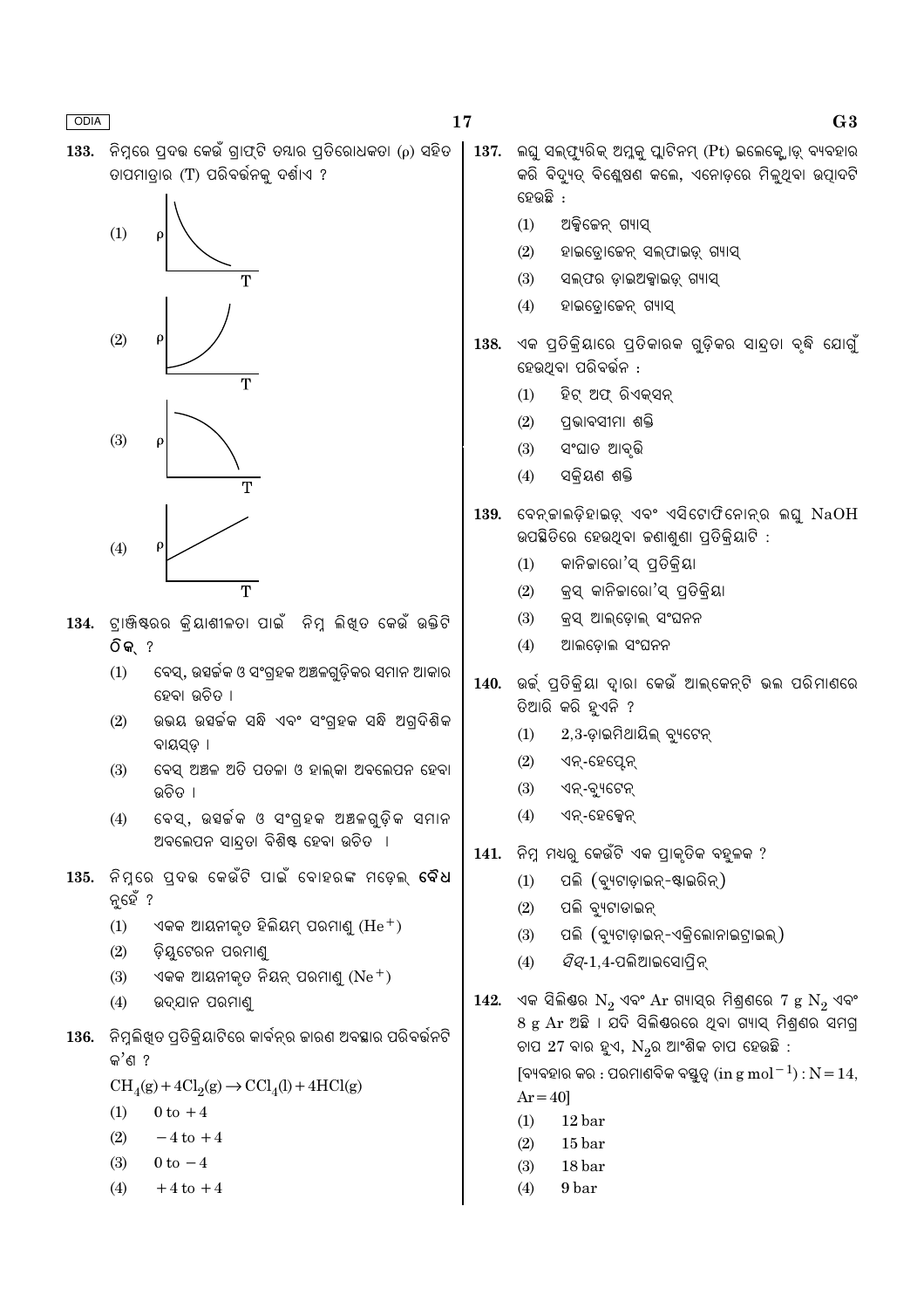133. ନିମ୍ନରେ ପ୍ରଦତ୍ତ କେଉଁ ଗ୍ରାଫ୍‌ଟି ତମ୍ବାର ପ୍ରତିରୋଧକତା (ρ) ସହିତ ତାପମାତ୍ରାର (T) ପରିବର୍ତ୍ତନକୁ ଦର୍ଶାଏ ?

(1) ρ vs T

(2) ρ vs T

(3) ρ vs T

(4) ρ vs T

134. ଟ୍ରାଞ୍ଜିଷ୍ଟରର କ୍ରିୟାଶୀଳତା ପାଇଁ ନିମ୍ନ ଲିଖିତ କେଉଁ ଉକ୍ତିଟି **ଠିକ୍** ?

(1) ବେସ୍, ଉତ୍ସର୍ଜକ ଓ ସଂଗ୍ରହକ ଅଞ୍ଚଳଗୁଡ଼ିକର ସମାନ ଆକାର ହେବା ଉଚିତ ।

(2) ଉଭୟ ଉତ୍ସର୍ଜକ ସନ୍ଧି ଏବଂ ସଂଗ୍ରହକ ସନ୍ଧି ଅଗ୍ରଦିଶିକ ବାୟସ୍‌ଡ଼ ।

(3) ବେସ୍ ଅଞ୍ଚଳ ଅତି ପତଳା ଓ ହାଲ୍‌କା ଅବଲେପନ ହେବା ଉଚିତ ।

(4) ବେସ୍, ଉତ୍ସର୍ଜକ ଓ ସଂଗ୍ରହକ ଅଞ୍ଚଳଗୁଡ଼ିକ ସମାନ ଅବଲେପନ ସାନ୍ଦ୍ରତା ବିଶିଷ୍ଟ ହେବା ଉଚିତ ।

135. ନିମ୍ନରେ ପ୍ରଦତ୍ତ କେଉଁଟି ପାଇଁ ବୋହରଙ୍କ ମଡେଲ୍ **ବୈଧ** ନୁହେଁ ?

(1) ଏକକ ଆୟନୀକୃତ ହିଲିୟମ୍ ପରମାଣୁ ($He^+$)

(2) ଡ଼ିୟୁଟେରନ ପରମାଣୁ

(3) ଏକକ ଆୟନୀକୃତ ନିୟନ୍ ପରମାଣୁ ($Ne^+$)

(4) ଉଦ୍‌ଯାନ ପରମାଣୁ

136. ନିମ୍ନଲିଖିତ ପ୍ରତିକ୍ରିୟାଟିରେ କାର୍ବନ୍‌ର ଜାରଣ ଅବସ୍ଥାର ପରିବର୍ତ୍ତନଟି କ'ଣ ?

$$CH_4(g) + 4Cl_2(g) \rightarrow CCl_4(l) + 4HCl(g)$$

(1) 0 to +4

(2) −4 to +4

(3) 0 to −4

(4) +4 to +4

137. ଲଘୁ ସଲ୍‌ଫ୍ୟୁରିକ୍ ଅମ୍ଳକୁ ପ୍ଲାଟିନମ୍ (Pt) ଇଲେକ୍ଟ୍ରୋଡ୍ ବ୍ୟବହାର କରି ବିଦ୍ୟୁତ୍ ବିଶ୍ଳେଷଣ କଲେ, ଏନୋଡ଼ରେ ମିଳୁଥିବା ଉତ୍ପାଦଟି ହେଉଛି :

(1) ଅକ୍ସିଜେନ୍ ଗ୍ୟାସ୍

(2) ହାଇଡ୍ରୋଜେନ୍ ସଲ୍‌ଫାଇଡ୍ ଗ୍ୟାସ୍

(3) ସଲ୍‌ଫର ଡ଼ାଇଅକ୍ସାଇଡ୍ ଗ୍ୟାସ୍

(4) ହାଇଡ୍ରୋଜେନ୍ ଗ୍ୟାସ୍

138. ଏକ ପ୍ରତିକ୍ରିୟାରେ ପ୍ରତିକାରକ ଗୁଡ଼ିକର ସାନ୍ଦ୍ରତା ବୃଦ୍ଧି ଯୋଗୁଁ ହେଉଥିବା ପରିବର୍ତ୍ତନ :

(1) ହିଟ୍ ଅଫ୍ ରିଏକ୍‌ସନ୍

(2) ପ୍ରଭାବସୀମା ଶକ୍ତି

(3) ସଂଘାତ ଆବୃତ୍ତି

(4) ସକ୍ରିୟଣ ଶକ୍ତି

139. ବେନ୍‌ଜାଲଡ଼ିହାଇଡ୍ ଏବଂ ଏସିଟୋଫିନୋନ୍‌ର ଲଘୁ NaOH ଉପସ୍ଥିତିରେ ହେଉଥିବା ଜଣାଶୁଣା ପ୍ରତିକ୍ରିୟାଟି :

(1) କାନିଜାରୋ'ସ୍ ପ୍ରତିକ୍ରିୟା

(2) କ୍ରସ୍ କାନିଜାରୋ'ସ୍ ପ୍ରତିକ୍ରିୟା

(3) କ୍ରସ୍ ଆଲ୍‌ଡ଼ୋଲ୍ ସଂଘନନ

(4) ଆଲଡ଼ୋଲ ସଂଘନନ

140. ଉର୍ଜ୍ ପ୍ରତିକ୍ରିୟା ଦ୍ୱାରା କେଉଁ ଆଲ୍‌କେନ୍‌ଟି ଭଲ ପରିମାଣରେ ତିଆରି କରି ହୁଏନି ?

(1) 2,3-ଡ଼ାଇମିଥାୟିଲ୍ ବ୍ୟୁଟେନ୍

(2) ଏନ୍-ହେପ୍ଟେନ୍

(3) ଏନ୍-ବ୍ୟୁଟେନ୍

(4) ଏନ୍-ହେକ୍ସେନ୍

141. ନିମ୍ନ ମଧ୍ୟରୁ କେଉଁଟି ଏକ ପ୍ରାକୃତିକ ବହୁଳକ ?

(1) ପଲି (ବ୍ୟୁଟାଡ଼ାଇନ୍-ଷ୍ଟାଇରିନ୍)

(2) ପଲି ବ୍ୟୁଟାଡାଇନ୍

(3) ପଲି (ବ୍ୟୁଟାଡ଼ାଇନ୍-ଏକ୍ରିଲୋନାଇଟ୍ରାଇଲ୍)

(4) *ସିସ୍*-1,4-ପଲିଆଇସୋପ୍ରିନ୍

142. ଏକ ସିଲିଣ୍ଡର $N_2$ ଏବଂ Ar ଗ୍ୟାସ୍‌ର ମିଶ୍ରଣରେ 7 g $N_2$ ଏବଂ 8 g Ar ଅଛି । ଯଦି ସିଲିଣ୍ଡରରେ ଥିବା ଗ୍ୟାସ୍ ମିଶ୍ରଣର ସମଗ୍ର ଚାପ 27 ବାର ହୁଏ, $N_2$ର ଆଂଶିକ ଚାପ ହେଉଛି :

[ବ୍ୟବହାର କର : ପରମାଣବିକ ବସ୍ତୁତ୍ୱ (in $g\ mol^{-1}$) : N = 14, Ar = 40]

(1) 12 bar

(2) 15 bar

(3) 18 bar

(4) 9 bar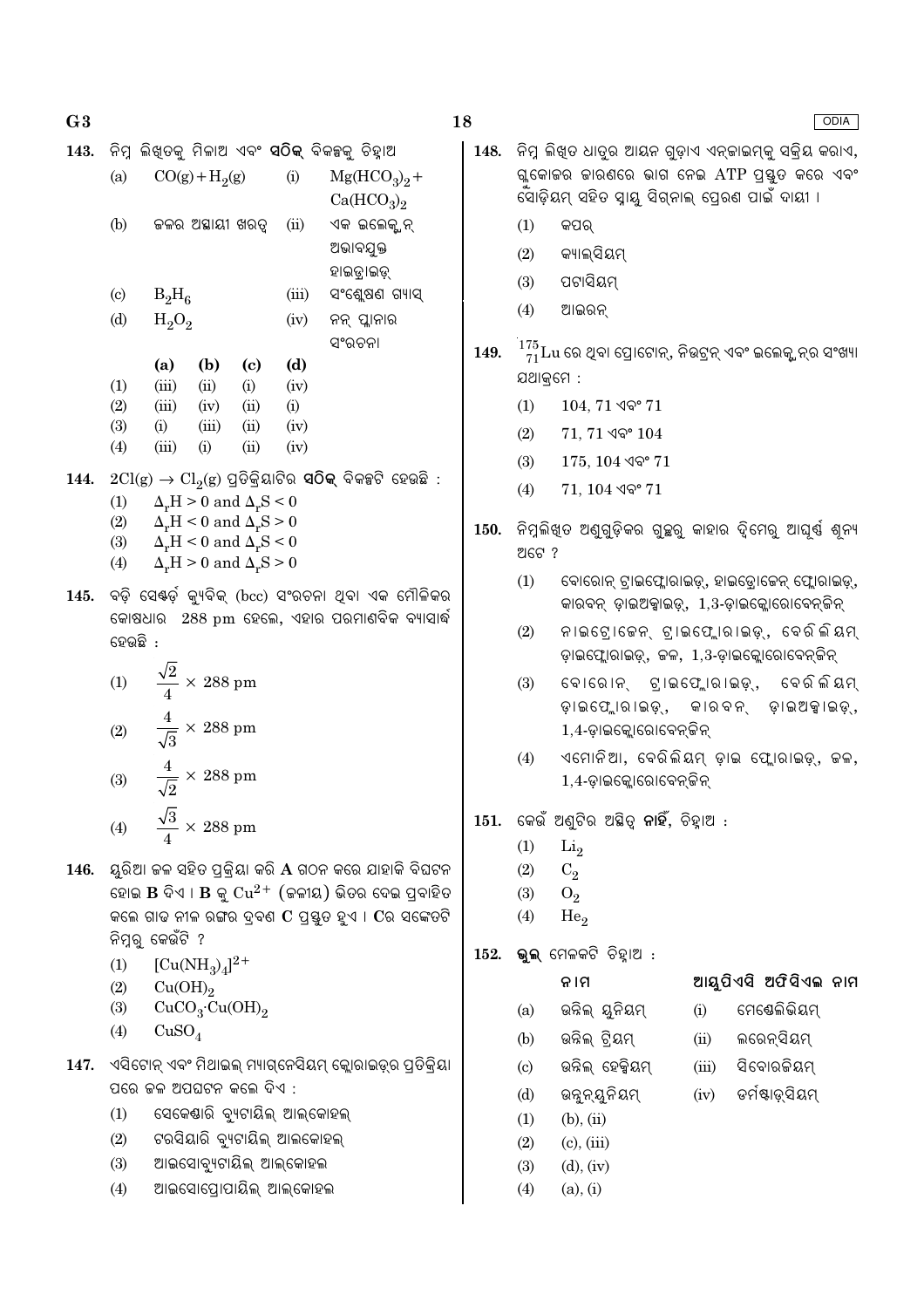**143.** ନିମ୍ନ ଲିଖିତକୁ ମିଳାଅ ଏବଂ **ସଠିକ୍** ବିକଳ୍ପକୁ ଚିହ୍ନାଅ

| | | | |
|---|---|---|---|
| (a) | $CO(g) + H_2(g)$ | (i) | $Mg(HCO_3)_2 + Ca(HCO_3)_2$ |
| (b) | ଜଳର ଅସ୍ଥାୟୀ ଖରତ୍ୱ | (ii) | ଏକ ଇଲେକ୍ଟ୍ରନ୍ ଅଭାବଯୁକ୍ତ ହାଇଡ୍ରାଇଡ୍ |
| (c) | $B_2H_6$ | (iii) | ସଂଶ୍ଲେଷଣ ଗ୍ୟାସ୍ |
| (d) | $H_2O_2$ | (iv) | ନନ୍ ପ୍ଲାନାର ସଂରଚନା |

| | (a) | (b) | (c) | (d) |
|---|---|---|---|---|
| (1) | (iii) | (ii) | (i) | (iv) |
| (2) | (iii) | (iv) | (ii) | (i) |
| (3) | (i) | (iii) | (ii) | (iv) |
| (4) | (iii) | (i) | (ii) | (iv) |

**144.** $2Cl(g) \rightarrow Cl_2(g)$ ପ୍ରତିକ୍ରିୟାଟିର **ସଠିକ୍** ବିକଳ୍ପଟି ହେଉଛି :

(1) $\Delta_rH > 0$ and $\Delta_rS < 0$

(2) $\Delta_rH < 0$ and $\Delta_rS > 0$

(3) $\Delta_rH < 0$ and $\Delta_rS < 0$

(4) $\Delta_rH > 0$ and $\Delta_rS > 0$

**145.** ବଡ଼ି ସେଣ୍ଟର୍ଡ଼ କ୍ୟୁବିକ୍ (bcc) ସଂରଚନା ଥିବା ଏକ ମୌଳିକର କୋଷଧାର 288 pm ହେଲେ, ଏହାର ପରମାଣବିକ ବ୍ୟାସାର୍ଦ୍ଧ ହେଉଛି :

(1) $\frac{\sqrt{2}}{4} \times 288$ pm

(2) $\frac{4}{\sqrt{3}} \times 288$ pm

(3) $\frac{4}{\sqrt{2}} \times 288$ pm

(4) $\frac{\sqrt{3}}{4} \times 288$ pm

**146.** ୟୁରିଆ ଜଳ ସହିତ ପ୍ରକ୍ରିୟା କରି **A** ଗଠନ କରେ ଯାହାକି ବିଘଟନ ହୋଇ **B** ଦିଏ । **B** କୁ $Cu^{2+}$ (ଜଳୀୟ) ଭିତର ଦେଇ ପ୍ରବାହିତ କଲେ ଗାଢ ନୀଳ ରଙ୍ଗର ଦ୍ରବଣ **C** ପ୍ରସ୍ତୁତ ହୁଏ । **C**ର ସଙ୍କେତଟି ନିମ୍ନରୁ କେଉଁଟି ?

(1) $[Cu(NH_3)_4]^{2+}$

(2) $Cu(OH)_2$

(3) $CuCO_3 \cdot Cu(OH)_2$

(4) $CuSO_4$

**147.** ଏସିଟୋନ୍ ଏବଂ ମିଥାଇଲ୍ ମ୍ୟାଗ୍ନେସିୟମ୍ କ୍ଲୋରାଇଡ଼ର ପ୍ରତିକ୍ରିୟା ପରେ ଜଳ ଅପଘଟନ କଲେ ଦିଏ :

(1) ସେକେଣ୍ଡାରି ବ୍ୟୁଟାୟିଲ୍ ଆଲ୍‌କୋହଲ୍

(2) ଟରସିୟାରି ବ୍ୟୁଟାୟିଲ୍ ଆଲକୋହଲ୍

(3) ଆଇସୋବ୍ୟୁଟାୟିଲ୍ ଆଲ୍‌କୋହଲ

(4) ଆଇସୋପ୍ରୋପାୟିଲ୍ ଆଲକୋହଲ

**148.** ନିମ୍ନ ଲିଖିତ ଧାତୁର ଆୟନ ଗୁଡ଼ାଏ ଏନ୍‌ଜାଇମ୍‌କୁ ସକ୍ରିୟ କରାଏ, ଗ୍ଲୁକୋଜର ଜାରଣରେ ଭାଗ ନେଇ ATP ପ୍ରସ୍ତୁତ କରେ ଏବଂ ସୋଡ଼ିୟମ୍ ସହିତ ସ୍ନାୟୁ ସିଗ୍ନାଲ୍ ପ୍ରେରଣ ପାଇଁ ଦାୟୀ ।

(1) କପର୍

(2) କ୍ୟାଲ୍‌ସିୟମ୍

(3) ପଟାସିୟମ୍

(4) ଆଇରନ୍

**149.** $^{175}_{71}Lu$ ରେ ଥିବା ପ୍ରୋଟୋନ୍, ନିଉଟ୍ରନ୍ ଏବଂ ଇଲେକ୍ଟ୍ରନ୍‌ର ସଂଖ୍ୟା ଯଥାକ୍ରମେ :

(1) 104, 71 ଏବଂ 71

(2) 71, 71 ଏବଂ 104

(3) 175, 104 ଏବଂ 71

(4) 71, 104 ଏବଂ 71

**150.** ନିମ୍ନଲିଖିତ ଅଣୁଗୁଡ଼ିକର ଗୁଚ୍ଛରୁ କାହାର ଦ୍ୱିମେରୁ ଆଘୂର୍ଣ୍ଣ ଶୂନ୍ୟ ଅଟେ ?

(1) ବୋରୋନ୍ ଟ୍ରାଇଫ୍ଲୋରାଇଡ୍, ହାଇଡ୍ରୋଜେନ୍ ଫ୍ଲୋରାଇଡ୍, କାରବନ୍ ଡ଼ାଇଅକ୍ସାଇଡ୍, 1,3-ଡ଼ାଇକ୍ଲୋରୋବେନ୍‌ଜିନ୍

(2) ନାଇଟ୍ରୋଜେନ୍ ଟ୍ରାଇଫ୍ଲୋରାଇଡ୍, ବେରିଲିୟମ୍ ଡ଼ାଇଫ୍ଲୋରାଇଡ୍, ଜଳ, 1,3-ଡ଼ାଇକ୍ଲୋରୋବେନ୍‌ଜିନ୍

(3) ବୋରୋନ୍ ଟ୍ରାଇଫ୍ଲୋରାଇଡ୍, ବେରିଲିୟମ୍ ଡ଼ାଇଫ୍ଲୋରାଇଡ୍, କାରବନ୍ ଡ଼ାଇଅକ୍ସାଇଡ୍, 1,4-ଡ଼ାଇକ୍ଲୋରୋବେନ୍‌ଜିନ୍

(4) ଏମୋନିଆ, ବେରିଲିୟମ୍ ଡ଼ାଇ ଫ୍ଲୋରାଇଡ୍, ଜଳ, 1,4-ଡ଼ାଇକ୍ଲୋରୋବେନ୍‌ଜିନ୍

**151.** କେଉଁ ଅଣୁଟିର ଅସ୍ତିତ୍ୱ **ନାହିଁ**, ଚିହ୍ନାଅ :

(1) $Li_2$

(2) $C_2$

(3) $O_2$

(4) $He_2$

**152.** **ଭୁଲ୍** ମେଳକଟି ଚିହ୍ନାଅ :

| | ନାମ | | ଆୟୁପିଏସି ଅଫିସିଏଲ ନାମ |
|---|---|---|---|
| (a) | ଉନିଲ୍ ୟୁନିୟମ୍ | (i) | ମେଣ୍ଡେଲିଭିୟମ୍ |
| (b) | ଉନିଲ୍ ଟ୍ରିୟମ୍ | (ii) | ଲରେନ୍‌ସିୟମ୍ |
| (c) | ଉନିଲ୍ ହେକ୍ସିୟମ୍ | (iii) | ସିବୋରଜିୟମ୍ |
| (d) | ଉନୁନ୍‌ୟୁନିୟମ୍ | (iv) | ଡର୍ମଷ୍ଟାଡ଼୍‌ସିୟମ୍ |

(1) (b), (ii)

(2) (c), (iii)

(3) (d), (iv)

(4) (a), (i)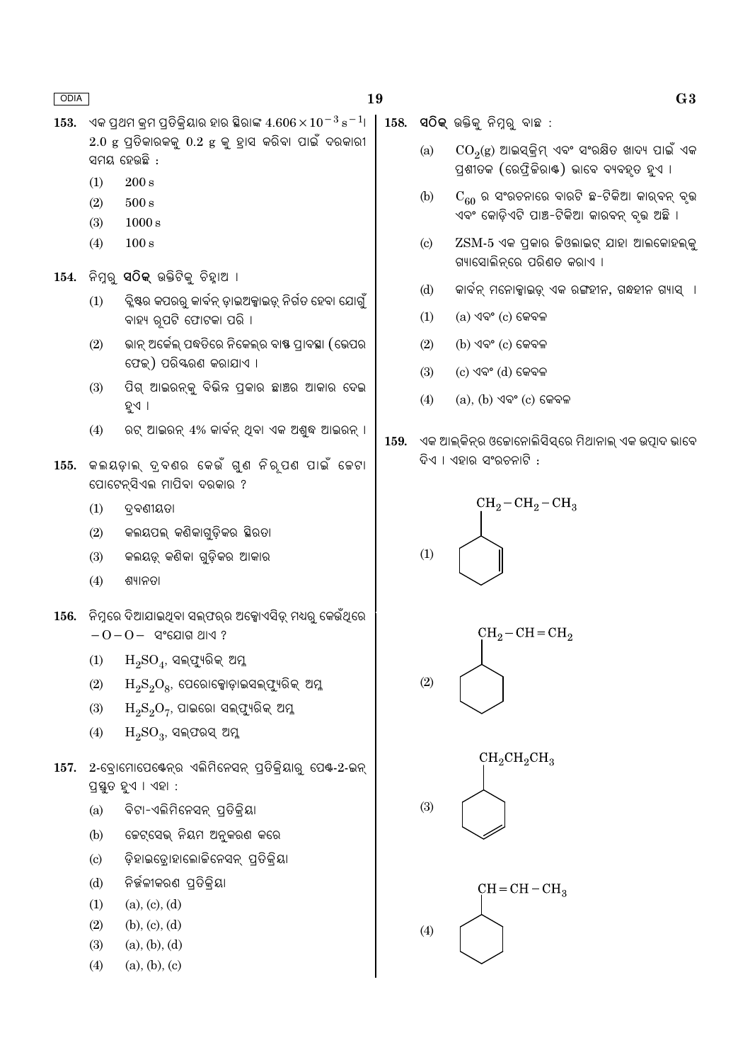153. ଏକ ପ୍ରଥମ କ୍ରମ ପ୍ରତିକ୍ରିୟାର ହାର ସ୍ଥିରାଙ୍କ $4.606 \times 10^{-3}\ s^{-1}$। 2.0 g ପ୍ରତିକାରକକୁ 0.2 g କୁ ହ୍ରାସ କରିବା ପାଇଁ ଦରକାରୀ ସମୟ ହେଉଛି :

(1) 200 s

(2) 500 s

(3) 1000 s

(4) 100 s

154. ନିମ୍ନରୁ **ସଠିକ୍** ଉକ୍ତିଟିକୁ ଚିହ୍ନାଅ ।

(1) ବ୍ଲିଷ୍ଟର କପରରୁ କାର୍ବନ୍ ଡ଼ାଇଅକ୍ସାଇଡ଼୍ ନିର୍ଗତ ହେବା ଯୋଗୁଁ ବାହ୍ୟ ରୂପଟି ଫୋଟକା ପରି ।

(2) ଭାନ୍ ଅର୍କେଲ୍ ପଦ୍ଧତିରେ ନିକେଲର ବାଷ୍ପ ପ୍ରାବସ୍ଥା (ଭେପର ଫେଜ୍) ପରିସ୍କରଣ କରାଯାଏ ।

(3) ପିଗ୍ ଆଇରନ୍‌କୁ ବିଭିନ୍ନ ପ୍ରକାର ଛାଞ୍ଚର ଆକାର ଦେଇ ହୁଏ ।

(4) ରଟ୍ ଆଇରନ୍ 4% କାର୍ବନ୍ ଥିବା ଏକ ଅଶୁଦ୍ଧ ଆଇରନ୍ ।

155. କଲୟଡ଼ାଲ୍ ଦ୍ରବଣର କେଉଁ ଗୁଣ ନିରୂପଣ ପାଇଁ ଜେଟା ପୋଟେନ୍‌ସିଏଲ ମାପିବା ଦରକାର ?

(1) ଦ୍ରବଣୀୟତା

(2) କଲୟଡ଼ଲ୍ କଣିକାଗୁଡ଼ିକର ସ୍ଥିରତା

(3) କଲୟଡ଼୍ କଣିକା ଗୁଡ଼ିକର ଆକାର

(4) ଶ୍ୟାନତା

156. ନିମ୍ନରେ ଦିଆଯାଇଥିବା ସଲ୍‌ଫର୍‌ର ଅକ୍ସୋଏସିଡ୍ ମଧ୍ୟରୁ କେଉଁଥିରେ $-O-O-$ ସଂଯୋଗ ଥାଏ ?

(1) $H_2SO_4$, ସଲ୍‌ଫ୍ୟୁରିକ୍ ଅମ୍ଳ

(2) $H_2S_2O_8$, ପେରୋକ୍ସୋଡ଼ାଇସଲ୍‌ଫ୍ୟୁରିକ୍ ଅମ୍ଳ

(3) $H_2S_2O_7$, ପାଇରୋ ସଲ୍‌ଫ୍ୟୁରିକ୍ ଅମ୍ଳ

(4) $H_2SO_3$, ସଲ୍‌ଫରସ୍ ଅମ୍ଳ

157. 2-ବ୍ରୋମୋପେଣ୍ଟେନ୍‌ର ଏଲିମିନେସନ୍ ପ୍ରତିକ୍ରିୟାରୁ ପେଣ୍ଟ-2-ଇନ୍ ପ୍ରସ୍ତୁତ ହୁଏ । ଏହା :

(a) ବିଟା-ଏଲିମିନେସନ୍ ପ୍ରତିକ୍ରିୟା

(b) ଜେଟ୍‌ସେଭ୍ ନିୟମ ଅନୁକରଣ କରେ

(c) ଡ଼ିହାଇଡ୍ରୋହାଲୋଜିନେସନ୍ ପ୍ରତିକ୍ରିୟା

(d) ନିର୍ଜଳୀକରଣ ପ୍ରତିକ୍ରିୟା

(1) (a), (c), (d)

(2) (b), (c), (d)

(3) (a), (b), (d)

(4) (a), (b), (c)

158. **ସଠିକ୍** ଉକ୍ତିକୁ ନିମ୍ନରୁ ବାଛ :

(a) $CO_2(g)$ ଆଇସ୍‌କ୍ରିମ୍ ଏବଂ ସଂରକ୍ଷିତ ଖାଦ୍ୟ ପାଇଁ ଏକ ପ୍ରଶୀତକ (ରେଫ୍ରିଜିରାଣ୍ଟ) ଭାବେ ବ୍ୟବହୃତ ହୁଏ ।

(b) $C_{60}$ ର ସଂରଚନାରେ ବାରଟି ଛ-ଟିକିଆ କାର୍ବନ୍ ବୃତ୍ତ ଏବଂ କୋଡ଼ିଏଟି ପାଞ୍ଚ-ଟିକିଆ କାରବନ୍ ବୃତ୍ତ ଅଛି ।

(c) ZSM-5 ଏକ ପ୍ରକାର ଜିଓଲାଇଟ୍ ଯାହା ଆଲକୋହଲ୍‌କୁ ଗ୍ୟାସୋଲିନ୍‌ରେ ପରିଣତ କରାଏ ।

(d) କାର୍ବନ୍ ମନୋକ୍ସାଇଡ୍ ଏକ ରଙ୍ଗହୀନ, ଗନ୍ଧହୀନ ଗ୍ୟାସ୍ ।

(1) (a) ଏବଂ (c) କେବଳ

(2) (b) ଏବଂ (c) କେବଳ

(3) (c) ଏବଂ (d) କେବଳ

(4) (a), (b) ଏବଂ (c) କେବଳ

159. ଏକ ଆଲ୍‌କିନ୍‌ର ଓଜୋନୋଲିସିସ୍‌ରେ ମିଥାନାଲ୍ ଏକ ଉତ୍ପାଦ ଭାବେ ଦିଏ । ଏହାର ସଂରଚନାଟି :

(1) $CH_2-CH_2-CH_3$ ସଂଯୁକ୍ତ ସାଇକ୍ଲୋହେକ୍ସିନ୍ ବଳୟ (ପାର୍ଶ୍ୱ ଶୃଙ୍ଖଳ ସଂଯୁକ୍ତ କାର୍ବନ ସହ ସଂଲଗ୍ନ ଦ୍ୱିବନ୍ଧ)

(2) $CH_2-CH=CH_2$ ସଂଯୁକ୍ତ ସାଇକ୍ଲୋହେକ୍ସେନ୍ ବଳୟ

(3) $CH_2CH_2CH_3$ ସଂଯୁକ୍ତ ସାଇକ୍ଲୋହେକ୍ସିନ୍ ବଳୟ (ବଳୟରେ ଦୂରସ୍ଥ ଦ୍ୱିବନ୍ଧ)

(4) $CH=CH-CH_3$ ସଂଯୁକ୍ତ ସାଇକ୍ଲୋହେକ୍ସେନ୍ ବଳୟ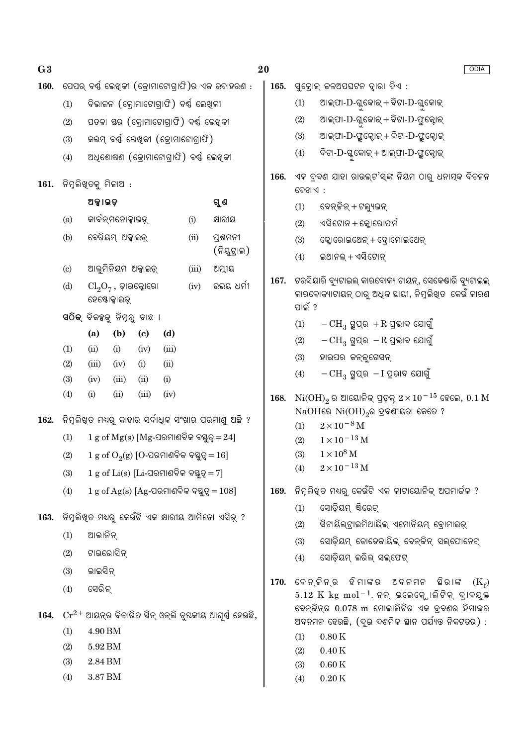160. ପେପର୍ ବର୍ଣ୍ଣ ଲେଖିକୀ (କ୍ରୋମାଟୋଗ୍ରାଫି)ର ଏକ ଉଦାହରଣ :

(1) ବିଭାଜନ (କ୍ରୋମାଟୋଗ୍ରାଫି) ବର୍ଣ୍ଣ ଲେଖିକୀ

(2) ପତଳା ସ୍ତର (କ୍ରୋମାଟୋଗ୍ରାଫି) ବର୍ଣ୍ଣ ଲେଖିକୀ

(3) କଲମ୍ ବର୍ଣ୍ଣ ଲେଖିକୀ (କ୍ରୋମାଟୋଗ୍ରାଫି)

(4) ଅଧିଶୋଷଣ (କ୍ରୋମାଟୋଗ୍ରାଫି) ବର୍ଣ୍ଣ ଲେଖିକୀ

161. ନିମ୍ନଲିଖିତକୁ ମିଳାଅ :

| | ଅକ୍ସାଇଡ଼ | | ଗୁଣ |
|---|---|---|---|
| (a) | କାର୍ବନ୍‌ମନୋକ୍ସାଇଡ଼୍ | (i) | କ୍ଷାରୀୟ |
| (b) | ବେରିୟମ୍ ଅକ୍ସାଇଡ଼୍ | (ii) | ପ୍ରଶମନୀ (ନିୟୁଟ୍ରାଲ) |
| (c) | ଆଲୁମିନିୟମ ଅକ୍ସାଇଡ଼୍ | (iii) | ଅମ୍ଳୀୟ |
| (d) | $Cl_2O_7$, ଡ଼ାଇକ୍ଲୋରୋ ହେପ୍ଟୋକ୍ସାଇଡ଼୍ | (iv) | ଉଭୟ ଧର୍ମୀ |

**ସଠିକ୍** ବିକଳ୍ପକୁ ନିମ୍ନରୁ ବାଛ ।

| | (a) | (b) | (c) | (d) |
|---|---|---|---|---|
| (1) | (ii) | (i) | (iv) | (iii) |
| (2) | (iii) | (iv) | (i) | (ii) |
| (3) | (iv) | (iii) | (ii) | (i) |
| (4) | (i) | (ii) | (iii) | (iv) |

162. ନିମ୍ନଲିଖିତ ମଧ୍ୟରୁ କାହାର ସର୍ବାଧିକ ସଂଖ୍ୟାର ପରମାଣୁ ଅଛି ?

(1) 1 g of Mg(s) [Mg-ପରମାଣବିକ ବସ୍ତୁତ୍ୱ = 24]

(2) 1 g of $O_2$(g) [O-ପରମାଣବିକ ବସ୍ତୁତ୍ୱ = 16]

(3) 1 g of Li(s) [Li-ପରମାଣବିକ ବସ୍ତୁତ୍ୱ = 7]

(4) 1 g of Ag(s) [Ag-ପରମାଣବିକ ବସ୍ତୁତ୍ୱ = 108]

163. ନିମ୍ନଲିଖିତ ମଧ୍ୟରୁ କେଉଁଟି ଏକ କ୍ଷାରୀୟ ଆମିନୋ ଏସିଡ୍ ?

(1) ଆଲାନିନ୍

(2) ଟାଇରୋସିନ୍

(3) ଲାଇସିନ୍

(4) ସେରିନ୍

164. $Cr^{2+}$ ଆୟନ୍‌ର ବିଚାରିତ ସ୍ପିନ୍ ଓନ୍‌ଲି ଚୁମ୍ବକୀୟ ଆଘୂର୍ଣ୍ଣ ହେଉଛି,

(1) 4.90 BM

(2) 5.92 BM

(3) 2.84 BM

(4) 3.87 BM

165. ସୁକ୍ରୋଜ୍ ଜଳଅପଘଟନ ଦ୍ୱାରା ଦିଏ :

(1) ଆଲ୍‌ଫା-D-ଗ୍ଲୁକୋଜ୍ + ବିଟା-D-ଗ୍ଲୁକୋଜ୍

(2) ଆଲ୍‌ଫା-D-ଗ୍ଲୁକୋଜ୍ + ବିଟା-D-ଫ୍ରୁକ୍ଟୋଜ୍

(3) ଆଲ୍‌ଫା-D-ଫ୍ରୁକ୍ଟୋଜ୍ + ବିଟା-D-ଫ୍ରୁକ୍ଟୋଜ୍

(4) ବିଟା-D-ଗ୍ଲୁକୋଜ୍ + ଆଲ୍‌ଫା-D-ଫ୍ରୁକ୍ଟୋଜ୍

166. ଏକ ଦ୍ରବଣ ଯାହା ରାଉଲ୍‌ଟ'ସ୍‌ଙ୍କ ନିୟମ ଠାରୁ ଧନାତ୍ମକ ବିଚଳନ ଦେଖାଏ :

(1) ବେନ୍‌ଜିନ୍ + ଟଲ୍ୟୁଇନ୍

(2) ଏସିଟୋନ + କ୍ଲୋରୋଫର୍ମ

(3) କ୍ଲୋରୋଇଥେନ୍ + ବ୍ରୋମୋଇଥେନ୍

(4) ଇଥାନଲ୍ + ଏସିଟୋନ୍

167. ଟରସିୟାରି ବ୍ୟୁଟାଇଲ୍ କାରବୋକ୍ୟାଟାୟନ୍, ସେକେଣ୍ଡାରି ବ୍ୟୁଟାଇଲ୍ କାରବୋକ୍ୟାଟାୟନ୍ ଠାରୁ ଅଧିକ ସ୍ଥାୟୀ, ନିମ୍ନଲିଖିତ କେଉଁ କାରଣ ପାଇଁ ?

(1) $-CH_3$ ଗ୍ରୁପ୍‌ର $+R$ ପ୍ରଭାବ ଯୋଗୁଁ

(2) $-CH_3$ ଗ୍ରୁପ୍‌ର $-R$ ପ୍ରଭାବ ଯୋଗୁଁ

(3) ହାଇପର କନ୍‌ଜୁଗେସନ୍

(4) $-CH_3$ ଗ୍ରୁପ୍‌ର $-I$ ପ୍ରଭାବ ଯୋଗୁଁ

168. $Ni(OH)_2$ ର ଆୟୋନିକ୍ ପ୍ରଡ଼କ୍ଟ $2 \times 10^{-15}$ ହେଲେ, 0.1 M NaOHରେ $Ni(OH)_2$ର ଦ୍ରବଣୀୟତା କେତେ ?

(1) $2 \times 10^{-8}$ M

(2) $1 \times 10^{-13}$ M

(3) $1 \times 10^{8}$ M

(4) $2 \times 10^{-13}$ M

169. ନିମ୍ନଲିଖିତ ମଧ୍ୟରୁ କେଉଁଟି ଏକ କାଟାୟୋନିକ୍ ଅପମାର୍ଜକ ?

(1) ସୋଡ଼ିୟମ୍ ଷ୍ଟିରେଟ୍

(2) ସିଟାୟିଲ୍‌ଟ୍ରାଇମିଥାୟିଲ୍ ଏମୋନିୟମ୍ ବ୍ରୋମାଇଡ଼୍

(3) ସୋଡ଼ିୟମ୍ ଡୋଡେକାୟିଲ୍ ବେନ୍‌ଜିନ୍ ସଲ୍‌ଫୋନେଟ୍

(4) ସୋଡ଼ିୟମ୍ ଲରିଲ୍ ସଲ୍‌ଫେଟ୍

170. ବେନ୍‌ଜିନ୍‌ର ହିମାଙ୍କର ଅବନମନ ସ୍ଥିରାଙ୍କ $(K_f)$ 5.12 K kg $mol^{-1}$. ନନ୍ ଇଲେକ୍ଟ୍ରୋଲିଟିକ୍ ଦ୍ରାବଯୁକ୍ତ ବେନ୍‌ଜିନ୍‌ର 0.078 m ମୋଲାଲିଟିର ଏକ ଦ୍ରବଣର ହିମାଙ୍କର ଅବନମନ ହେଉଛି, (ଦୁଇ ଦଶମିକ ସ୍ଥାନ ପର୍ଯ୍ୟନ୍ତ ନିକଟତର) :

(1) 0.80 K

(2) 0.40 K

(3) 0.60 K

(4) 0.20 K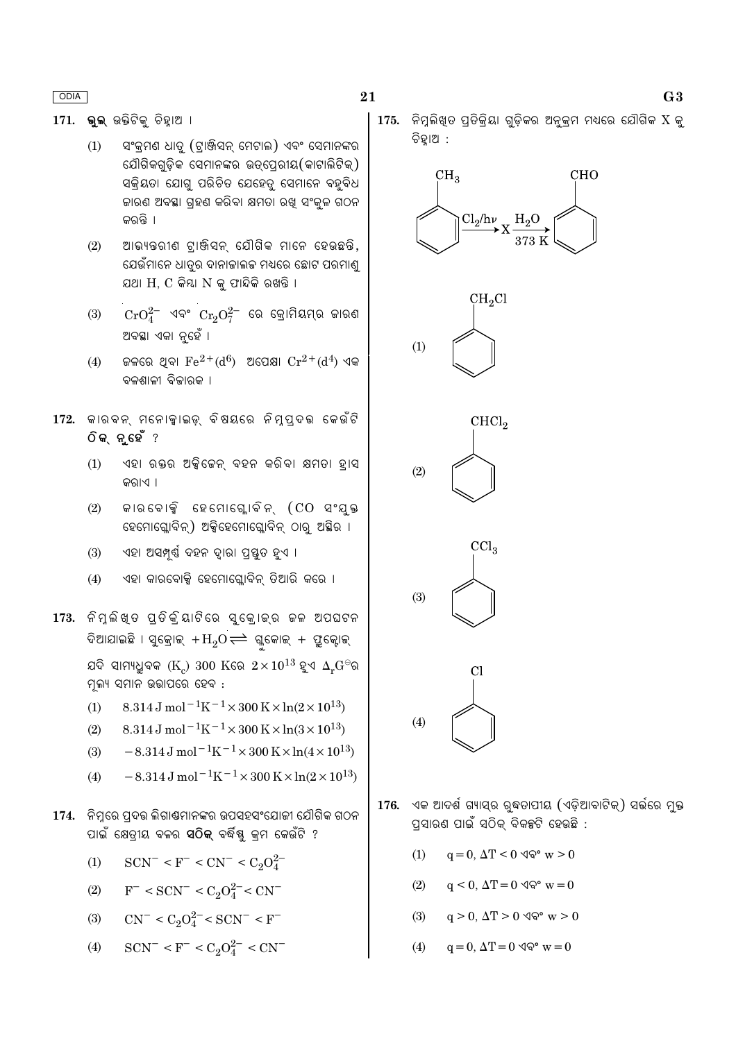**171.** **ଭୁଲ** ଉକ୍ତିଟିକୁ ଚିହ୍ନାଅ ।

(1) ସଂକ୍ରମଣ ଧାତୁ (ଟ୍ରାଞ୍ଜିସନ୍ ମେଟାଲ) ଏବଂ ସେମାନଙ୍କର ଯୌଗିକଗୁଡ଼ିକ ସେମାନଙ୍କର ଉତ୍ପ୍ରେରୀୟ(କାଟାଲିଟିକ୍) ସକ୍ରିୟତା ଯୋଗୁ ପରିଚିତ ଯେହେତୁ ସେମାନେ ବହୁବିଧ ଜାରଣ ଅବସ୍ଥା ଗ୍ରହଣ କରିବା କ୍ଷମତା ରଖି ସଂକୁଳ ଗଠନ କରନ୍ତି ।

(2) ଆଭ୍ୟନ୍ତରୀଣ ଟ୍ରାଞ୍ଜିସନ୍ ଯୌଗିକ ମାନେ ହେଉଛନ୍ତି, ଯେଉଁମାନେ ଧାତୁର ଦାନାଜାଲକ ମଧ୍ୟରେ ଛୋଟ ପରମାଣୁ ଯଥା H, C କିମ୍ବା N କୁ ଫାନ୍ଦିକି ରଖନ୍ତି ।

(3) $CrO_4^{2-}$ ଏବଂ $Cr_2O_7^{2-}$ ରେ କ୍ରୋମିୟମ୍‌ର ଜାରଣ ଅବସ୍ଥା ଏକା ନୁହେଁ ।

(4) ଜଳରେ ଥିବା $Fe^{2+}(d^6)$ ଅପେକ୍ଷା $Cr^{2+}(d^4)$ ଏକ ବଳଶାଳୀ ବିଜାରକ ।

**172.** କାରବନ୍ ମନୋକ୍ସାଇଡ୍ ବିଷୟରେ ନିମ୍ନପ୍ରଦତ୍ତ କେଉଁଟି **ଠିକ୍ ନୁହେଁ** ?

(1) ଏହା ରକ୍ତର ଅକ୍ସିଜେନ୍ ବହନ କରିବା କ୍ଷମତା ହ୍ରାସ କରାଏ ।

(2) କାରବୋକ୍ସି ହେମୋଗ୍ଲୋବିନ୍ (CO ସଂଯୁକ୍ତ ହେମୋଗ୍ଲୋବିନ୍) ଅକ୍ସିହେମୋଗ୍ଲୋବିନ୍ ଠାରୁ ଅସ୍ଥିର ।

(3) ଏହା ଅସମ୍ପୂର୍ଣ୍ଣ ଦହନ ଦ୍ୱାରା ପ୍ରସ୍ତୁତ ହୁଏ ।

(4) ଏହା କାରବୋକ୍ସି ହେମୋଗ୍ଲୋବିନ୍ ତିଆରି କରେ ।

**173.** ନିମ୍ନଲିଖିତ ପ୍ରତିକ୍ରିୟାଟିରେ ସୁକ୍ରୋଜ୍‌ର ଜଳ ଅପଘଟନ ଦିଆଯାଇଛି । ସୁକ୍ରୋଜ୍ $+ H_2O \rightleftharpoons$ ଗ୍ଲୁକୋଜ୍ + ଫ୍ରୁକ୍ଟୋଜ୍

ଯଦି ସାମ୍ୟଧ୍ରୁବକ $(K_c)$ 300 K ରେ $2 \times 10^{13}$ ହୁଏ $\Delta_r G^\ominus$ ର ମୂଲ୍ୟ ସମାନ ଉତ୍ତାପରେ ହେବ :

(1) $8.314\, J\, mol^{-1} K^{-1} \times 300\, K \times \ln(2 \times 10^{13})$

(2) $8.314\, J\, mol^{-1} K^{-1} \times 300\, K \times \ln(3 \times 10^{13})$

(3) $-8.314\, J\, mol^{-1} K^{-1} \times 300\, K \times \ln(4 \times 10^{13})$

(4) $-8.314\, J\, mol^{-1} K^{-1} \times 300\, K \times \ln(2 \times 10^{13})$

**174.** ନିମ୍ନରେ ପ୍ରଦତ୍ତ ଲିଗାଣ୍ଡମାନଙ୍କର ଉପସହସଂଯୋଜୀ ଯୌଗିକ ଗଠନ ପାଇଁ କ୍ଷେତ୍ରୀୟ ବଳର **ସଠିକ୍** ବର୍ଦ୍ଧିଷ୍ଣୁ କ୍ରମ କେଉଁଟି ?

(1) $SCN^- < F^- < CN^- < C_2O_4^{2-}$

(2) $F^- < SCN^- < C_2O_4^{2-} < CN^-$

(3) $CN^- < C_2O_4^{2-} < SCN^- < F^-$

(4) $SCN^- < F^- < C_2O_4^{2-} < CN^-$

**175.** ନିମ୍ନଲିଖିତ ପ୍ରତିକ୍ରିୟା ଗୁଡ଼ିକର ଅନୁକ୍ରମ ମଧ୍ୟରେ ଯୌଗିକ X କୁ ଚିହ୍ନାଅ :

$$C_6H_5CH_3 \xrightarrow{Cl_2/h\nu} X \xrightarrow[373\ K]{H_2O} C_6H_5CHO$$

(1) $C_6H_5CH_2Cl$

(2) $C_6H_5CHCl_2$

(3) $C_6H_5CCl_3$

(4) $C_6H_5Cl$

**176.** ଏକ ଆଦର୍ଶ ଗ୍ୟାସ୍‌ର ରୁଦ୍ଧତାପୀୟ (ଏଡ଼ିଆବାଟିକ୍) ସର୍ତ୍ତରେ ମୁକ୍ତ ପ୍ରସାରଣ ପାଇଁ ସଠିକ୍ ବିକଳ୍ପଟି ହେଉଛି :

(1) $q = 0, \Delta T < 0$ ଏବଂ $w > 0$

(2) $q < 0, \Delta T = 0$ ଏବଂ $w = 0$

(3) $q > 0, \Delta T > 0$ ଏବଂ $w > 0$

(4) $q = 0, \Delta T = 0$ ଏବଂ $w = 0$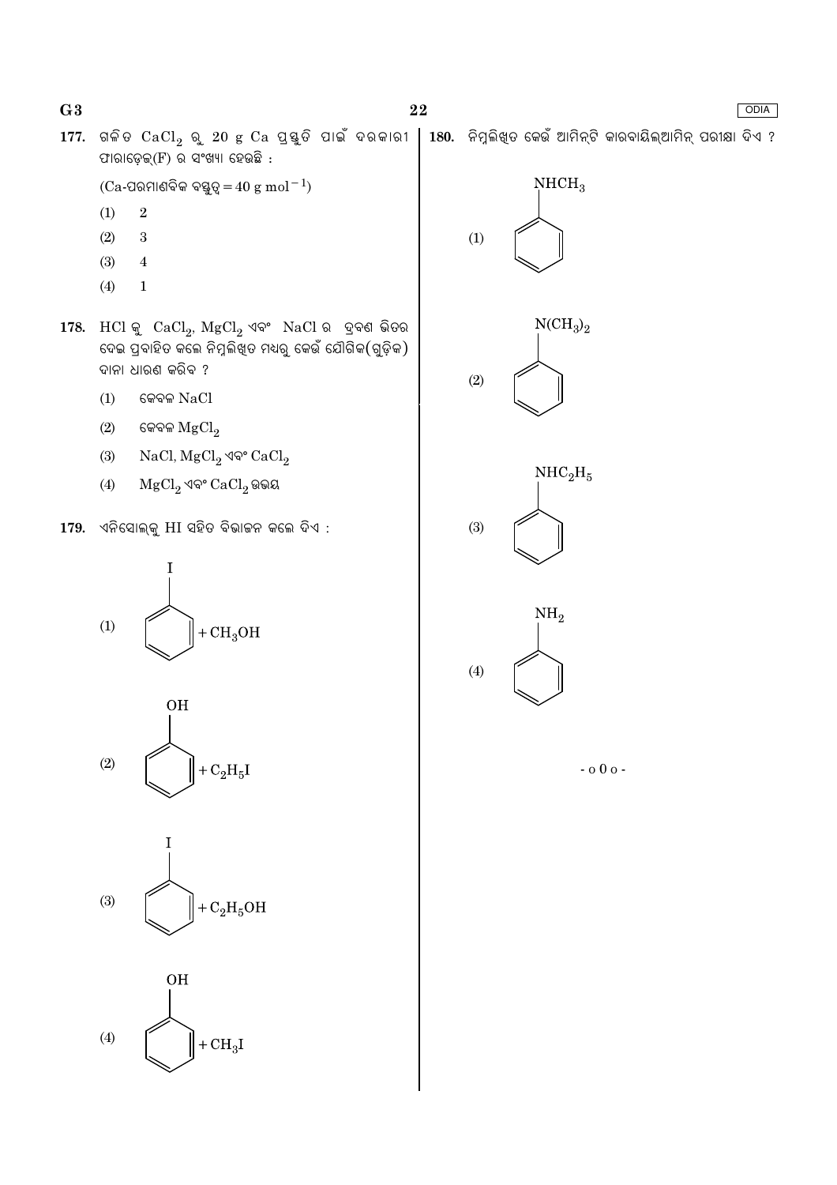177. ଗଳିତ $CaCl_2$ ରୁ 20 g Ca ପ୍ରସ୍ତୁତି ପାଇଁ ଦରକାରୀ ଫାରାଡ଼େଜ୍(F) ର ସଂଖ୍ୟା ହେଉଛି :

(Ca-ପରମାଣବିକ ବସ୍ତୁତ୍ୱ $= 40 \text{ g mol}^{-1}$)

(1) 2

(2) 3

(3) 4

(4) 1

178. HCl କୁ $CaCl_2$, $MgCl_2$ ଏବଂ NaCl ର ଦ୍ରବଣ ଭିତର ଦେଇ ପ୍ରବାହିତ କଲେ ନିମ୍ନଲିଖିତ ମଧ୍ୟରୁ କେଉଁ ଯୌଗିକ(ଗୁଡ଼ିକ) ଦାନା ଧାରଣ କରିବ ?

(1) କେବଳ NaCl

(2) କେବଳ $MgCl_2$

(3) NaCl, $MgCl_2$ ଏବଂ $CaCl_2$

(4) $MgCl_2$ ଏବଂ $CaCl_2$ ଉଭୟ

179. ଏନିସୋଲ୍‌କୁ HI ସହିତ ବିଭାଜନ କଲେ ଦିଏ :

(1) $C_6H_5I$ (iodobenzene) $+ CH_3OH$

(2) $C_6H_5OH$ (phenol) $+ C_2H_5I$

(3) $C_6H_5I$ (iodobenzene) $+ C_2H_5OH$

(4) $C_6H_5OH$ (phenol) $+ CH_3I$

180. ନିମ୍ନଲିଖିତ କେଉଁ ଆମିନ୍‌ଟି କାରବାୟିଲ୍‌ଆମିନ୍ ପରୀକ୍ଷା ଦିଏ ?

(1) $C_6H_5NHCH_3$

(2) $C_6H_5N(CH_3)_2$

(3) $C_6H_5NHC_2H_5$

(4) $C_6H_5NH_2$

- o 0 o -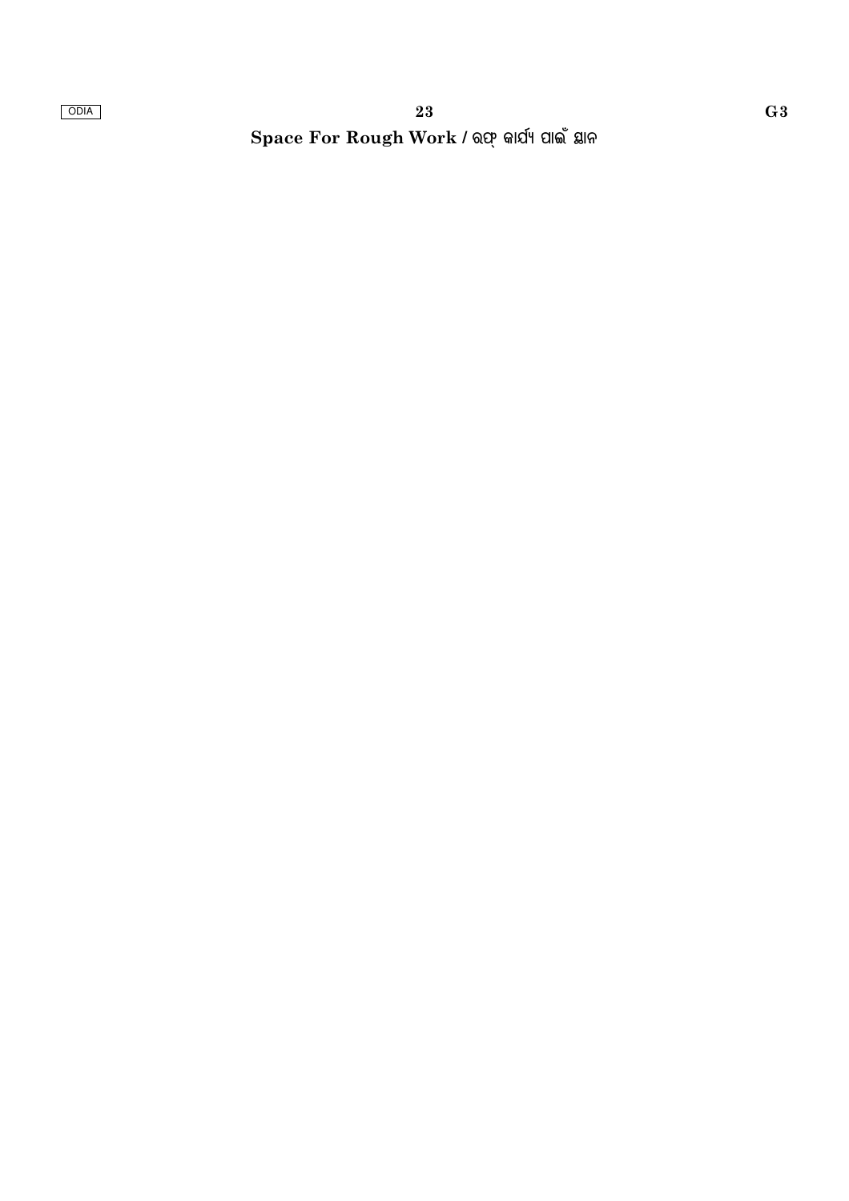**Space For Rough Work / ରଫ୍ କାର୍ଯ୍ୟ ପାଇଁ ସ୍ଥାନ**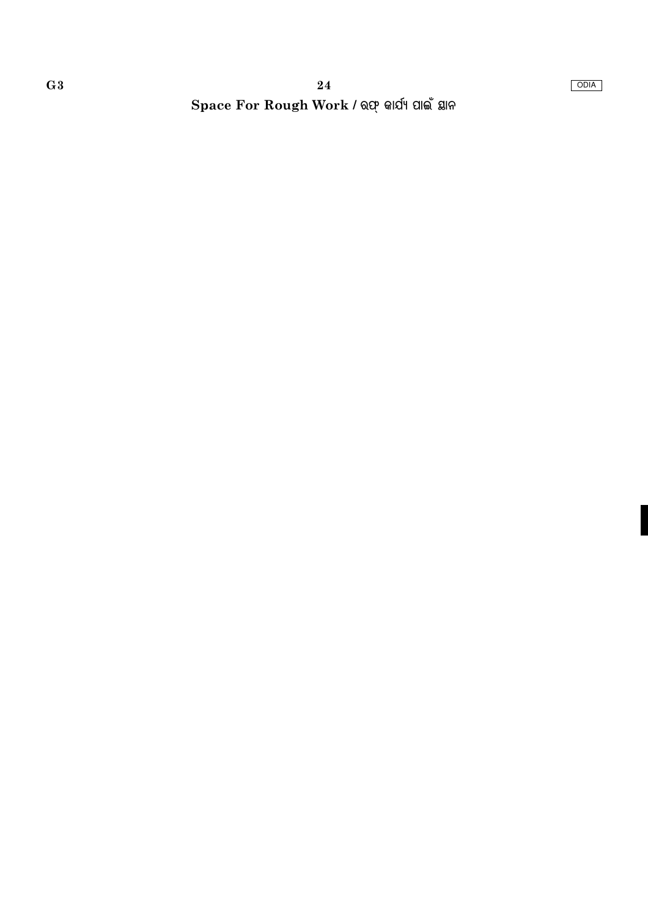**Space For Rough Work / ରଫ୍ କାର୍ଯ୍ୟ ପାଇଁ ସ୍ଥାନ**